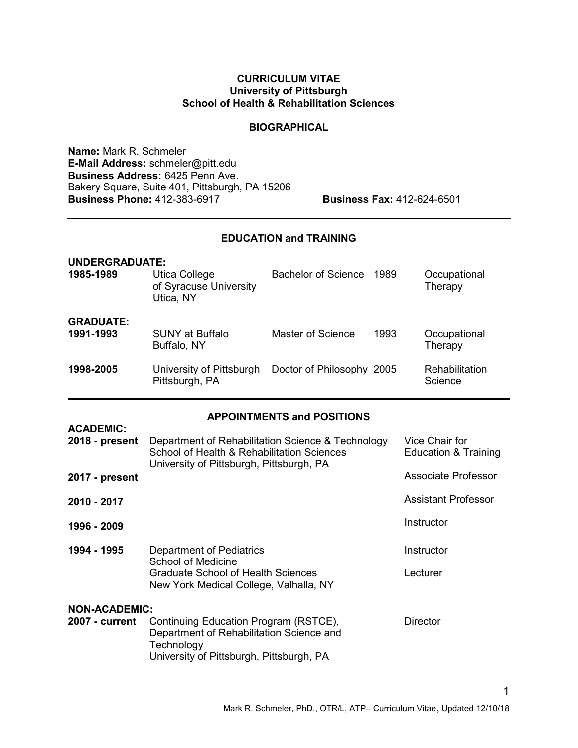# CURRICULUM VITAE
## University of Pittsburgh
## School of Health & Rehabilitation Sciences

### BIOGRAPHICAL

**Name:** Mark R. Schmeler
**E-Mail Address:** schmeler@pitt.edu
**Business Address:** 6425 Penn Ave.
Bakery Square, Suite 401, Pittsburgh, PA 15206
**Business Phone:** 412-383-6917 **Business Fax:** 412-624-6501

---

### EDUCATION and TRAINING

**UNDERGRADUATE:**

| | | | | |
|---|---|---|---|---|
| **1985-1989** | Utica College of Syracuse University Utica, NY | Bachelor of Science | 1989 | Occupational Therapy |

**GRADUATE:**

| | | | | |
|---|---|---|---|---|
| **1991-1993** | SUNY at Buffalo Buffalo, NY | Master of Science | 1993 | Occupational Therapy |
| **1998-2005** | University of Pittsburgh Pittsburgh, PA | Doctor of Philosophy | 2005 | Rehabilitation Science |

---

### APPOINTMENTS and POSITIONS

**ACADEMIC:**

| | | |
|---|---|---|
| **2018 - present** | Department of Rehabilitation Science & Technology School of Health & Rehabilitation Sciences University of Pittsburgh, Pittsburgh, PA | Vice Chair for Education & Training |
| **2017 - present** | | Associate Professor |
| **2010 - 2017** | | Assistant Professor |
| **1996 - 2009** | | Instructor |
| **1994 - 1995** | Department of Pediatrics School of Medicine | Instructor |
| | Graduate School of Health Sciences New York Medical College, Valhalla, NY | Lecturer |

**NON-ACADEMIC:**

| | | |
|---|---|---|
| **2007 - current** | Continuing Education Program (RSTCE), Department of Rehabilitation Science and Technology University of Pittsburgh, Pittsburgh, PA | Director |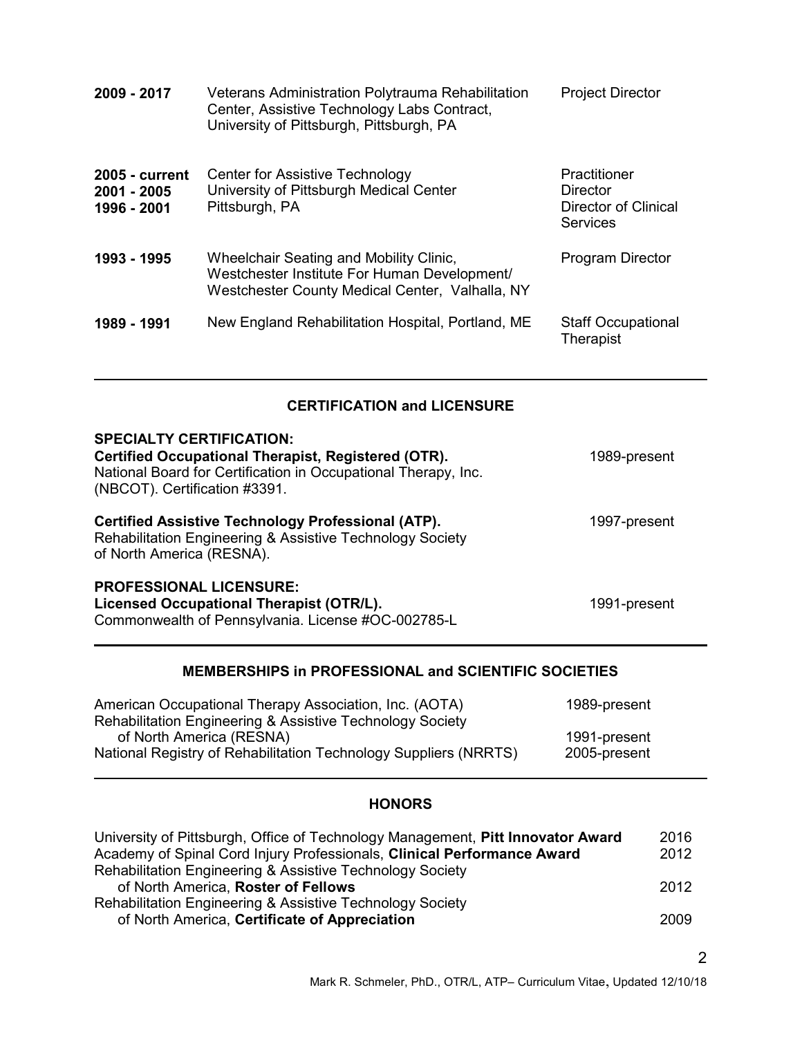| | | |
|---|---|---|
| **2009 - 2017** | Veterans Administration Polytrauma Rehabilitation Center, Assistive Technology Labs Contract, University of Pittsburgh, Pittsburgh, PA | Project Director |
| **2005 - current**<br>**2001 - 2005**<br>**1996 - 2001** | Center for Assistive Technology<br>University of Pittsburgh Medical Center<br>Pittsburgh, PA | Practitioner<br>Director<br>Director of Clinical Services |
| **1993 - 1995** | Wheelchair Seating and Mobility Clinic, Westchester Institute For Human Development/ Westchester County Medical Center, Valhalla, NY | Program Director |
| **1989 - 1991** | New England Rehabilitation Hospital, Portland, ME | Staff Occupational Therapist |

---

## CERTIFICATION and LICENSURE

**SPECIALTY CERTIFICATION:**

**Certified Occupational Therapist, Registered (OTR).** 1989-present
National Board for Certification in Occupational Therapy, Inc. (NBCOT). Certification #3391.

**Certified Assistive Technology Professional (ATP).** 1997-present
Rehabilitation Engineering & Assistive Technology Society of North America (RESNA).

**PROFESSIONAL LICENSURE:**

**Licensed Occupational Therapist (OTR/L).** 1991-present
Commonwealth of Pennsylvania. License #OC-002785-L

---

## MEMBERSHIPS in PROFESSIONAL and SCIENTIFIC SOCIETIES

| | |
|---|---|
| American Occupational Therapy Association, Inc. (AOTA) | 1989-present |
| Rehabilitation Engineering & Assistive Technology Society of North America (RESNA) | 1991-present |
| National Registry of Rehabilitation Technology Suppliers (NRRTS) | 2005-present |

---

## HONORS

| | |
|---|---|
| University of Pittsburgh, Office of Technology Management, **Pitt Innovator Award** | 2016 |
| Academy of Spinal Cord Injury Professionals, **Clinical Performance Award** | 2012 |
| Rehabilitation Engineering & Assistive Technology Society of North America, **Roster of Fellows** | 2012 |
| Rehabilitation Engineering & Assistive Technology Society of North America, **Certificate of Appreciation** | 2009 |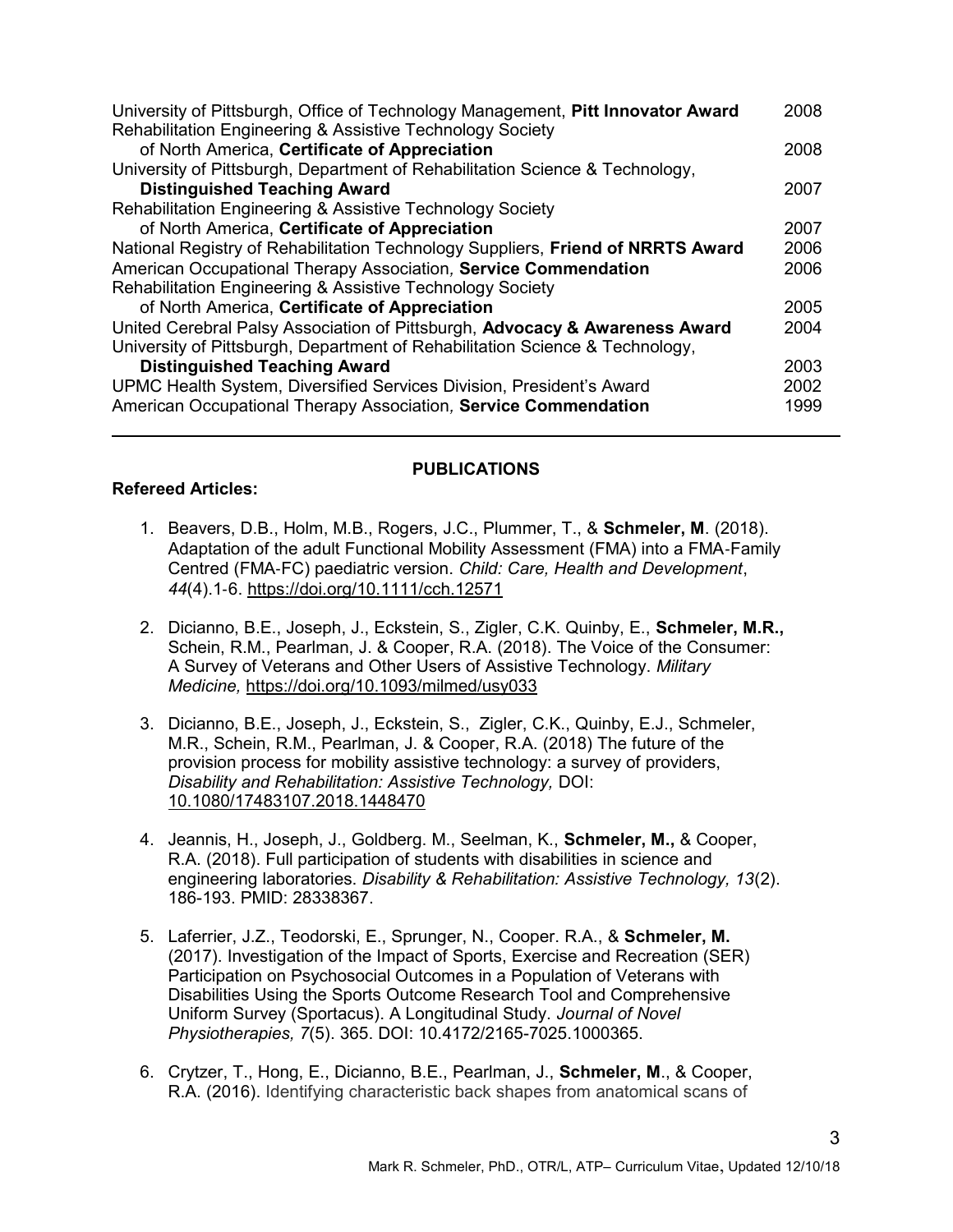| | |
|---|---|
| University of Pittsburgh, Office of Technology Management, **Pitt Innovator Award** | 2008 |
| Rehabilitation Engineering & Assistive Technology Society of North America, **Certificate of Appreciation** | 2008 |
| University of Pittsburgh, Department of Rehabilitation Science & Technology, **Distinguished Teaching Award** | 2007 |
| Rehabilitation Engineering & Assistive Technology Society of North America, **Certificate of Appreciation** | 2007 |
| National Registry of Rehabilitation Technology Suppliers, **Friend of NRRTS Award** | 2006 |
| American Occupational Therapy Association, **Service Commendation** | 2006 |
| Rehabilitation Engineering & Assistive Technology Society of North America, **Certificate of Appreciation** | 2005 |
| United Cerebral Palsy Association of Pittsburgh, **Advocacy & Awareness Award** | 2004 |
| University of Pittsburgh, Department of Rehabilitation Science & Technology, **Distinguished Teaching Award** | 2003 |
| UPMC Health System, Diversified Services Division, President's Award | 2002 |
| American Occupational Therapy Association, **Service Commendation** | 1999 |

---

## PUBLICATIONS

**Refereed Articles:**

1. Beavers, D.B., Holm, M.B., Rogers, J.C., Plummer, T., & **Schmeler, M**. (2018). Adaptation of the adult Functional Mobility Assessment (FMA) into a FMA-Family Centred (FMA-FC) paediatric version. *Child: Care, Health and Development*, *44*(4).1-6. https://doi.org/10.1111/cch.12571

2. Dicianno, B.E., Joseph, J., Eckstein, S., Zigler, C.K. Quinby, E., **Schmeler, M.R.,** Schein, R.M., Pearlman, J. & Cooper, R.A. (2018). The Voice of the Consumer: A Survey of Veterans and Other Users of Assistive Technology. *Military Medicine,* https://doi.org/10.1093/milmed/usy033

3. Dicianno, B.E., Joseph, J., Eckstein, S., Zigler, C.K., Quinby, E.J., Schmeler, M.R., Schein, R.M., Pearlman, J. & Cooper, R.A. (2018) The future of the provision process for mobility assistive technology: a survey of providers, *Disability and Rehabilitation: Assistive Technology,* DOI: 10.1080/17483107.2018.1448470

4. Jeannis, H., Joseph, J., Goldberg. M., Seelman, K., **Schmeler, M.,** & Cooper, R.A. (2018). Full participation of students with disabilities in science and engineering laboratories. *Disability & Rehabilitation: Assistive Technology, 13*(2). 186-193. PMID: 28338367.

5. Laferrier, J.Z., Teodorski, E., Sprunger, N., Cooper. R.A., & **Schmeler, M.** (2017). Investigation of the Impact of Sports, Exercise and Recreation (SER) Participation on Psychosocial Outcomes in a Population of Veterans with Disabilities Using the Sports Outcome Research Tool and Comprehensive Uniform Survey (Sportacus). A Longitudinal Study. *Journal of Novel Physiotherapies, 7*(5). 365. DOI: 10.4172/2165-7025.1000365.

6. Crytzer, T., Hong, E., Dicianno, B.E., Pearlman, J., **Schmeler, M**., & Cooper, R.A. (2016). Identifying characteristic back shapes from anatomical scans of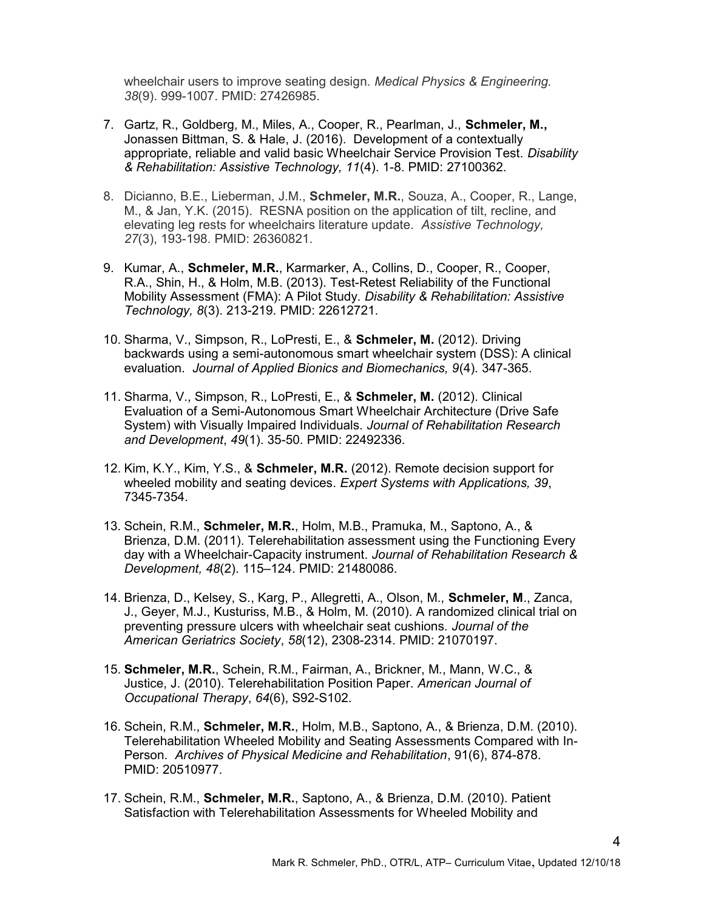wheelchair users to improve seating design. *Medical Physics & Engineering. 38*(9). 999-1007. PMID: 27426985.

7. Gartz, R., Goldberg, M., Miles, A., Cooper, R., Pearlman, J., **Schmeler, M.,** Jonassen Bittman, S. & Hale, J. (2016). Development of a contextually appropriate, reliable and valid basic Wheelchair Service Provision Test. *Disability & Rehabilitation: Assistive Technology, 11*(4). 1-8. PMID: 27100362.

8. Dicianno, B.E., Lieberman, J.M., **Schmeler, M.R.**, Souza, A., Cooper, R., Lange, M., & Jan, Y.K. (2015). RESNA position on the application of tilt, recline, and elevating leg rests for wheelchairs literature update. *Assistive Technology, 27*(3), 193-198. PMID: 26360821.

9. Kumar, A., **Schmeler, M.R.**, Karmarker, A., Collins, D., Cooper, R., Cooper, R.A., Shin, H., & Holm, M.B. (2013). Test-Retest Reliability of the Functional Mobility Assessment (FMA): A Pilot Study. *Disability & Rehabilitation: Assistive Technology, 8*(3). 213-219. PMID: 22612721.

10. Sharma, V., Simpson, R., LoPresti, E., & **Schmeler, M.** (2012). Driving backwards using a semi-autonomous smart wheelchair system (DSS): A clinical evaluation. *Journal of Applied Bionics and Biomechanics, 9*(4). 347-365.

11. Sharma, V., Simpson, R., LoPresti, E., & **Schmeler, M.** (2012). Clinical Evaluation of a Semi-Autonomous Smart Wheelchair Architecture (Drive Safe System) with Visually Impaired Individuals. *Journal of Rehabilitation Research and Development*, *49*(1). 35-50. PMID: 22492336.

12. Kim, K.Y., Kim, Y.S., & **Schmeler, M.R.** (2012). Remote decision support for wheeled mobility and seating devices. *Expert Systems with Applications, 39*, 7345-7354.

13. Schein, R.M., **Schmeler, M.R.**, Holm, M.B., Pramuka, M., Saptono, A., & Brienza, D.M. (2011). Telerehabilitation assessment using the Functioning Every day with a Wheelchair-Capacity instrument. *Journal of Rehabilitation Research & Development, 48*(2). 115–124. PMID: 21480086.

14. Brienza, D., Kelsey, S., Karg, P., Allegretti, A., Olson, M., **Schmeler, M**., Zanca, J., Geyer, M.J., Kusturiss, M.B., & Holm, M. (2010). A randomized clinical trial on preventing pressure ulcers with wheelchair seat cushions. *Journal of the American Geriatrics Society*, *58*(12), 2308-2314. PMID: 21070197.

15. **Schmeler, M.R.**, Schein, R.M., Fairman, A., Brickner, M., Mann, W.C., & Justice, J. (2010). Telerehabilitation Position Paper. *American Journal of Occupational Therapy*, *64*(6), S92-S102.

16. Schein, R.M., **Schmeler, M.R.**, Holm, M.B., Saptono, A., & Brienza, D.M. (2010). Telerehabilitation Wheeled Mobility and Seating Assessments Compared with In-Person. *Archives of Physical Medicine and Rehabilitation*, 91(6), 874-878. PMID: 20510977.

17. Schein, R.M., **Schmeler, M.R.**, Saptono, A., & Brienza, D.M. (2010). Patient Satisfaction with Telerehabilitation Assessments for Wheeled Mobility and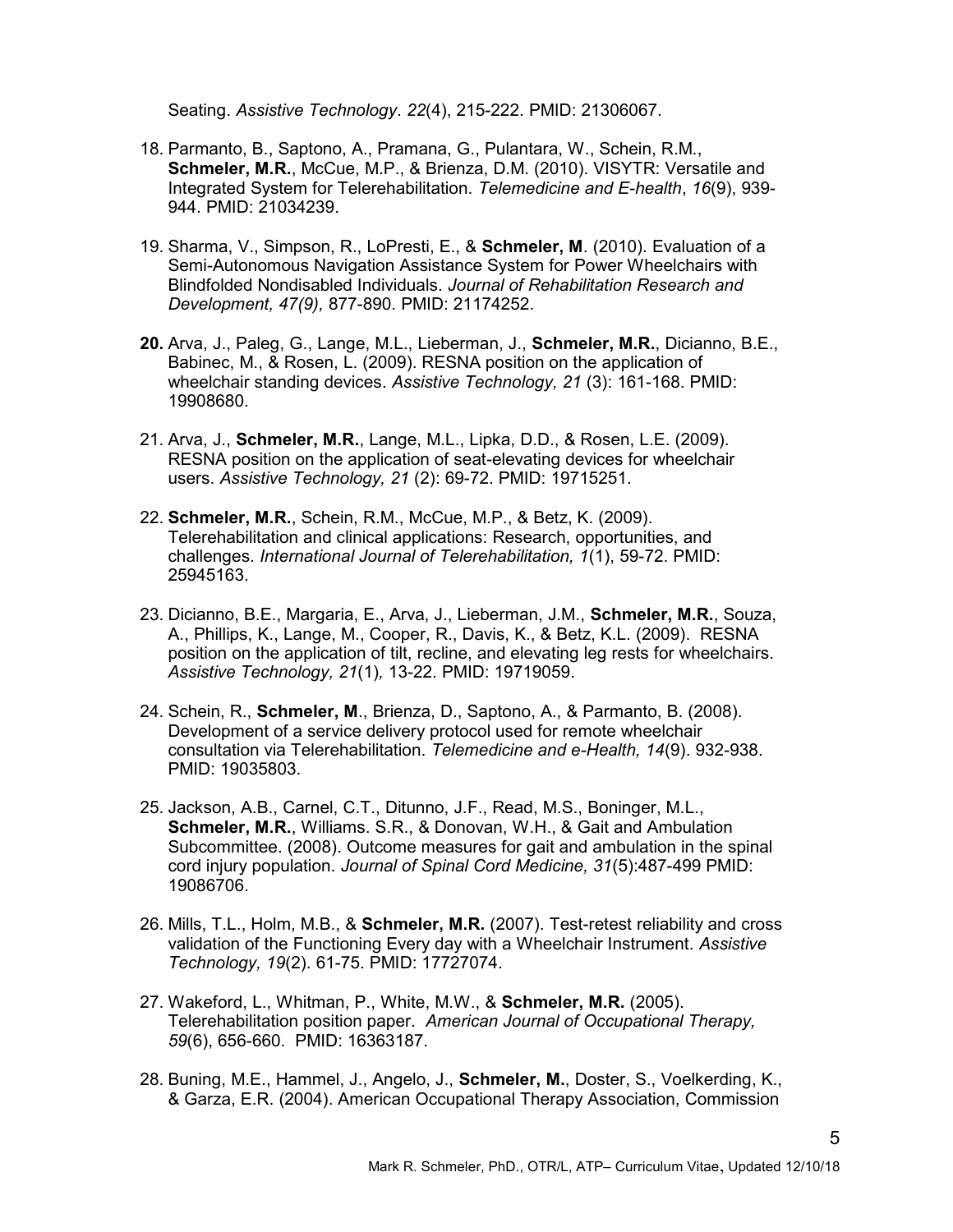Seating. *Assistive Technology*. *22*(4), 215-222. PMID: 21306067.

18. Parmanto, B., Saptono, A., Pramana, G., Pulantara, W., Schein, R.M., **Schmeler, M.R.**, McCue, M.P., & Brienza, D.M. (2010). VISYTR: Versatile and Integrated System for Telerehabilitation. *Telemedicine and E-health*, *16*(9), 939-944. PMID: 21034239.

19. Sharma, V., Simpson, R., LoPresti, E., & **Schmeler, M**. (2010). Evaluation of a Semi-Autonomous Navigation Assistance System for Power Wheelchairs with Blindfolded Nondisabled Individuals. *Journal of Rehabilitation Research and Development, 47(9),* 877-890. PMID: 21174252.

20. Arva, J., Paleg, G., Lange, M.L., Lieberman, J., **Schmeler, M.R.**, Dicianno, B.E., Babinec, M., & Rosen, L. (2009). RESNA position on the application of wheelchair standing devices. *Assistive Technology, 21* (3): 161-168. PMID: 19908680.

21. Arva, J., **Schmeler, M.R.**, Lange, M.L., Lipka, D.D., & Rosen, L.E. (2009). RESNA position on the application of seat-elevating devices for wheelchair users. *Assistive Technology, 21* (2): 69-72. PMID: 19715251.

22. **Schmeler, M.R.**, Schein, R.M., McCue, M.P., & Betz, K. (2009). Telerehabilitation and clinical applications: Research, opportunities, and challenges. *International Journal of Telerehabilitation, 1*(1), 59-72. PMID: 25945163.

23. Dicianno, B.E., Margaria, E., Arva, J., Lieberman, J.M., **Schmeler, M.R.**, Souza, A., Phillips, K., Lange, M., Cooper, R., Davis, K., & Betz, K.L. (2009). RESNA position on the application of tilt, recline, and elevating leg rests for wheelchairs. *Assistive Technology, 21*(1)*,* 13-22. PMID: 19719059.

24. Schein, R., **Schmeler, M**., Brienza, D., Saptono, A., & Parmanto, B. (2008). Development of a service delivery protocol used for remote wheelchair consultation via Telerehabilitation. *Telemedicine and e-Health, 14*(9). 932-938. PMID: 19035803.

25. Jackson, A.B., Carnel, C.T., Ditunno, J.F., Read, M.S., Boninger, M.L., **Schmeler, M.R.**, Williams. S.R., & Donovan, W.H., & Gait and Ambulation Subcommittee. (2008). Outcome measures for gait and ambulation in the spinal cord injury population. *Journal of Spinal Cord Medicine, 31*(5):487-499 PMID: 19086706.

26. Mills, T.L., Holm, M.B., & **Schmeler, M.R.** (2007). Test-retest reliability and cross validation of the Functioning Every day with a Wheelchair Instrument. *Assistive Technology, 19*(2). 61-75. PMID: 17727074.

27. Wakeford, L., Whitman, P., White, M.W., & **Schmeler, M.R.** (2005). Telerehabilitation position paper. *American Journal of Occupational Therapy, 59*(6), 656-660. PMID: 16363187.

28. Buning, M.E., Hammel, J., Angelo, J., **Schmeler, M.**, Doster, S., Voelkerding, K., & Garza, E.R. (2004). American Occupational Therapy Association, Commission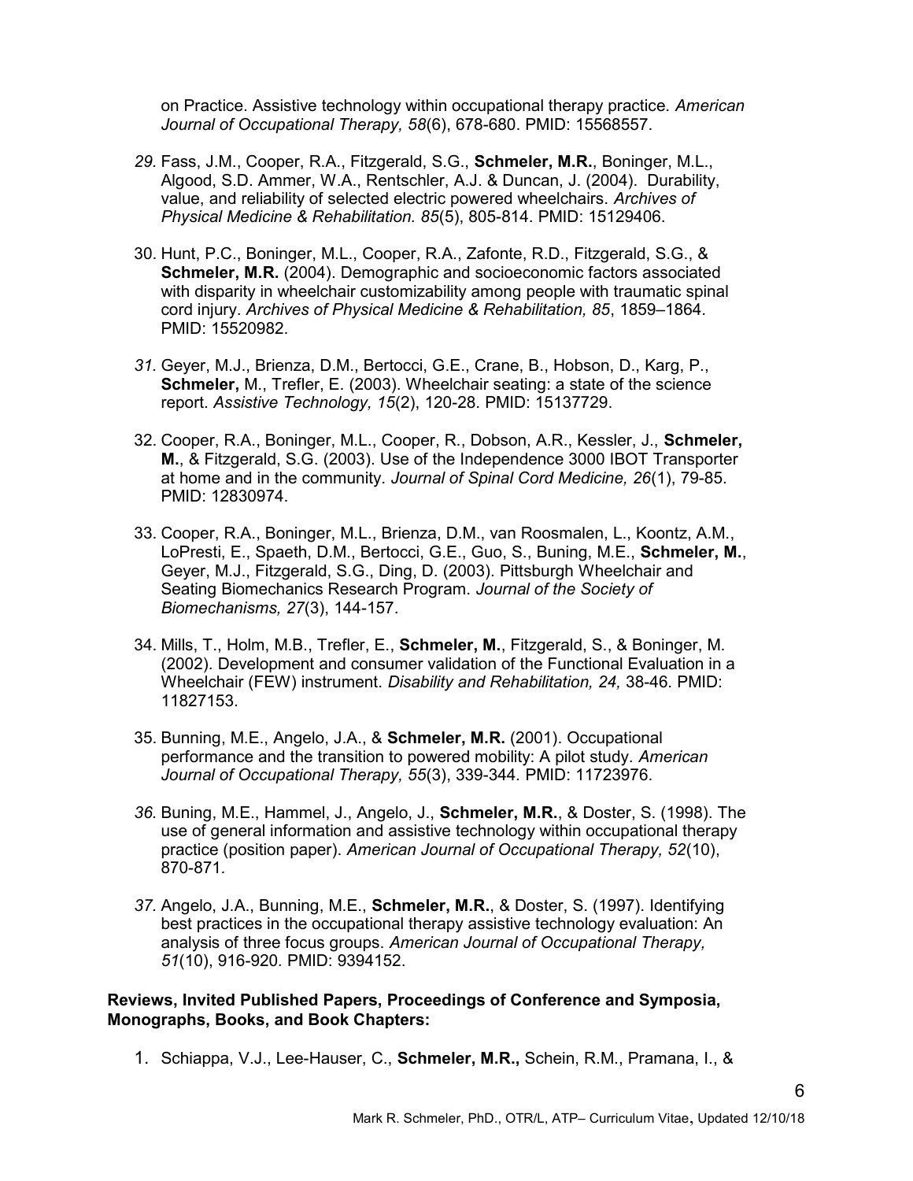on Practice. Assistive technology within occupational therapy practice. *American Journal of Occupational Therapy, 58*(6), 678-680. PMID: 15568557.

29. Fass, J.M., Cooper, R.A., Fitzgerald, S.G., **Schmeler, M.R.**, Boninger, M.L., Algood, S.D. Ammer, W.A., Rentschler, A.J. & Duncan, J. (2004). Durability, value, and reliability of selected electric powered wheelchairs. *Archives of Physical Medicine & Rehabilitation. 85*(5), 805-814. PMID: 15129406.

30. Hunt, P.C., Boninger, M.L., Cooper, R.A., Zafonte, R.D., Fitzgerald, S.G., & **Schmeler, M.R.** (2004). Demographic and socioeconomic factors associated with disparity in wheelchair customizability among people with traumatic spinal cord injury. *Archives of Physical Medicine & Rehabilitation, 85*, 1859–1864. PMID: 15520982.

31. Geyer, M.J., Brienza, D.M., Bertocci, G.E., Crane, B., Hobson, D., Karg, P., **Schmeler,** M., Trefler, E. (2003). Wheelchair seating: a state of the science report. *Assistive Technology, 15*(2), 120-28. PMID: 15137729.

32. Cooper, R.A., Boninger, M.L., Cooper, R., Dobson, A.R., Kessler, J., **Schmeler, M.**, & Fitzgerald, S.G. (2003). Use of the Independence 3000 IBOT Transporter at home and in the community. *Journal of Spinal Cord Medicine, 26*(1), 79-85. PMID: 12830974.

33. Cooper, R.A., Boninger, M.L., Brienza, D.M., van Roosmalen, L., Koontz, A.M., LoPresti, E., Spaeth, D.M., Bertocci, G.E., Guo, S., Buning, M.E., **Schmeler, M.**, Geyer, M.J., Fitzgerald, S.G., Ding, D. (2003). Pittsburgh Wheelchair and Seating Biomechanics Research Program. *Journal of the Society of Biomechanisms, 27*(3), 144-157.

34. Mills, T., Holm, M.B., Trefler, E., **Schmeler, M.**, Fitzgerald, S., & Boninger, M. (2002). Development and consumer validation of the Functional Evaluation in a Wheelchair (FEW) instrument. *Disability and Rehabilitation, 24,* 38-46. PMID: 11827153.

35. Bunning, M.E., Angelo, J.A., & **Schmeler, M.R.** (2001). Occupational performance and the transition to powered mobility: A pilot study. *American Journal of Occupational Therapy, 55*(3), 339-344. PMID: 11723976.

36. Buning, M.E., Hammel, J., Angelo, J., **Schmeler, M.R.**, & Doster, S. (1998). The use of general information and assistive technology within occupational therapy practice (position paper). *American Journal of Occupational Therapy, 52*(10), 870-871.

37. Angelo, J.A., Bunning, M.E., **Schmeler, M.R.**, & Doster, S. (1997). Identifying best practices in the occupational therapy assistive technology evaluation: An analysis of three focus groups. *American Journal of Occupational Therapy, 51*(10), 916-920. PMID: 9394152.

**Reviews, Invited Published Papers, Proceedings of Conference and Symposia, Monographs, Books, and Book Chapters:**

1. Schiappa, V.J., Lee-Hauser, C., **Schmeler, M.R.,** Schein, R.M., Pramana, I., &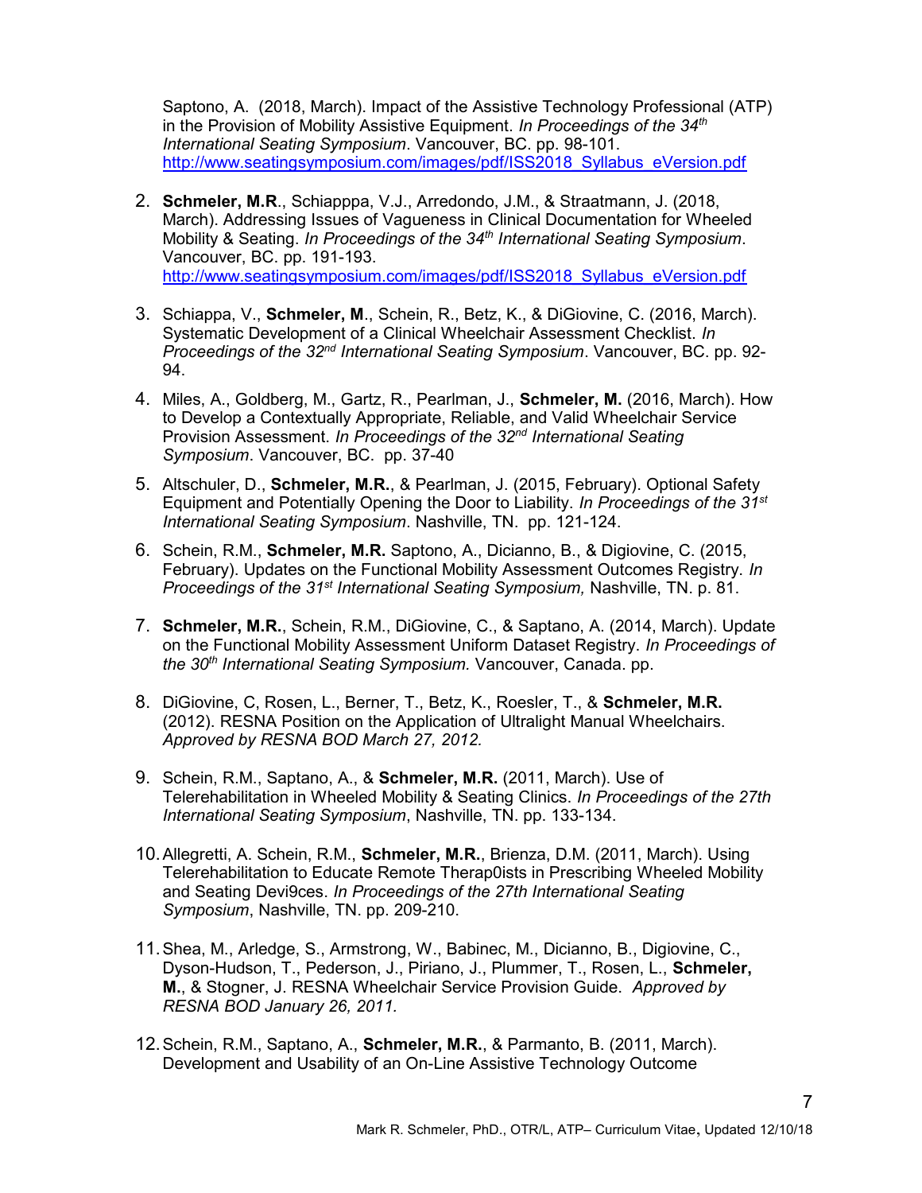Saptono, A. (2018, March). Impact of the Assistive Technology Professional (ATP) in the Provision of Mobility Assistive Equipment. *In Proceedings of the 34th International Seating Symposium*. Vancouver, BC. pp. 98-101. http://www.seatingsymposium.com/images/pdf/ISS2018_Syllabus_eVersion.pdf

2. **Schmeler, M.R**., Schiapppa, V.J., Arredondo, J.M., & Straatmann, J. (2018, March). Addressing Issues of Vagueness in Clinical Documentation for Wheeled Mobility & Seating. *In Proceedings of the 34th International Seating Symposium*. Vancouver, BC. pp. 191-193. http://www.seatingsymposium.com/images/pdf/ISS2018_Syllabus_eVersion.pdf

3. Schiappa, V., **Schmeler, M**., Schein, R., Betz, K., & DiGiovine, C. (2016, March). Systematic Development of a Clinical Wheelchair Assessment Checklist. *In Proceedings of the 32nd International Seating Symposium*. Vancouver, BC. pp. 92-94.

4. Miles, A., Goldberg, M., Gartz, R., Pearlman, J., **Schmeler, M.** (2016, March). How to Develop a Contextually Appropriate, Reliable, and Valid Wheelchair Service Provision Assessment. *In Proceedings of the 32nd International Seating Symposium*. Vancouver, BC. pp. 37-40

5. Altschuler, D., **Schmeler, M.R.**, & Pearlman, J. (2015, February). Optional Safety Equipment and Potentially Opening the Door to Liability. *In Proceedings of the 31st International Seating Symposium*. Nashville, TN. pp. 121-124.

6. Schein, R.M., **Schmeler, M.R.** Saptono, A., Dicianno, B., & Digiovine, C. (2015, February). Updates on the Functional Mobility Assessment Outcomes Registry. *In Proceedings of the 31st International Seating Symposium,* Nashville, TN. p. 81.

7. **Schmeler, M.R.**, Schein, R.M., DiGiovine, C., & Saptano, A. (2014, March). Update on the Functional Mobility Assessment Uniform Dataset Registry. *In Proceedings of the 30th International Seating Symposium.* Vancouver, Canada. pp.

8. DiGiovine, C, Rosen, L., Berner, T., Betz, K., Roesler, T., & **Schmeler, M.R.** (2012). RESNA Position on the Application of Ultralight Manual Wheelchairs. *Approved by RESNA BOD March 27, 2012.*

9. Schein, R.M., Saptano, A., & **Schmeler, M.R.** (2011, March). Use of Telerehabilitation in Wheeled Mobility & Seating Clinics. *In Proceedings of the 27th International Seating Symposium*, Nashville, TN. pp. 133-134.

10. Allegretti, A. Schein, R.M., **Schmeler, M.R.**, Brienza, D.M. (2011, March). Using Telerehabilitation to Educate Remote Therap0ists in Prescribing Wheeled Mobility and Seating Devi9ces. *In Proceedings of the 27th International Seating Symposium*, Nashville, TN. pp. 209-210.

11. Shea, M., Arledge, S., Armstrong, W., Babinec, M., Dicianno, B., Digiovine, C., Dyson-Hudson, T., Pederson, J., Piriano, J., Plummer, T., Rosen, L., **Schmeler, M.**, & Stogner, J. RESNA Wheelchair Service Provision Guide. *Approved by RESNA BOD January 26, 2011.*

12. Schein, R.M., Saptano, A., **Schmeler, M.R.**, & Parmanto, B. (2011, March). Development and Usability of an On-Line Assistive Technology Outcome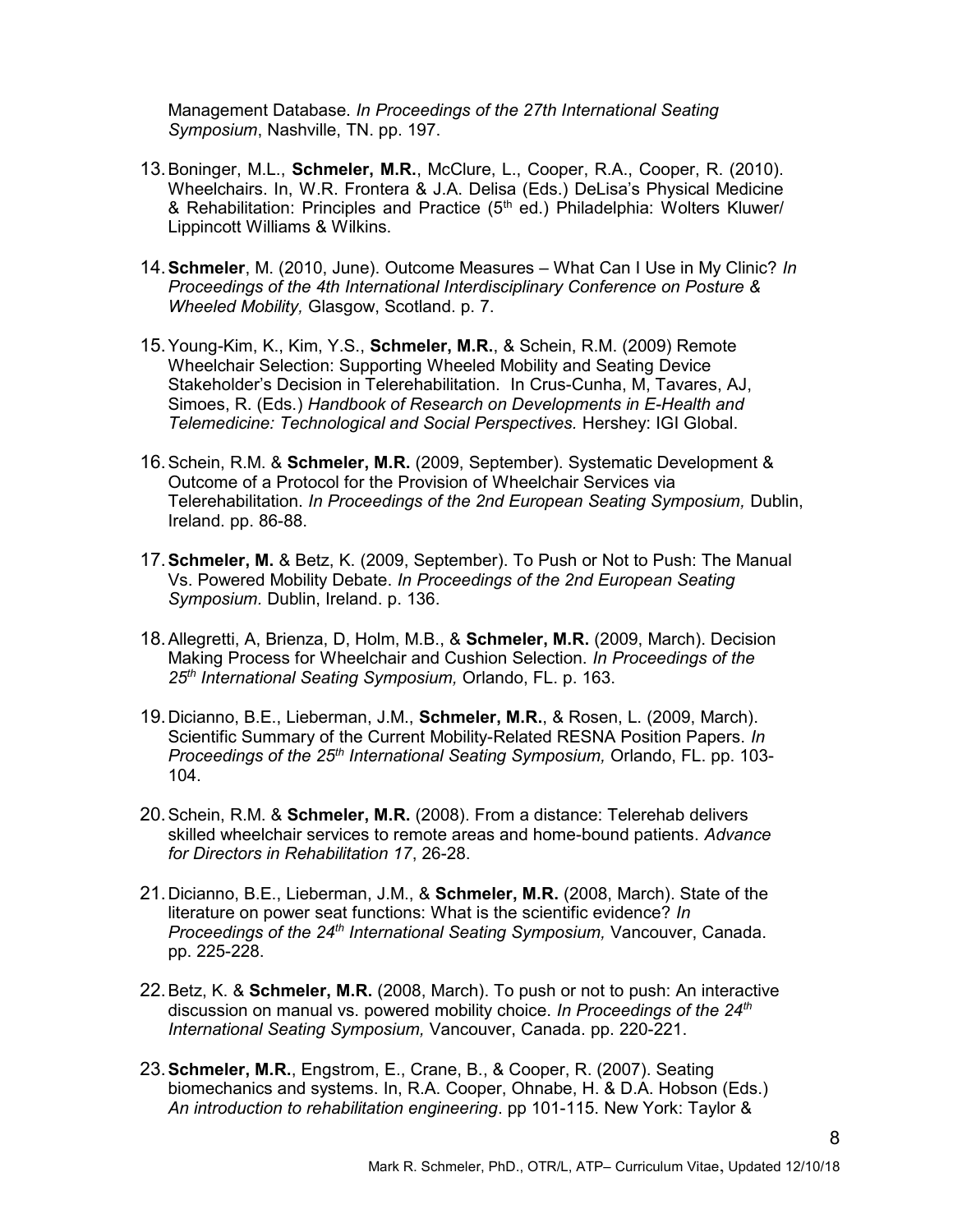Management Database. *In Proceedings of the 27th International Seating Symposium*, Nashville, TN. pp. 197.

13. Boninger, M.L., **Schmeler, M.R.**, McClure, L., Cooper, R.A., Cooper, R. (2010). Wheelchairs. In, W.R. Frontera & J.A. Delisa (Eds.) DeLisa's Physical Medicine & Rehabilitation: Principles and Practice (5th ed.) Philadelphia: Wolters Kluwer/ Lippincott Williams & Wilkins.

14. **Schmeler**, M. (2010, June). Outcome Measures – What Can I Use in My Clinic? *In Proceedings of the 4th International Interdisciplinary Conference on Posture & Wheeled Mobility,* Glasgow, Scotland. p. 7.

15. Young-Kim, K., Kim, Y.S., **Schmeler, M.R.**, & Schein, R.M. (2009) Remote Wheelchair Selection: Supporting Wheeled Mobility and Seating Device Stakeholder's Decision in Telerehabilitation. In Crus-Cunha, M, Tavares, AJ, Simoes, R. (Eds.) *Handbook of Research on Developments in E-Health and Telemedicine: Technological and Social Perspectives.* Hershey: IGI Global.

16. Schein, R.M. & **Schmeler, M.R.** (2009, September). Systematic Development & Outcome of a Protocol for the Provision of Wheelchair Services via Telerehabilitation. *In Proceedings of the 2nd European Seating Symposium,* Dublin, Ireland. pp. 86-88.

17. **Schmeler, M.** & Betz, K. (2009, September). To Push or Not to Push: The Manual Vs. Powered Mobility Debate. *In Proceedings of the 2nd European Seating Symposium.* Dublin, Ireland. p. 136.

18. Allegretti, A, Brienza, D, Holm, M.B., & **Schmeler, M.R.** (2009, March). Decision Making Process for Wheelchair and Cushion Selection. *In Proceedings of the 25th International Seating Symposium,* Orlando, FL. p. 163.

19. Dicianno, B.E., Lieberman, J.M., **Schmeler, M.R.**, & Rosen, L. (2009, March). Scientific Summary of the Current Mobility-Related RESNA Position Papers. *In Proceedings of the 25th International Seating Symposium,* Orlando, FL. pp. 103-104.

20. Schein, R.M. & **Schmeler, M.R.** (2008). From a distance: Telerehab delivers skilled wheelchair services to remote areas and home-bound patients. *Advance for Directors in Rehabilitation 17*, 26-28.

21. Dicianno, B.E., Lieberman, J.M., & **Schmeler, M.R.** (2008, March). State of the literature on power seat functions: What is the scientific evidence? *In Proceedings of the 24th International Seating Symposium,* Vancouver, Canada. pp. 225-228.

22. Betz, K. & **Schmeler, M.R.** (2008, March). To push or not to push: An interactive discussion on manual vs. powered mobility choice. *In Proceedings of the 24th International Seating Symposium,* Vancouver, Canada. pp. 220-221.

23. **Schmeler, M.R.**, Engstrom, E., Crane, B., & Cooper, R. (2007). Seating biomechanics and systems. In, R.A. Cooper, Ohnabe, H. & D.A. Hobson (Eds.) *An introduction to rehabilitation engineering*. pp 101-115. New York: Taylor &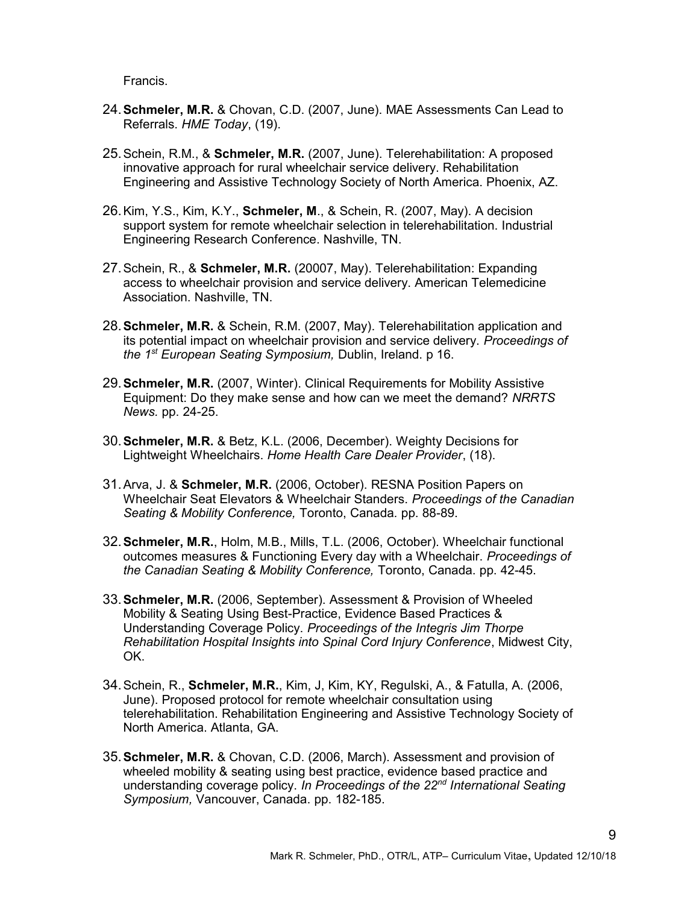Francis.

24. **Schmeler, M.R.** & Chovan, C.D. (2007, June). MAE Assessments Can Lead to Referrals. *HME Today*, (19).

25. Schein, R.M., & **Schmeler, M.R.** (2007, June). Telerehabilitation: A proposed innovative approach for rural wheelchair service delivery. Rehabilitation Engineering and Assistive Technology Society of North America. Phoenix, AZ.

26. Kim, Y.S., Kim, K.Y., **Schmeler, M**., & Schein, R. (2007, May). A decision support system for remote wheelchair selection in telerehabilitation. Industrial Engineering Research Conference. Nashville, TN.

27. Schein, R., & **Schmeler, M.R.** (20007, May). Telerehabilitation: Expanding access to wheelchair provision and service delivery. American Telemedicine Association. Nashville, TN.

28. **Schmeler, M.R.** & Schein, R.M. (2007, May). Telerehabilitation application and its potential impact on wheelchair provision and service delivery. *Proceedings of the 1st European Seating Symposium,* Dublin, Ireland. p 16.

29. **Schmeler, M.R.** (2007, Winter). Clinical Requirements for Mobility Assistive Equipment: Do they make sense and how can we meet the demand? *NRRTS News.* pp. 24-25.

30. **Schmeler, M.R.** & Betz, K.L. (2006, December). Weighty Decisions for Lightweight Wheelchairs. *Home Health Care Dealer Provider*, (18).

31. Arva, J. & **Schmeler, M.R.** (2006, October). RESNA Position Papers on Wheelchair Seat Elevators & Wheelchair Standers. *Proceedings of the Canadian Seating & Mobility Conference,* Toronto, Canada. pp. 88-89.

32. **Schmeler, M.R.**, Holm, M.B., Mills, T.L. (2006, October). Wheelchair functional outcomes measures & Functioning Every day with a Wheelchair. *Proceedings of the Canadian Seating & Mobility Conference,* Toronto, Canada. pp. 42-45.

33. **Schmeler, M.R.** (2006, September). Assessment & Provision of Wheeled Mobility & Seating Using Best-Practice, Evidence Based Practices & Understanding Coverage Policy. *Proceedings of the Integris Jim Thorpe Rehabilitation Hospital Insights into Spinal Cord Injury Conference*, Midwest City, OK.

34. Schein, R., **Schmeler, M.R.**, Kim, J, Kim, KY, Regulski, A., & Fatulla, A. (2006, June). Proposed protocol for remote wheelchair consultation using telerehabilitation. Rehabilitation Engineering and Assistive Technology Society of North America. Atlanta, GA.

35. **Schmeler, M.R.** & Chovan, C.D. (2006, March). Assessment and provision of wheeled mobility & seating using best practice, evidence based practice and understanding coverage policy. *In Proceedings of the 22nd International Seating Symposium,* Vancouver, Canada. pp. 182-185.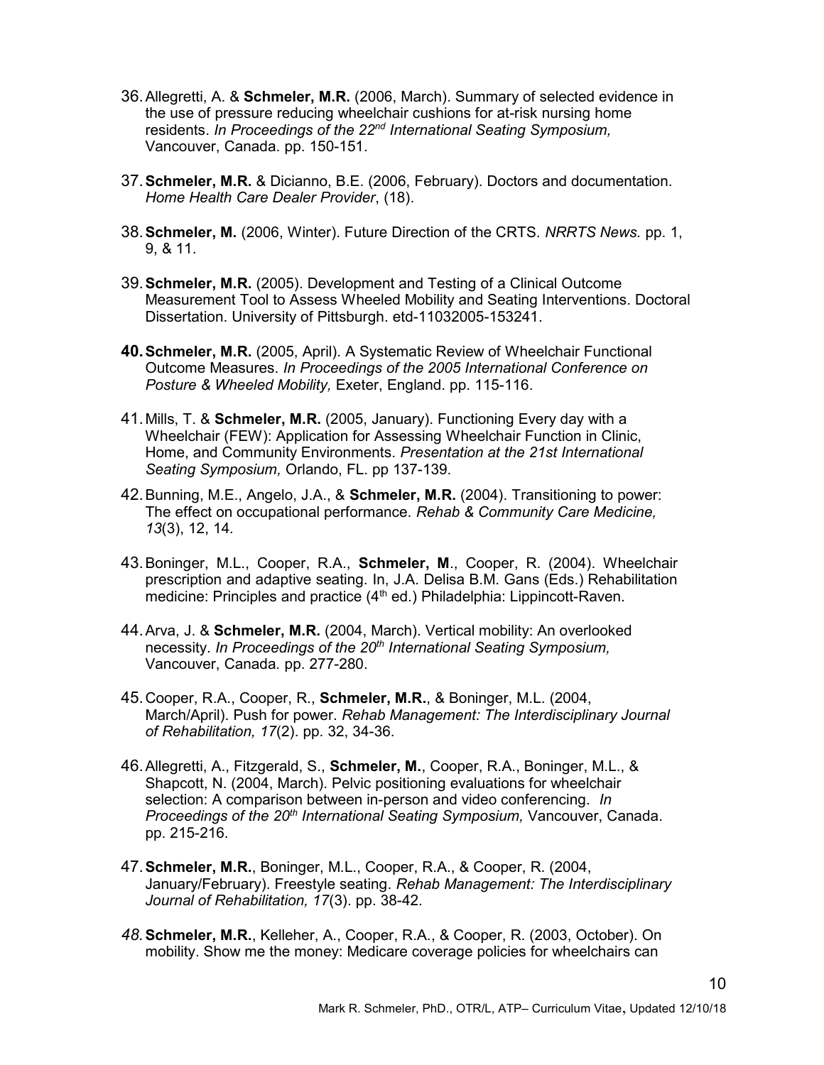36. Allegretti, A. & **Schmeler, M.R.** (2006, March). Summary of selected evidence in the use of pressure reducing wheelchair cushions for at-risk nursing home residents. *In Proceedings of the 22nd International Seating Symposium,* Vancouver, Canada. pp. 150-151.

37. **Schmeler, M.R.** & Dicianno, B.E. (2006, February). Doctors and documentation. *Home Health Care Dealer Provider*, (18).

38. **Schmeler, M.** (2006, Winter). Future Direction of the CRTS. *NRRTS News.* pp. 1, 9, & 11.

39. **Schmeler, M.R.** (2005). Development and Testing of a Clinical Outcome Measurement Tool to Assess Wheeled Mobility and Seating Interventions. Doctoral Dissertation. University of Pittsburgh. etd-11032005-153241.

40. **Schmeler, M.R.** (2005, April). A Systematic Review of Wheelchair Functional Outcome Measures. *In Proceedings of the 2005 International Conference on Posture & Wheeled Mobility,* Exeter, England. pp. 115-116.

41. Mills, T. & **Schmeler, M.R.** (2005, January). Functioning Every day with a Wheelchair (FEW): Application for Assessing Wheelchair Function in Clinic, Home, and Community Environments. *Presentation at the 21st International Seating Symposium,* Orlando, FL. pp 137-139.

42. Bunning, M.E., Angelo, J.A., & **Schmeler, M.R.** (2004). Transitioning to power: The effect on occupational performance. *Rehab & Community Care Medicine, 13*(3), 12, 14.

43. Boninger, M.L., Cooper, R.A., **Schmeler, M**., Cooper, R. (2004). Wheelchair prescription and adaptive seating. In, J.A. Delisa B.M. Gans (Eds.) Rehabilitation medicine: Principles and practice (4th ed.) Philadelphia: Lippincott-Raven.

44. Arva, J. & **Schmeler, M.R.** (2004, March). Vertical mobility: An overlooked necessity. *In Proceedings of the 20th International Seating Symposium,* Vancouver, Canada. pp. 277-280.

45. Cooper, R.A., Cooper, R., **Schmeler, M.R.**, & Boninger, M.L. (2004, March/April). Push for power. *Rehab Management: The Interdisciplinary Journal of Rehabilitation, 17*(2). pp. 32, 34-36.

46. Allegretti, A., Fitzgerald, S., **Schmeler, M.**, Cooper, R.A., Boninger, M.L., & Shapcott, N. (2004, March). Pelvic positioning evaluations for wheelchair selection: A comparison between in-person and video conferencing. *In Proceedings of the 20th International Seating Symposium,* Vancouver, Canada. pp. 215-216.

47. **Schmeler, M.R.**, Boninger, M.L., Cooper, R.A., & Cooper, R. (2004, January/February). Freestyle seating. *Rehab Management: The Interdisciplinary Journal of Rehabilitation, 17*(3). pp. 38-42.

48. **Schmeler, M.R.**, Kelleher, A., Cooper, R.A., & Cooper, R. (2003, October). On mobility. Show me the money: Medicare coverage policies for wheelchairs can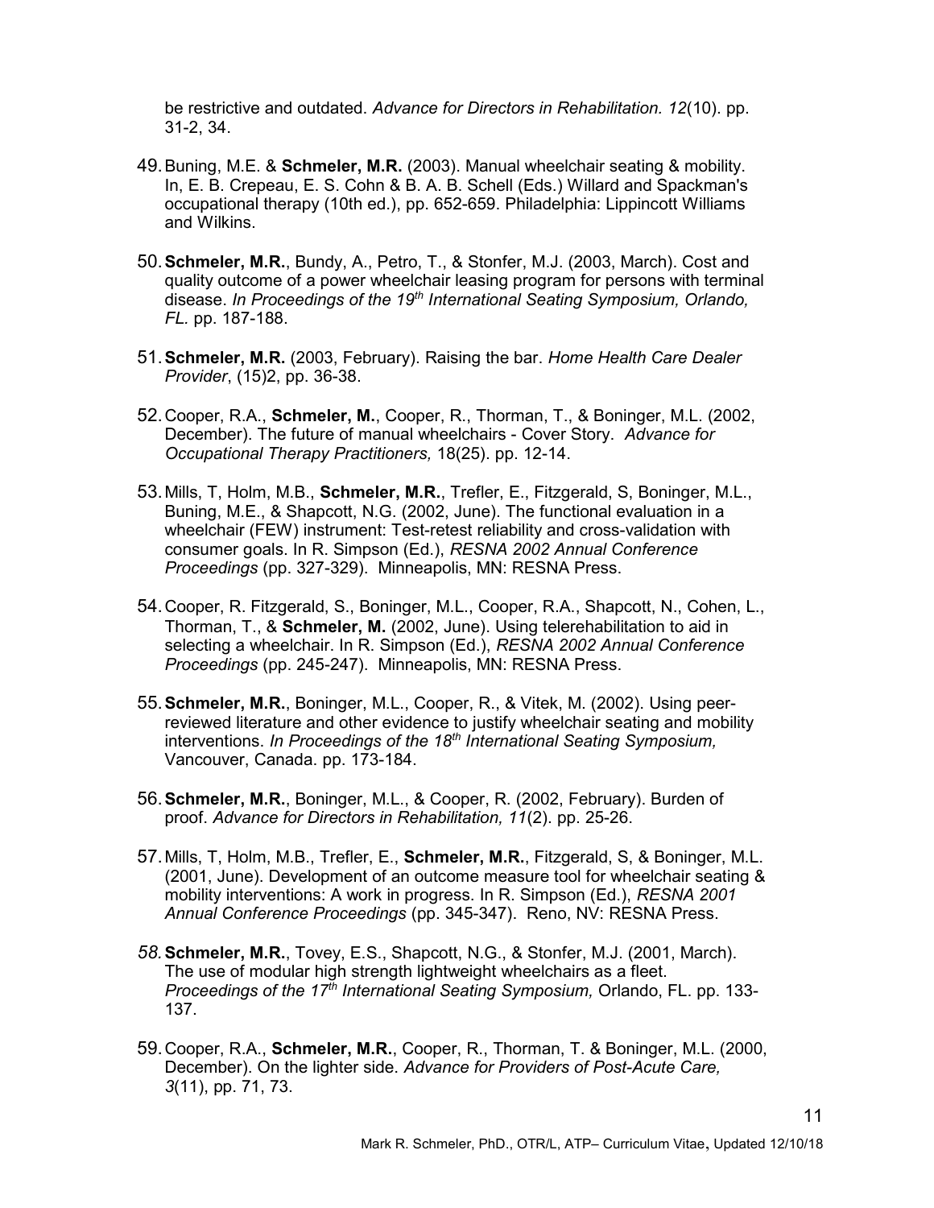be restrictive and outdated. *Advance for Directors in Rehabilitation. 12*(10). pp. 31-2, 34.

49. Buning, M.E. & **Schmeler, M.R.** (2003). Manual wheelchair seating & mobility. In, E. B. Crepeau, E. S. Cohn & B. A. B. Schell (Eds.) Willard and Spackman's occupational therapy (10th ed.), pp. 652-659. Philadelphia: Lippincott Williams and Wilkins.

50. **Schmeler, M.R.**, Bundy, A., Petro, T., & Stonfer, M.J. (2003, March). Cost and quality outcome of a power wheelchair leasing program for persons with terminal disease. *In Proceedings of the 19th International Seating Symposium, Orlando, FL.* pp. 187-188.

51. **Schmeler, M.R.** (2003, February). Raising the bar. *Home Health Care Dealer Provider*, (15)2, pp. 36-38.

52. Cooper, R.A., **Schmeler, M.**, Cooper, R., Thorman, T., & Boninger, M.L. (2002, December). The future of manual wheelchairs - Cover Story. *Advance for Occupational Therapy Practitioners,* 18(25). pp. 12-14.

53. Mills, T, Holm, M.B., **Schmeler, M.R.**, Trefler, E., Fitzgerald, S, Boninger, M.L., Buning, M.E., & Shapcott, N.G. (2002, June). The functional evaluation in a wheelchair (FEW) instrument: Test-retest reliability and cross-validation with consumer goals. In R. Simpson (Ed.), *RESNA 2002 Annual Conference Proceedings* (pp. 327-329). Minneapolis, MN: RESNA Press.

54. Cooper, R. Fitzgerald, S., Boninger, M.L., Cooper, R.A., Shapcott, N., Cohen, L., Thorman, T., & **Schmeler, M.** (2002, June). Using telerehabilitation to aid in selecting a wheelchair. In R. Simpson (Ed.), *RESNA 2002 Annual Conference Proceedings* (pp. 245-247). Minneapolis, MN: RESNA Press.

55. **Schmeler, M.R.**, Boninger, M.L., Cooper, R., & Vitek, M. (2002). Using peer-reviewed literature and other evidence to justify wheelchair seating and mobility interventions. *In Proceedings of the 18th International Seating Symposium,* Vancouver, Canada. pp. 173-184.

56. **Schmeler, M.R.**, Boninger, M.L., & Cooper, R. (2002, February). Burden of proof. *Advance for Directors in Rehabilitation, 11*(2). pp. 25-26.

57. Mills, T, Holm, M.B., Trefler, E., **Schmeler, M.R.**, Fitzgerald, S, & Boninger, M.L. (2001, June). Development of an outcome measure tool for wheelchair seating & mobility interventions: A work in progress. In R. Simpson (Ed.), *RESNA 2001 Annual Conference Proceedings* (pp. 345-347). Reno, NV: RESNA Press.

58. **Schmeler, M.R.**, Tovey, E.S., Shapcott, N.G., & Stonfer, M.J. (2001, March). The use of modular high strength lightweight wheelchairs as a fleet. *Proceedings of the 17th International Seating Symposium,* Orlando, FL. pp. 133-137.

59. Cooper, R.A., **Schmeler, M.R.**, Cooper, R., Thorman, T. & Boninger, M.L. (2000, December). On the lighter side. *Advance for Providers of Post-Acute Care, 3*(11), pp. 71, 73.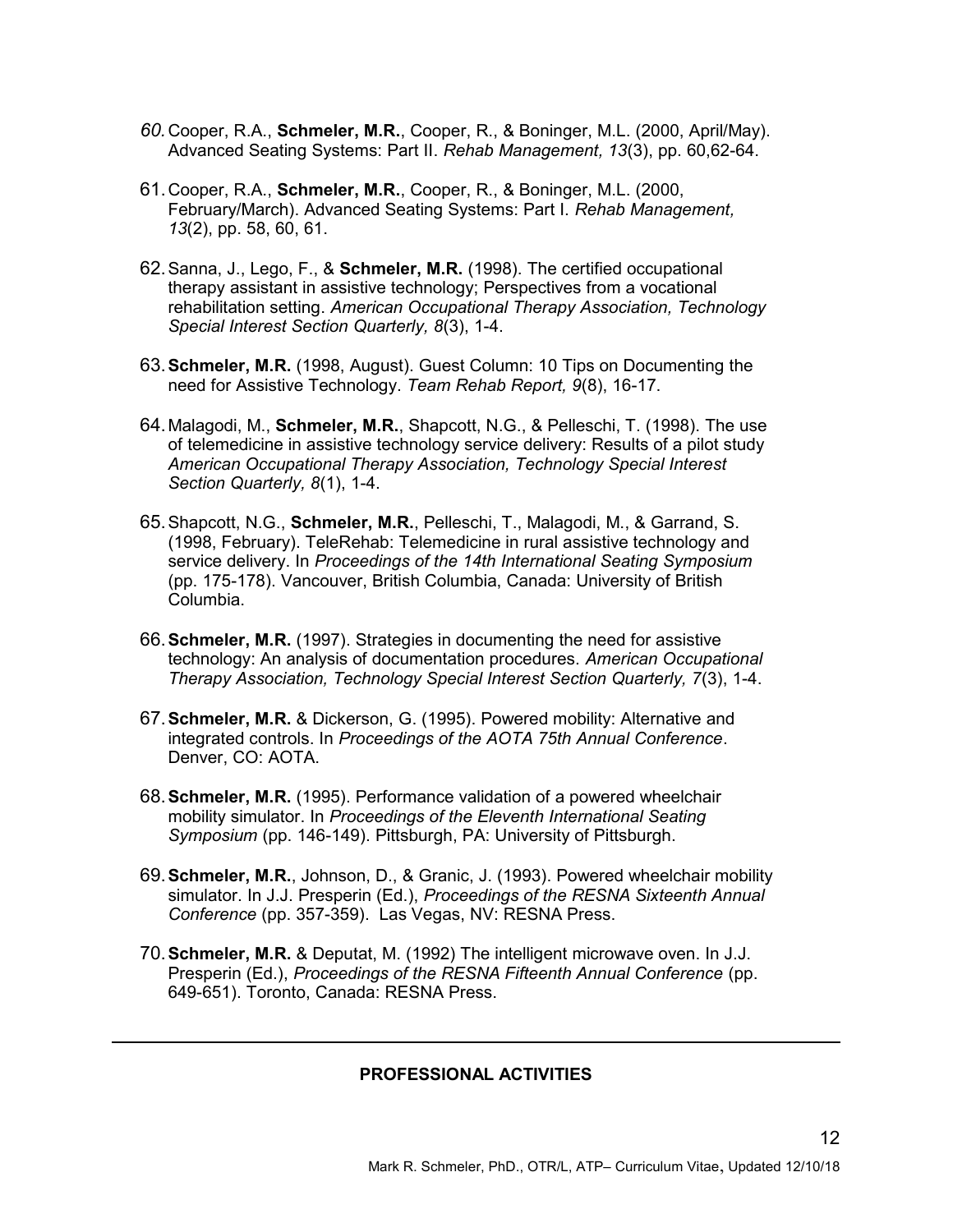60. Cooper, R.A., **Schmeler, M.R.**, Cooper, R., & Boninger, M.L. (2000, April/May). Advanced Seating Systems: Part II. *Rehab Management, 13*(3), pp. 60,62-64.

61. Cooper, R.A., **Schmeler, M.R.**, Cooper, R., & Boninger, M.L. (2000, February/March). Advanced Seating Systems: Part I. *Rehab Management, 13*(2), pp. 58, 60, 61.

62. Sanna, J., Lego, F., & **Schmeler, M.R.** (1998). The certified occupational therapy assistant in assistive technology; Perspectives from a vocational rehabilitation setting. *American Occupational Therapy Association, Technology Special Interest Section Quarterly, 8*(3), 1-4.

63. **Schmeler, M.R.** (1998, August). Guest Column: 10 Tips on Documenting the need for Assistive Technology. *Team Rehab Report, 9*(8), 16-17.

64. Malagodi, M., **Schmeler, M.R.**, Shapcott, N.G., & Pelleschi, T. (1998). The use of telemedicine in assistive technology service delivery: Results of a pilot study *American Occupational Therapy Association, Technology Special Interest Section Quarterly, 8*(1), 1-4.

65. Shapcott, N.G., **Schmeler, M.R.**, Pelleschi, T., Malagodi, M., & Garrand, S. (1998, February). TeleRehab: Telemedicine in rural assistive technology and service delivery. In *Proceedings of the 14th International Seating Symposium* (pp. 175-178). Vancouver, British Columbia, Canada: University of British Columbia.

66. **Schmeler, M.R.** (1997). Strategies in documenting the need for assistive technology: An analysis of documentation procedures. *American Occupational Therapy Association, Technology Special Interest Section Quarterly, 7*(3), 1-4.

67. **Schmeler, M.R.** & Dickerson, G. (1995). Powered mobility: Alternative and integrated controls. In *Proceedings of the AOTA 75th Annual Conference*. Denver, CO: AOTA.

68. **Schmeler, M.R.** (1995). Performance validation of a powered wheelchair mobility simulator. In *Proceedings of the Eleventh International Seating Symposium* (pp. 146-149). Pittsburgh, PA: University of Pittsburgh.

69. **Schmeler, M.R.**, Johnson, D., & Granic, J. (1993). Powered wheelchair mobility simulator. In J.J. Presperin (Ed.), *Proceedings of the RESNA Sixteenth Annual Conference* (pp. 357-359). Las Vegas, NV: RESNA Press.

70. **Schmeler, M.R.** & Deputat, M. (1992) The intelligent microwave oven. In J.J. Presperin (Ed.), *Proceedings of the RESNA Fifteenth Annual Conference* (pp. 649-651). Toronto, Canada: RESNA Press.

---

## PROFESSIONAL ACTIVITIES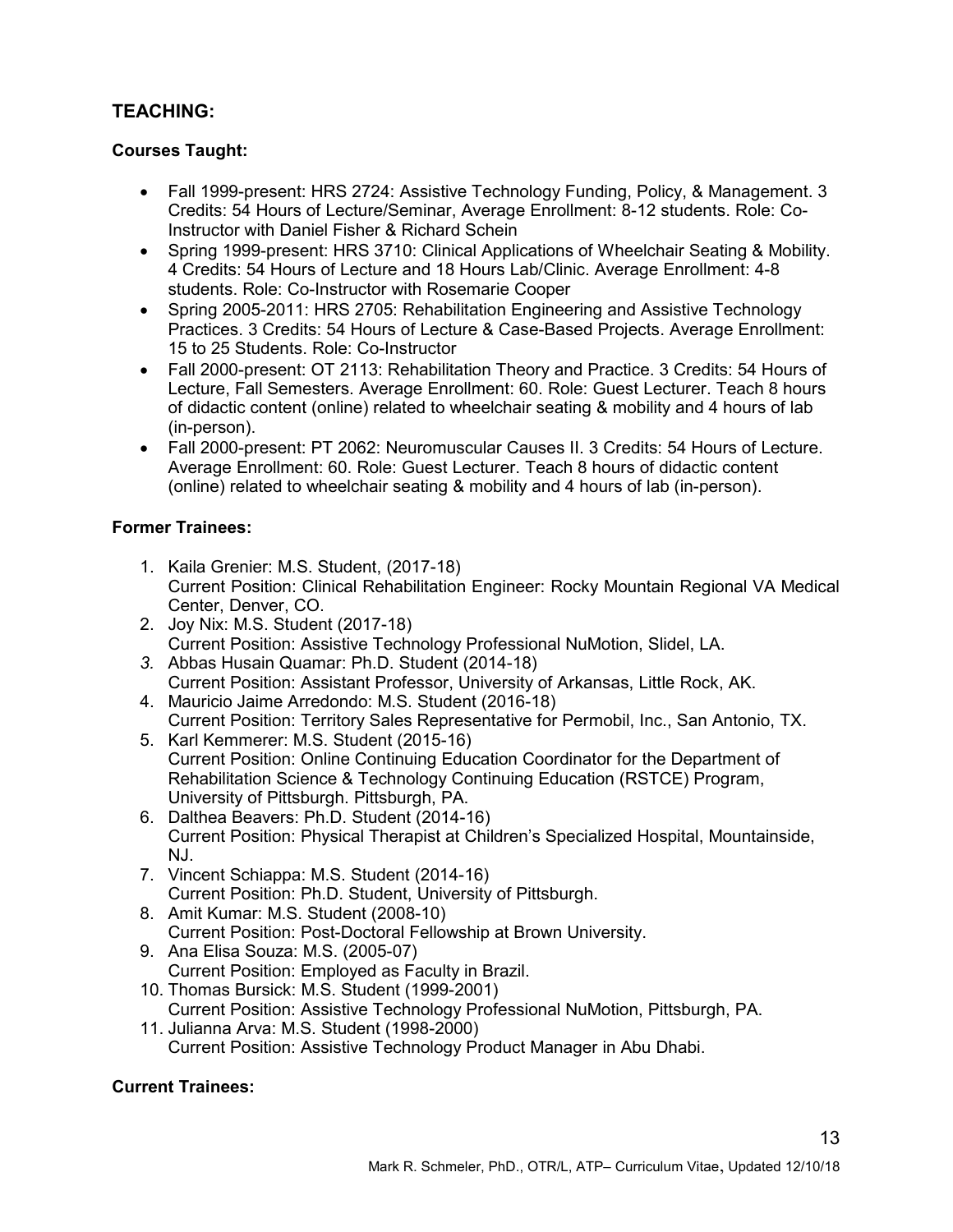## TEACHING:

### Courses Taught:

- Fall 1999-present: HRS 2724: Assistive Technology Funding, Policy, & Management. 3 Credits: 54 Hours of Lecture/Seminar, Average Enrollment: 8-12 students. Role: Co-Instructor with Daniel Fisher & Richard Schein
- Spring 1999-present: HRS 3710: Clinical Applications of Wheelchair Seating & Mobility. 4 Credits: 54 Hours of Lecture and 18 Hours Lab/Clinic. Average Enrollment: 4-8 students. Role: Co-Instructor with Rosemarie Cooper
- Spring 2005-2011: HRS 2705: Rehabilitation Engineering and Assistive Technology Practices. 3 Credits: 54 Hours of Lecture & Case-Based Projects. Average Enrollment: 15 to 25 Students. Role: Co-Instructor
- Fall 2000-present: OT 2113: Rehabilitation Theory and Practice. 3 Credits: 54 Hours of Lecture, Fall Semesters. Average Enrollment: 60. Role: Guest Lecturer. Teach 8 hours of didactic content (online) related to wheelchair seating & mobility and 4 hours of lab (in-person).
- Fall 2000-present: PT 2062: Neuromuscular Causes II. 3 Credits: 54 Hours of Lecture. Average Enrollment: 60. Role: Guest Lecturer. Teach 8 hours of didactic content (online) related to wheelchair seating & mobility and 4 hours of lab (in-person).

### Former Trainees:

1. Kaila Grenier: M.S. Student, (2017-18)
   Current Position: Clinical Rehabilitation Engineer: Rocky Mountain Regional VA Medical Center, Denver, CO.
2. Joy Nix: M.S. Student (2017-18)
   Current Position: Assistive Technology Professional NuMotion, Slidel, LA.
3. Abbas Husain Quamar: Ph.D. Student (2014-18)
   Current Position: Assistant Professor, University of Arkansas, Little Rock, AK.
4. Mauricio Jaime Arredondo: M.S. Student (2016-18)
   Current Position: Territory Sales Representative for Permobil, Inc., San Antonio, TX.
5. Karl Kemmerer: M.S. Student (2015-16)
   Current Position: Online Continuing Education Coordinator for the Department of Rehabilitation Science & Technology Continuing Education (RSTCE) Program, University of Pittsburgh. Pittsburgh, PA.
6. Dalthea Beavers: Ph.D. Student (2014-16)
   Current Position: Physical Therapist at Children's Specialized Hospital, Mountainside, NJ.
7. Vincent Schiappa: M.S. Student (2014-16)
   Current Position: Ph.D. Student, University of Pittsburgh.
8. Amit Kumar: M.S. Student (2008-10)
   Current Position: Post-Doctoral Fellowship at Brown University.
9. Ana Elisa Souza: M.S. (2005-07)
   Current Position: Employed as Faculty in Brazil.
10. Thomas Bursick: M.S. Student (1999-2001)
    Current Position: Assistive Technology Professional NuMotion, Pittsburgh, PA.
11. Julianna Arva: M.S. Student (1998-2000)
    Current Position: Assistive Technology Product Manager in Abu Dhabi.

### Current Trainees: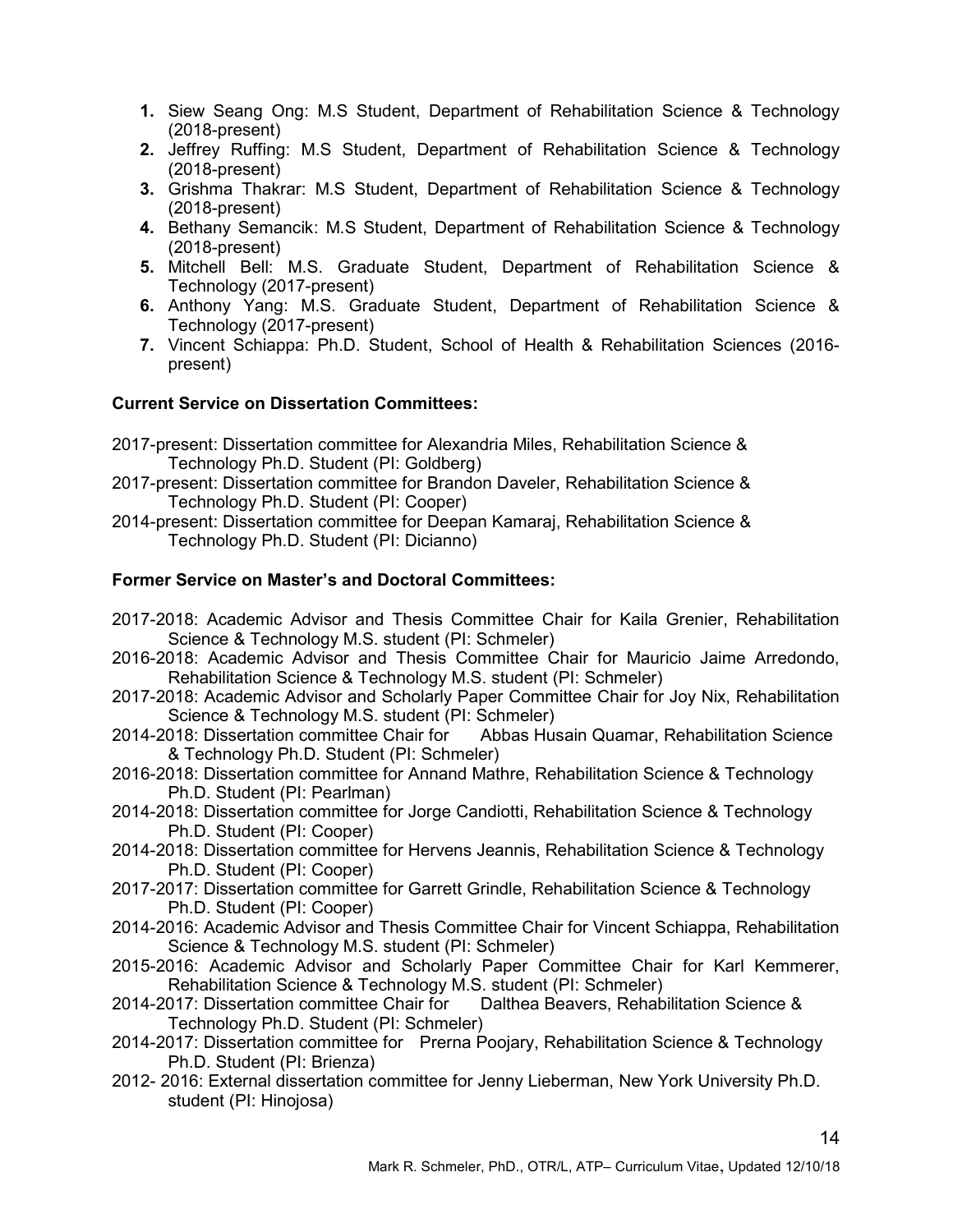1. Siew Seang Ong: M.S Student, Department of Rehabilitation Science & Technology (2018-present)
2. Jeffrey Ruffing: M.S Student, Department of Rehabilitation Science & Technology (2018-present)
3. Grishma Thakrar: M.S Student, Department of Rehabilitation Science & Technology (2018-present)
4. Bethany Semancik: M.S Student, Department of Rehabilitation Science & Technology (2018-present)
5. Mitchell Bell: M.S. Graduate Student, Department of Rehabilitation Science & Technology (2017-present)
6. Anthony Yang: M.S. Graduate Student, Department of Rehabilitation Science & Technology (2017-present)
7. Vincent Schiappa: Ph.D. Student, School of Health & Rehabilitation Sciences (2016-present)

**Current Service on Dissertation Committees:**

2017-present: Dissertation committee for Alexandria Miles, Rehabilitation Science & Technology Ph.D. Student (PI: Goldberg)

2017-present: Dissertation committee for Brandon Daveler, Rehabilitation Science & Technology Ph.D. Student (PI: Cooper)

2014-present: Dissertation committee for Deepan Kamaraj, Rehabilitation Science & Technology Ph.D. Student (PI: Dicianno)

**Former Service on Master's and Doctoral Committees:**

2017-2018: Academic Advisor and Thesis Committee Chair for Kaila Grenier, Rehabilitation Science & Technology M.S. student (PI: Schmeler)

2016-2018: Academic Advisor and Thesis Committee Chair for Mauricio Jaime Arredondo, Rehabilitation Science & Technology M.S. student (PI: Schmeler)

2017-2018: Academic Advisor and Scholarly Paper Committee Chair for Joy Nix, Rehabilitation Science & Technology M.S. student (PI: Schmeler)

2014-2018: Dissertation committee Chair for Abbas Husain Quamar, Rehabilitation Science & Technology Ph.D. Student (PI: Schmeler)

2016-2018: Dissertation committee for Annand Mathre, Rehabilitation Science & Technology Ph.D. Student (PI: Pearlman)

2014-2018: Dissertation committee for Jorge Candiotti, Rehabilitation Science & Technology Ph.D. Student (PI: Cooper)

2014-2018: Dissertation committee for Hervens Jeannis, Rehabilitation Science & Technology Ph.D. Student (PI: Cooper)

2017-2017: Dissertation committee for Garrett Grindle, Rehabilitation Science & Technology Ph.D. Student (PI: Cooper)

2014-2016: Academic Advisor and Thesis Committee Chair for Vincent Schiappa, Rehabilitation Science & Technology M.S. student (PI: Schmeler)

2015-2016: Academic Advisor and Scholarly Paper Committee Chair for Karl Kemmerer, Rehabilitation Science & Technology M.S. student (PI: Schmeler)

2014-2017: Dissertation committee Chair for Dalthea Beavers, Rehabilitation Science & Technology Ph.D. Student (PI: Schmeler)

2014-2017: Dissertation committee for Prerna Poojary, Rehabilitation Science & Technology Ph.D. Student (PI: Brienza)

2012- 2016: External dissertation committee for Jenny Lieberman, New York University Ph.D. student (PI: Hinojosa)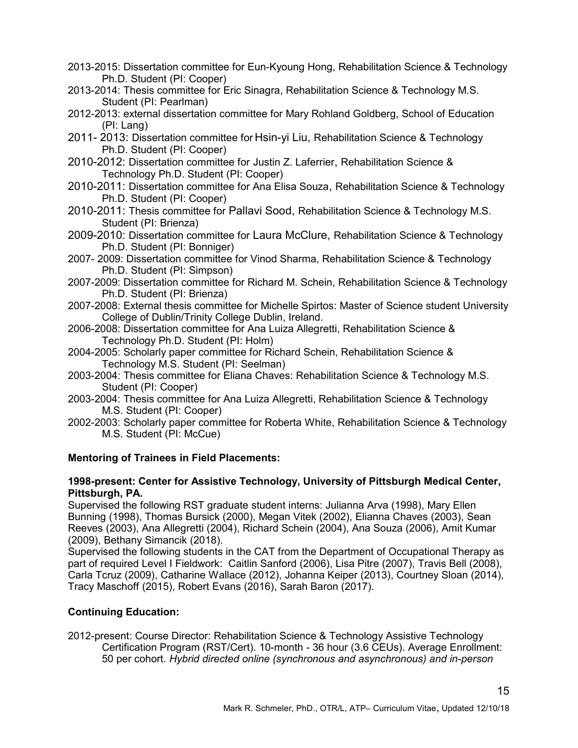- 2013-2015: Dissertation committee for Eun-Kyoung Hong, Rehabilitation Science & Technology Ph.D. Student (PI: Cooper)
- 2013-2014: Thesis committee for Eric Sinagra, Rehabilitation Science & Technology M.S. Student (PI: Pearlman)
- 2012-2013: external dissertation committee for Mary Rohland Goldberg, School of Education (PI: Lang)
- 2011- 2013: Dissertation committee for Hsin-yi Liu, Rehabilitation Science & Technology Ph.D. Student (PI: Cooper)
- 2010-2012: Dissertation committee for Justin Z. Laferrier, Rehabilitation Science & Technology Ph.D. Student (PI: Cooper)
- 2010-2011: Dissertation committee for Ana Elisa Souza, Rehabilitation Science & Technology Ph.D. Student (PI: Cooper)
- 2010-2011: Thesis committee for Pallavi Sood, Rehabilitation Science & Technology M.S. Student (PI: Brienza)
- 2009-2010: Dissertation committee for Laura McClure, Rehabilitation Science & Technology Ph.D. Student (PI: Bonniger)
- 2007- 2009: Dissertation committee for Vinod Sharma, Rehabilitation Science & Technology Ph.D. Student (PI: Simpson)
- 2007-2009: Dissertation committee for Richard M. Schein, Rehabilitation Science & Technology Ph.D. Student (PI: Brienza)
- 2007-2008: External thesis committee for Michelle Spirtos: Master of Science student University College of Dublin/Trinity College Dublin, Ireland.
- 2006-2008: Dissertation committee for Ana Luiza Allegretti, Rehabilitation Science & Technology Ph.D. Student (PI: Holm)
- 2004-2005: Scholarly paper committee for Richard Schein, Rehabilitation Science & Technology M.S. Student (PI: Seelman)
- 2003-2004: Thesis committee for Eliana Chaves: Rehabilitation Science & Technology M.S. Student (PI: Cooper)
- 2003-2004: Thesis committee for Ana Luiza Allegretti, Rehabilitation Science & Technology M.S. Student (PI: Cooper)
- 2002-2003: Scholarly paper committee for Roberta White, Rehabilitation Science & Technology M.S. Student (PI: McCue)

**Mentoring of Trainees in Field Placements:**

**1998-present: Center for Assistive Technology, University of Pittsburgh Medical Center, Pittsburgh, PA.**

Supervised the following RST graduate student interns: Julianna Arva (1998), Mary Ellen Bunning (1998), Thomas Bursick (2000), Megan Vitek (2002), Elianna Chaves (2003), Sean Reeves (2003), Ana Allegretti (2004), Richard Schein (2004), Ana Souza (2006), Amit Kumar (2009), Bethany Simancik (2018).

Supervised the following students in the CAT from the Department of Occupational Therapy as part of required Level I Fieldwork: Caitlin Sanford (2006), Lisa Pitre (2007), Travis Bell (2008), Carla Tcruz (2009), Catharine Wallace (2012), Johanna Keiper (2013), Courtney Sloan (2014), Tracy Maschoff (2015), Robert Evans (2016), Sarah Baron (2017).

**Continuing Education:**

2012-present: Course Director: Rehabilitation Science & Technology Assistive Technology Certification Program (RST/Cert). 10-month - 36 hour (3.6 CEUs). Average Enrollment: 50 per cohort. *Hybrid directed online (synchronous and asynchronous) and in-person*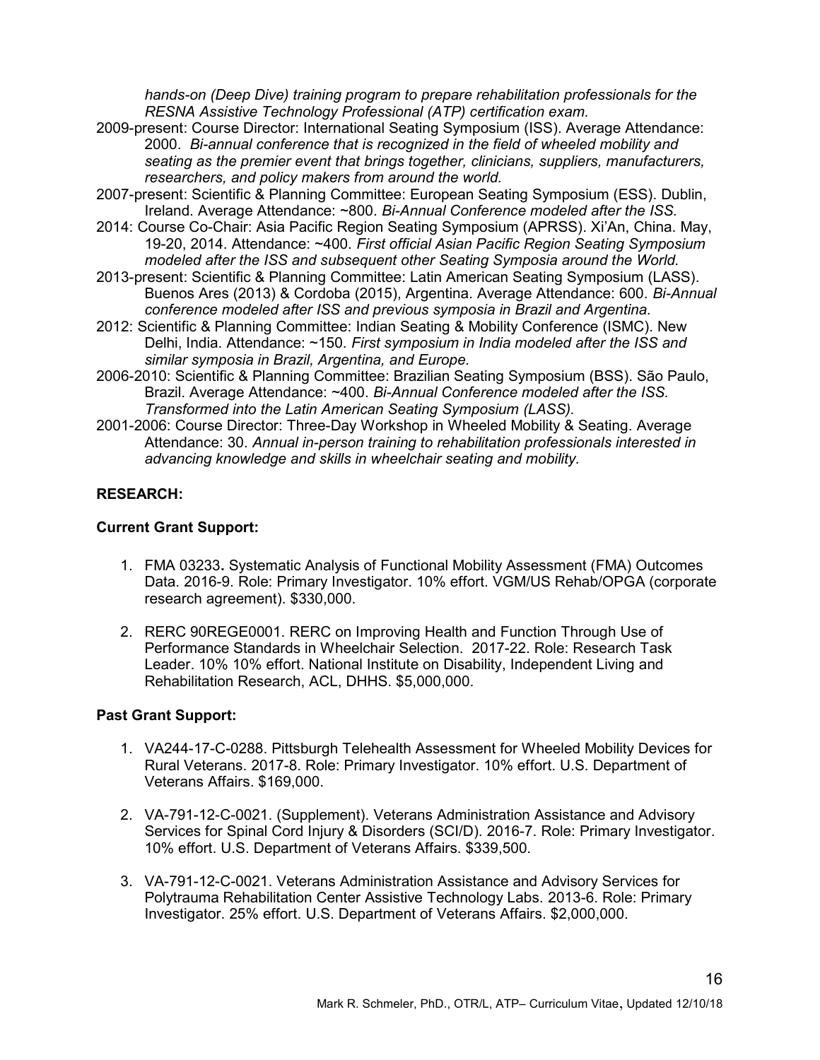*hands-on (Deep Dive) training program to prepare rehabilitation professionals for the RESNA Assistive Technology Professional (ATP) certification exam.*

2009-present: Course Director: International Seating Symposium (ISS). Average Attendance: 2000. *Bi-annual conference that is recognized in the field of wheeled mobility and seating as the premier event that brings together, clinicians, suppliers, manufacturers, researchers, and policy makers from around the world.*

2007-present: Scientific & Planning Committee: European Seating Symposium (ESS). Dublin, Ireland. Average Attendance: ~800. *Bi-Annual Conference modeled after the ISS.*

2014: Course Co-Chair: Asia Pacific Region Seating Symposium (APRSS). Xi'An, China. May, 19-20, 2014. Attendance: ~400. *First official Asian Pacific Region Seating Symposium modeled after the ISS and subsequent other Seating Symposia around the World.*

2013-present: Scientific & Planning Committee: Latin American Seating Symposium (LASS). Buenos Ares (2013) & Cordoba (2015), Argentina. Average Attendance: 600. *Bi-Annual conference modeled after ISS and previous symposia in Brazil and Argentina.*

2012: Scientific & Planning Committee: Indian Seating & Mobility Conference (ISMC). New Delhi, India. Attendance: ~150. *First symposium in India modeled after the ISS and similar symposia in Brazil, Argentina, and Europe.*

2006-2010: Scientific & Planning Committee: Brazilian Seating Symposium (BSS). São Paulo, Brazil. Average Attendance: ~400. *Bi-Annual Conference modeled after the ISS. Transformed into the Latin American Seating Symposium (LASS).*

2001-2006: Course Director: Three-Day Workshop in Wheeled Mobility & Seating. Average Attendance: 30. *Annual in-person training to rehabilitation professionals interested in advancing knowledge and skills in wheelchair seating and mobility.*

**RESEARCH:**

**Current Grant Support:**

1. FMA 03233**.** Systematic Analysis of Functional Mobility Assessment (FMA) Outcomes Data. 2016-9. Role: Primary Investigator. 10% effort. VGM/US Rehab/OPGA (corporate research agreement). $330,000.

2. RERC 90REGE0001. RERC on Improving Health and Function Through Use of Performance Standards in Wheelchair Selection. 2017-22. Role: Research Task Leader. 10% 10% effort. National Institute on Disability, Independent Living and Rehabilitation Research, ACL, DHHS. $5,000,000.

**Past Grant Support:**

1. VA244-17-C-0288. Pittsburgh Telehealth Assessment for Wheeled Mobility Devices for Rural Veterans. 2017-8. Role: Primary Investigator. 10% effort. U.S. Department of Veterans Affairs. $169,000.

2. VA-791-12-C-0021. (Supplement). Veterans Administration Assistance and Advisory Services for Spinal Cord Injury & Disorders (SCI/D). 2016-7. Role: Primary Investigator. 10% effort. U.S. Department of Veterans Affairs. $339,500.

3. VA-791-12-C-0021. Veterans Administration Assistance and Advisory Services for Polytrauma Rehabilitation Center Assistive Technology Labs. 2013-6. Role: Primary Investigator. 25% effort. U.S. Department of Veterans Affairs. $2,000,000.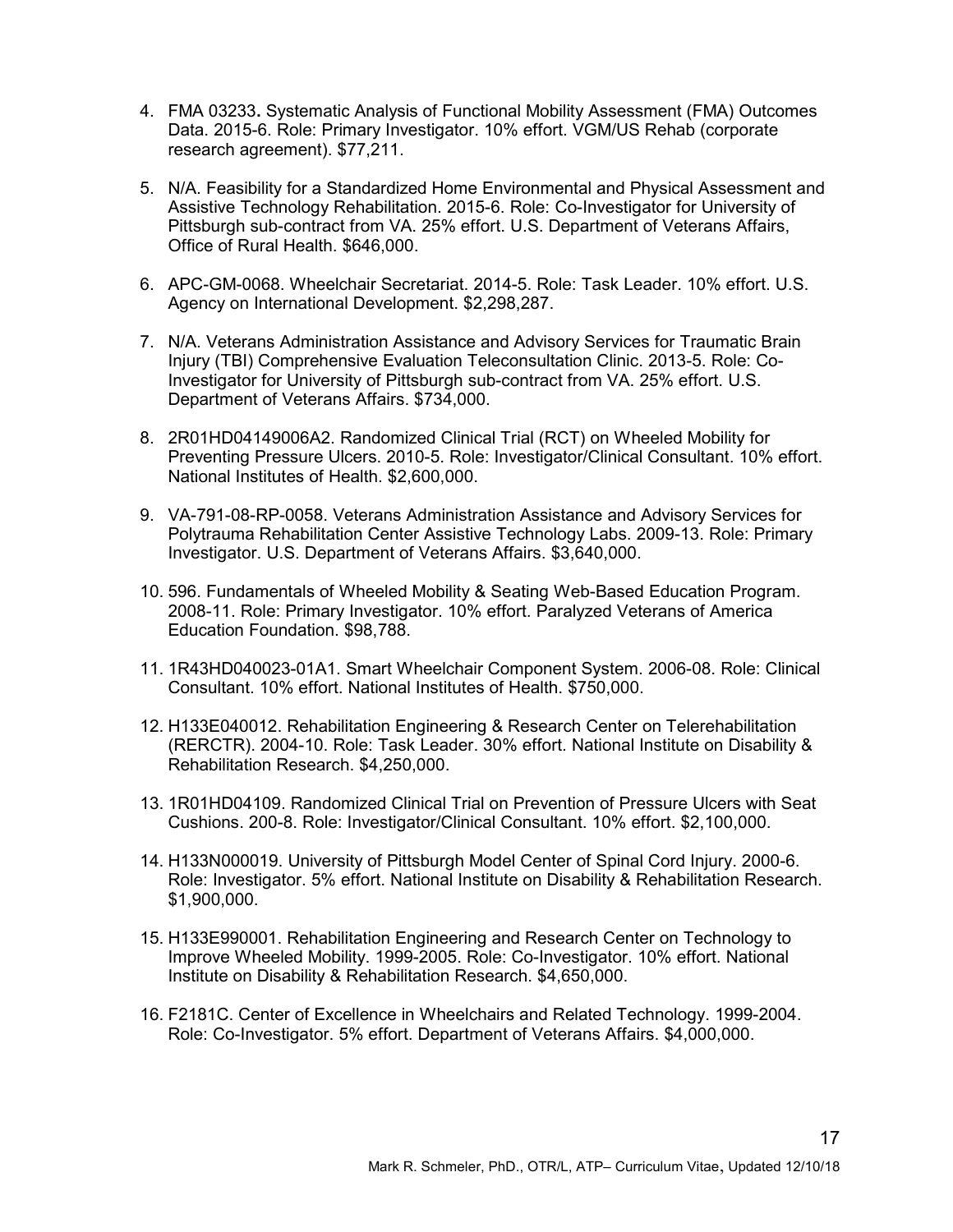4. FMA 03233. Systematic Analysis of Functional Mobility Assessment (FMA) Outcomes Data. 2015-6. Role: Primary Investigator. 10% effort. VGM/US Rehab (corporate research agreement). $77,211.

5. N/A. Feasibility for a Standardized Home Environmental and Physical Assessment and Assistive Technology Rehabilitation. 2015-6. Role: Co-Investigator for University of Pittsburgh sub-contract from VA. 25% effort. U.S. Department of Veterans Affairs, Office of Rural Health. $646,000.

6. APC-GM-0068. Wheelchair Secretariat. 2014-5. Role: Task Leader. 10% effort. U.S. Agency on International Development. $2,298,287.

7. N/A. Veterans Administration Assistance and Advisory Services for Traumatic Brain Injury (TBI) Comprehensive Evaluation Teleconsultation Clinic. 2013-5. Role: Co-Investigator for University of Pittsburgh sub-contract from VA. 25% effort. U.S. Department of Veterans Affairs. $734,000.

8. 2R01HD04149006A2. Randomized Clinical Trial (RCT) on Wheeled Mobility for Preventing Pressure Ulcers. 2010-5. Role: Investigator/Clinical Consultant. 10% effort. National Institutes of Health. $2,600,000.

9. VA-791-08-RP-0058. Veterans Administration Assistance and Advisory Services for Polytrauma Rehabilitation Center Assistive Technology Labs. 2009-13. Role: Primary Investigator. U.S. Department of Veterans Affairs. $3,640,000.

10. 596. Fundamentals of Wheeled Mobility & Seating Web-Based Education Program. 2008-11. Role: Primary Investigator. 10% effort. Paralyzed Veterans of America Education Foundation. $98,788.

11. 1R43HD040023-01A1. Smart Wheelchair Component System. 2006-08. Role: Clinical Consultant. 10% effort. National Institutes of Health. $750,000.

12. H133E040012. Rehabilitation Engineering & Research Center on Telerehabilitation (RERCTR). 2004-10. Role: Task Leader. 30% effort. National Institute on Disability & Rehabilitation Research. $4,250,000.

13. 1R01HD04109. Randomized Clinical Trial on Prevention of Pressure Ulcers with Seat Cushions. 200-8. Role: Investigator/Clinical Consultant. 10% effort. $2,100,000.

14. H133N000019. University of Pittsburgh Model Center of Spinal Cord Injury. 2000-6. Role: Investigator. 5% effort. National Institute on Disability & Rehabilitation Research. $1,900,000.

15. H133E990001. Rehabilitation Engineering and Research Center on Technology to Improve Wheeled Mobility. 1999-2005. Role: Co-Investigator. 10% effort. National Institute on Disability & Rehabilitation Research. $4,650,000.

16. F2181C. Center of Excellence in Wheelchairs and Related Technology. 1999-2004. Role: Co-Investigator. 5% effort. Department of Veterans Affairs. $4,000,000.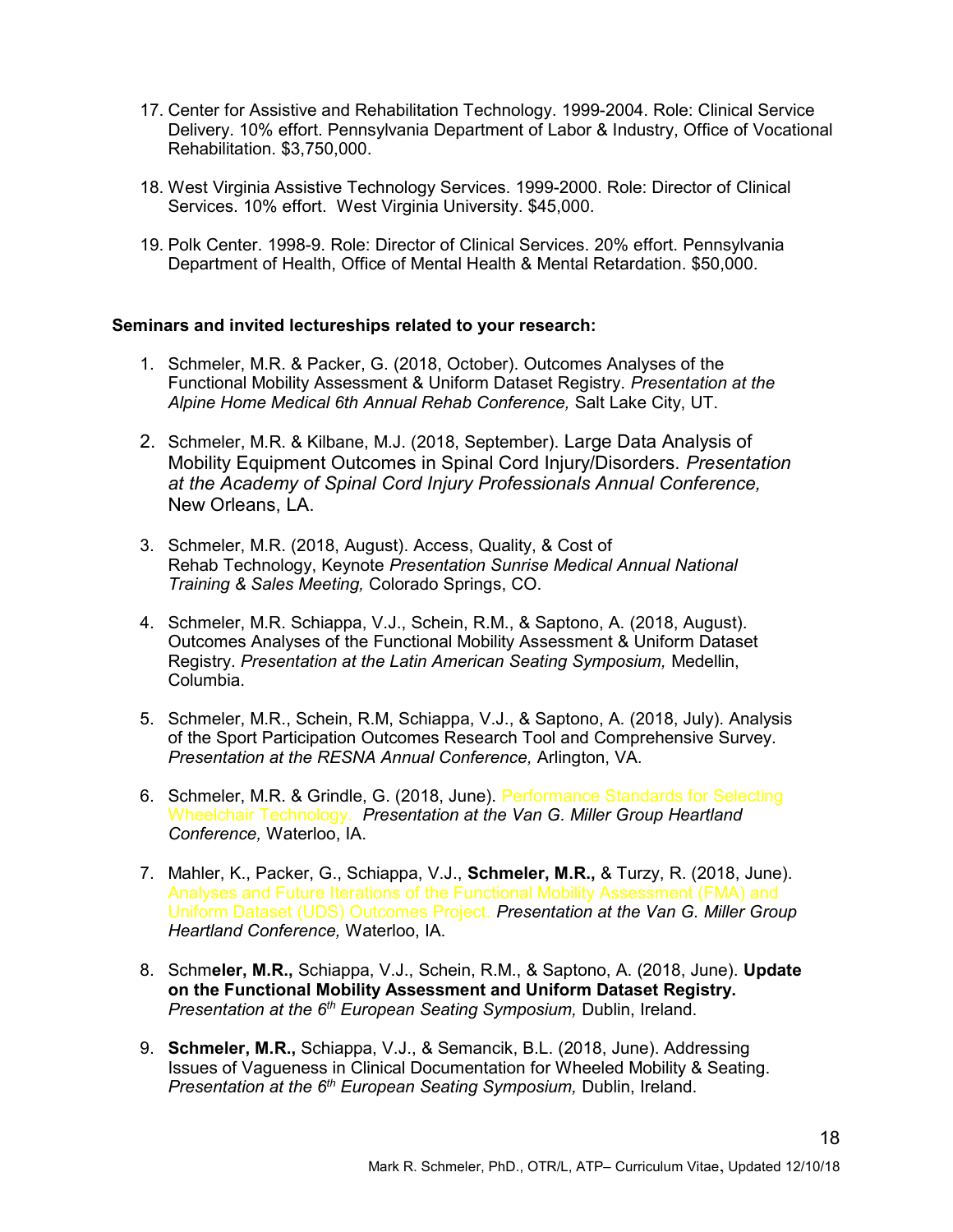17. Center for Assistive and Rehabilitation Technology. 1999-2004. Role: Clinical Service Delivery. 10% effort. Pennsylvania Department of Labor & Industry, Office of Vocational Rehabilitation. $3,750,000.

18. West Virginia Assistive Technology Services. 1999-2000. Role: Director of Clinical Services. 10% effort. West Virginia University. $45,000.

19. Polk Center. 1998-9. Role: Director of Clinical Services. 20% effort. Pennsylvania Department of Health, Office of Mental Health & Mental Retardation. $50,000.

**Seminars and invited lectureships related to your research:**

1. Schmeler, M.R. & Packer, G. (2018, October). Outcomes Analyses of the Functional Mobility Assessment & Uniform Dataset Registry. *Presentation at the Alpine Home Medical 6th Annual Rehab Conference,* Salt Lake City, UT.

2. Schmeler, M.R. & Kilbane, M.J. (2018, September). Large Data Analysis of Mobility Equipment Outcomes in Spinal Cord Injury/Disorders. *Presentation at the Academy of Spinal Cord Injury Professionals Annual Conference,* New Orleans, LA.

3. Schmeler, M.R. (2018, August). Access, Quality, & Cost of Rehab Technology, Keynote *Presentation Sunrise Medical Annual National Training & Sales Meeting,* Colorado Springs, CO.

4. Schmeler, M.R. Schiappa, V.J., Schein, R.M., & Saptono, A. (2018, August). Outcomes Analyses of the Functional Mobility Assessment & Uniform Dataset Registry. *Presentation at the Latin American Seating Symposium,* Medellin, Columbia.

5. Schmeler, M.R., Schein, R.M, Schiappa, V.J., & Saptono, A. (2018, July). Analysis of the Sport Participation Outcomes Research Tool and Comprehensive Survey. *Presentation at the RESNA Annual Conference,* Arlington, VA.

6. Schmeler, M.R. & Grindle, G. (2018, June). Performance Standards for Selecting Wheelchair Technology. *Presentation at the Van G. Miller Group Heartland Conference,* Waterloo, IA.

7. Mahler, K., Packer, G., Schiappa, V.J., **Schmeler, M.R.,** & Turzy, R. (2018, June). Analyses and Future Iterations of the Functional Mobility Assessment (FMA) and Uniform Dataset (UDS) Outcomes Project. *Presentation at the Van G. Miller Group Heartland Conference,* Waterloo, IA.

8. Schm**eler, M.R.,** Schiappa, V.J., Schein, R.M., & Saptono, A. (2018, June). **Update on the Functional Mobility Assessment and Uniform Dataset Registry.** *Presentation at the 6th European Seating Symposium,* Dublin, Ireland.

9. **Schmeler, M.R.,** Schiappa, V.J., & Semancik, B.L. (2018, June). Addressing Issues of Vagueness in Clinical Documentation for Wheeled Mobility & Seating. *Presentation at the 6th European Seating Symposium,* Dublin, Ireland.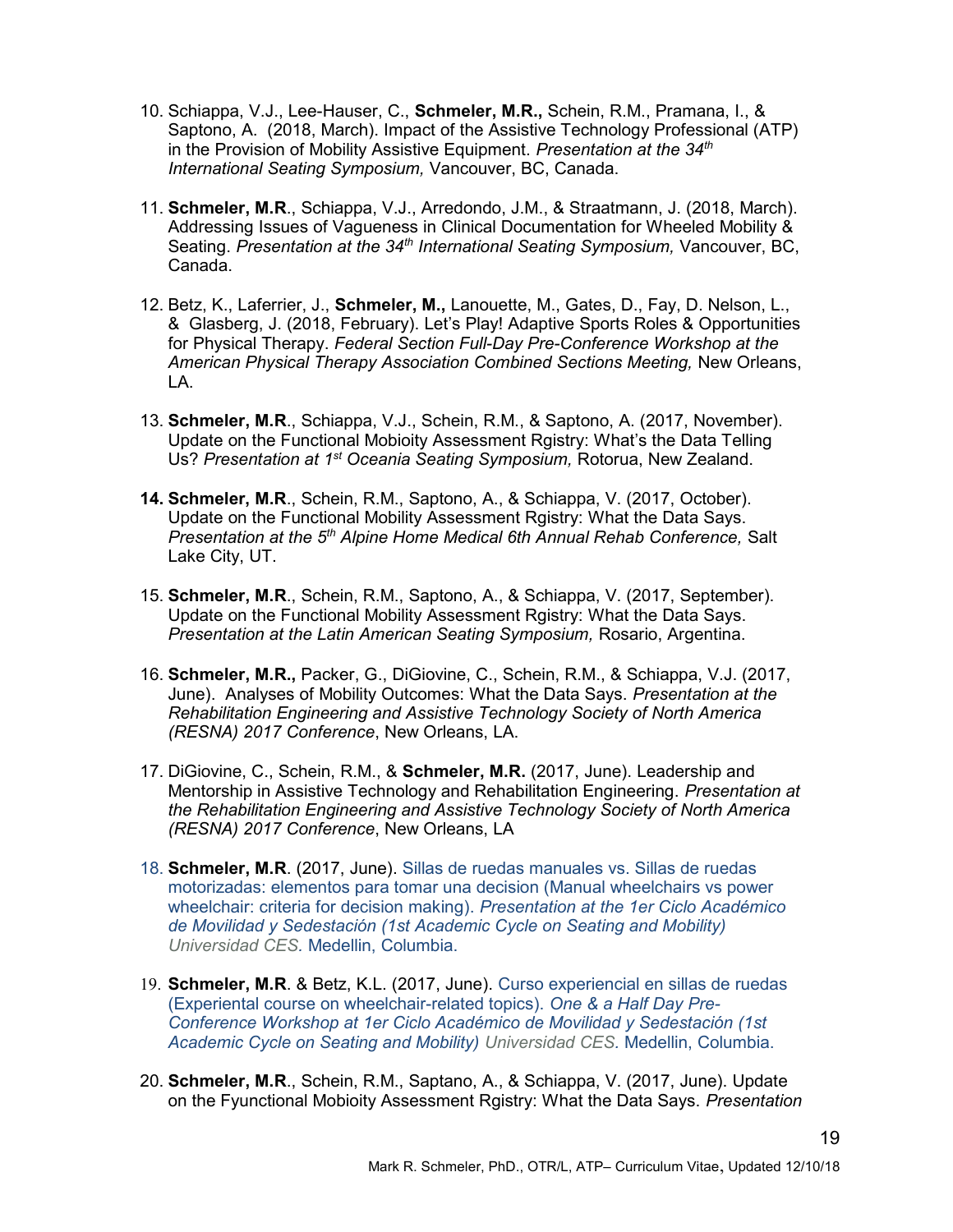10. Schiappa, V.J., Lee-Hauser, C., **Schmeler, M.R.,** Schein, R.M., Pramana, I., & Saptono, A. (2018, March). Impact of the Assistive Technology Professional (ATP) in the Provision of Mobility Assistive Equipment. *Presentation at the 34th International Seating Symposium,* Vancouver, BC, Canada.

11. **Schmeler, M.R**., Schiappa, V.J., Arredondo, J.M., & Straatmann, J. (2018, March). Addressing Issues of Vagueness in Clinical Documentation for Wheeled Mobility & Seating. *Presentation at the 34th International Seating Symposium,* Vancouver, BC, Canada.

12. Betz, K., Laferrier, J., **Schmeler, M.,** Lanouette, M., Gates, D., Fay, D. Nelson, L., & Glasberg, J. (2018, February). Let's Play! Adaptive Sports Roles & Opportunities for Physical Therapy. *Federal Section Full-Day Pre-Conference Workshop at the American Physical Therapy Association Combined Sections Meeting,* New Orleans, LA.

13. **Schmeler, M.R**., Schiappa, V.J., Schein, R.M., & Saptono, A. (2017, November). Update on the Functional Mobioity Assessment Rgistry: What's the Data Telling Us? *Presentation at 1st Oceania Seating Symposium,* Rotorua, New Zealand.

14. **Schmeler, M.R**., Schein, R.M., Saptono, A., & Schiappa, V. (2017, October). Update on the Functional Mobility Assessment Rgistry: What the Data Says. *Presentation at the 5th Alpine Home Medical 6th Annual Rehab Conference,* Salt Lake City, UT.

15. **Schmeler, M.R**., Schein, R.M., Saptono, A., & Schiappa, V. (2017, September). Update on the Functional Mobility Assessment Rgistry: What the Data Says. *Presentation at the Latin American Seating Symposium,* Rosario, Argentina.

16. **Schmeler, M.R.,** Packer, G., DiGiovine, C., Schein, R.M., & Schiappa, V.J. (2017, June). Analyses of Mobility Outcomes: What the Data Says. *Presentation at the Rehabilitation Engineering and Assistive Technology Society of North America (RESNA) 2017 Conference*, New Orleans, LA.

17. DiGiovine, C., Schein, R.M., & **Schmeler, M.R.** (2017, June). Leadership and Mentorship in Assistive Technology and Rehabilitation Engineering. *Presentation at the Rehabilitation Engineering and Assistive Technology Society of North America (RESNA) 2017 Conference*, New Orleans, LA

18. **Schmeler, M.R**. (2017, June). Sillas de ruedas manuales vs. Sillas de ruedas motorizadas: elementos para tomar una decision (Manual wheelchairs vs power wheelchair: criteria for decision making). *Presentation at the 1er Ciclo Académico de Movilidad y Sedestación (1st Academic Cycle on Seating and Mobility) Universidad CES.* Medellin, Columbia.

19. **Schmeler, M.R**. & Betz, K.L. (2017, June). Curso experiencial en sillas de ruedas (Experiental course on wheelchair-related topics). *One & a Half Day Pre-Conference Workshop at 1er Ciclo Académico de Movilidad y Sedestación (1st Academic Cycle on Seating and Mobility) Universidad CES.* Medellin, Columbia.

20. **Schmeler, M.R**., Schein, R.M., Saptano, A., & Schiappa, V. (2017, June). Update on the Fyunctional Mobioity Assessment Rgistry: What the Data Says. *Presentation*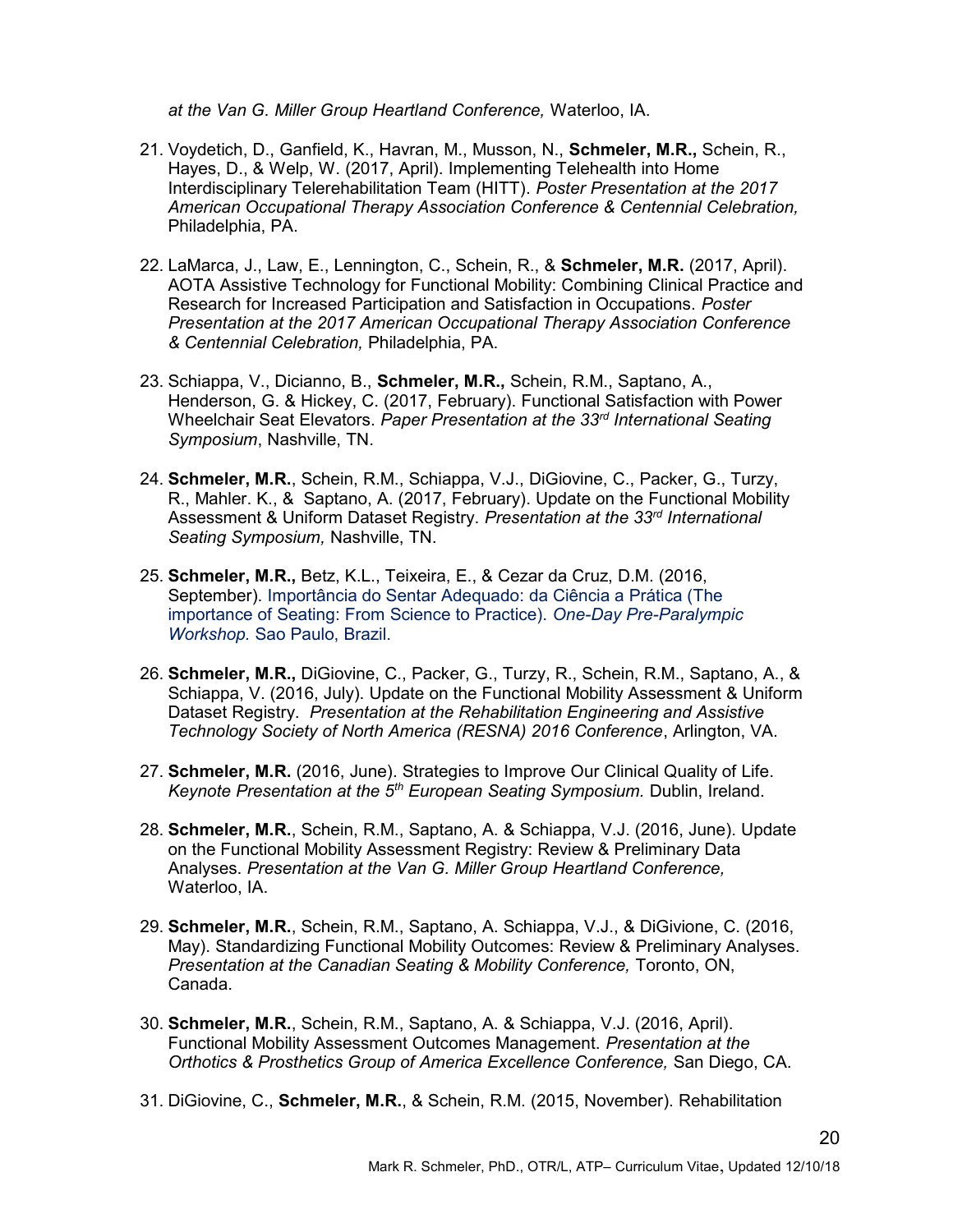*at the Van G. Miller Group Heartland Conference,* Waterloo, IA.

21. Voydetich, D., Ganfield, K., Havran, M., Musson, N., **Schmeler, M.R.,** Schein, R., Hayes, D., & Welp, W. (2017, April). Implementing Telehealth into Home Interdisciplinary Telerehabilitation Team (HITT). *Poster Presentation at the 2017 American Occupational Therapy Association Conference & Centennial Celebration,* Philadelphia, PA.

22. LaMarca, J., Law, E., Lennington, C., Schein, R., & **Schmeler, M.R.** (2017, April). AOTA Assistive Technology for Functional Mobility: Combining Clinical Practice and Research for Increased Participation and Satisfaction in Occupations. *Poster Presentation at the 2017 American Occupational Therapy Association Conference & Centennial Celebration,* Philadelphia, PA.

23. Schiappa, V., Dicianno, B., **Schmeler, M.R.,** Schein, R.M., Saptano, A., Henderson, G. & Hickey, C. (2017, February). Functional Satisfaction with Power Wheelchair Seat Elevators. *Paper Presentation at the 33rd International Seating Symposium*, Nashville, TN.

24. **Schmeler, M.R.**, Schein, R.M., Schiappa, V.J., DiGiovine, C., Packer, G., Turzy, R., Mahler. K., & Saptano, A. (2017, February). Update on the Functional Mobility Assessment & Uniform Dataset Registry. *Presentation at the 33rd International Seating Symposium,* Nashville, TN.

25. **Schmeler, M.R.,** Betz, K.L., Teixeira, E., & Cezar da Cruz, D.M. (2016, September). Importância do Sentar Adequado: da Ciência a Prática (The importance of Seating: From Science to Practice). *One-Day Pre-Paralympic Workshop.* Sao Paulo, Brazil.

26. **Schmeler, M.R.,** DiGiovine, C., Packer, G., Turzy, R., Schein, R.M., Saptano, A., & Schiappa, V. (2016, July). Update on the Functional Mobility Assessment & Uniform Dataset Registry. *Presentation at the Rehabilitation Engineering and Assistive Technology Society of North America (RESNA) 2016 Conference*, Arlington, VA.

27. **Schmeler, M.R.** (2016, June). Strategies to Improve Our Clinical Quality of Life. *Keynote Presentation at the 5th European Seating Symposium.* Dublin, Ireland.

28. **Schmeler, M.R.**, Schein, R.M., Saptano, A. & Schiappa, V.J. (2016, June). Update on the Functional Mobility Assessment Registry: Review & Preliminary Data Analyses. *Presentation at the Van G. Miller Group Heartland Conference,* Waterloo, IA.

29. **Schmeler, M.R.**, Schein, R.M., Saptano, A. Schiappa, V.J., & DiGivione, C. (2016, May). Standardizing Functional Mobility Outcomes: Review & Preliminary Analyses. *Presentation at the Canadian Seating & Mobility Conference,* Toronto, ON, Canada.

30. **Schmeler, M.R.**, Schein, R.M., Saptano, A. & Schiappa, V.J. (2016, April). Functional Mobility Assessment Outcomes Management. *Presentation at the Orthotics & Prosthetics Group of America Excellence Conference,* San Diego, CA.

31. DiGiovine, C., **Schmeler, M.R.**, & Schein, R.M. (2015, November). Rehabilitation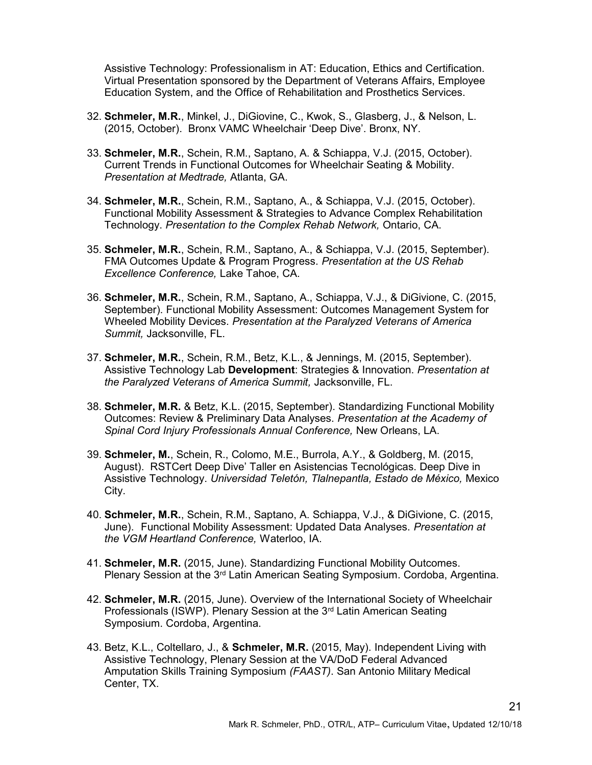Assistive Technology: Professionalism in AT: Education, Ethics and Certification. Virtual Presentation sponsored by the Department of Veterans Affairs, Employee Education System, and the Office of Rehabilitation and Prosthetics Services.

32. **Schmeler, M.R.**, Minkel, J., DiGiovine, C., Kwok, S., Glasberg, J., & Nelson, L. (2015, October). Bronx VAMC Wheelchair 'Deep Dive'. Bronx, NY.

33. **Schmeler, M.R.**, Schein, R.M., Saptano, A. & Schiappa, V.J. (2015, October). Current Trends in Functional Outcomes for Wheelchair Seating & Mobility. *Presentation at Medtrade,* Atlanta, GA.

34. **Schmeler, M.R.**, Schein, R.M., Saptano, A., & Schiappa, V.J. (2015, October). Functional Mobility Assessment & Strategies to Advance Complex Rehabilitation Technology. *Presentation to the Complex Rehab Network,* Ontario, CA.

35. **Schmeler, M.R.**, Schein, R.M., Saptano, A., & Schiappa, V.J. (2015, September). FMA Outcomes Update & Program Progress. *Presentation at the US Rehab Excellence Conference,* Lake Tahoe, CA.

36. **Schmeler, M.R.**, Schein, R.M., Saptano, A., Schiappa, V.J., & DiGivione, C. (2015, September). Functional Mobility Assessment: Outcomes Management System for Wheeled Mobility Devices. *Presentation at the Paralyzed Veterans of America Summit,* Jacksonville, FL.

37. **Schmeler, M.R.**, Schein, R.M., Betz, K.L., & Jennings, M. (2015, September). Assistive Technology Lab **Development**: Strategies & Innovation. *Presentation at the Paralyzed Veterans of America Summit,* Jacksonville, FL.

38. **Schmeler, M.R.** & Betz, K.L. (2015, September). Standardizing Functional Mobility Outcomes: Review & Preliminary Data Analyses. *Presentation at the Academy of Spinal Cord Injury Professionals Annual Conference,* New Orleans, LA.

39. **Schmeler, M.**, Schein, R., Colomo, M.E., Burrola, A.Y., & Goldberg, M. (2015, August). RSTCert Deep Dive' Taller en Asistencias Tecnológicas. Deep Dive in Assistive Technology. *Universidad Teletón, Tlalnepantla, Estado de México,* Mexico City.

40. **Schmeler, M.R.**, Schein, R.M., Saptano, A. Schiappa, V.J., & DiGivione, C. (2015, June). Functional Mobility Assessment: Updated Data Analyses. *Presentation at the VGM Heartland Conference,* Waterloo, IA.

41. **Schmeler, M.R.** (2015, June). Standardizing Functional Mobility Outcomes. Plenary Session at the 3rd Latin American Seating Symposium. Cordoba, Argentina.

42. **Schmeler, M.R.** (2015, June). Overview of the International Society of Wheelchair Professionals (ISWP). Plenary Session at the 3rd Latin American Seating Symposium. Cordoba, Argentina.

43. Betz, K.L., Coltellaro, J., & **Schmeler, M.R.** (2015, May). Independent Living with Assistive Technology, Plenary Session at the VA/DoD Federal Advanced Amputation Skills Training Symposium *(FAAST)*. San Antonio Military Medical Center, TX.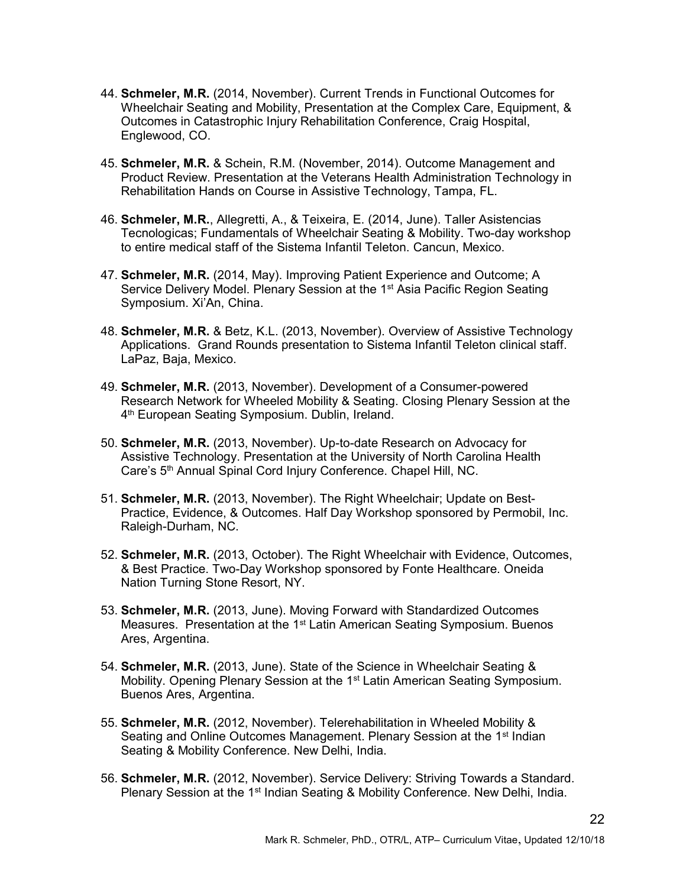44. **Schmeler, M.R.** (2014, November). Current Trends in Functional Outcomes for Wheelchair Seating and Mobility, Presentation at the Complex Care, Equipment, & Outcomes in Catastrophic Injury Rehabilitation Conference, Craig Hospital, Englewood, CO.

45. **Schmeler, M.R.** & Schein, R.M. (November, 2014). Outcome Management and Product Review. Presentation at the Veterans Health Administration Technology in Rehabilitation Hands on Course in Assistive Technology, Tampa, FL.

46. **Schmeler, M.R.**, Allegretti, A., & Teixeira, E. (2014, June). Taller Asistencias Tecnologicas; Fundamentals of Wheelchair Seating & Mobility. Two-day workshop to entire medical staff of the Sistema Infantil Teleton. Cancun, Mexico.

47. **Schmeler, M.R.** (2014, May). Improving Patient Experience and Outcome; A Service Delivery Model. Plenary Session at the 1st Asia Pacific Region Seating Symposium. Xi'An, China.

48. **Schmeler, M.R.** & Betz, K.L. (2013, November). Overview of Assistive Technology Applications. Grand Rounds presentation to Sistema Infantil Teleton clinical staff. LaPaz, Baja, Mexico.

49. **Schmeler, M.R.** (2013, November). Development of a Consumer-powered Research Network for Wheeled Mobility & Seating. Closing Plenary Session at the 4th European Seating Symposium. Dublin, Ireland.

50. **Schmeler, M.R.** (2013, November). Up-to-date Research on Advocacy for Assistive Technology. Presentation at the University of North Carolina Health Care's 5th Annual Spinal Cord Injury Conference. Chapel Hill, NC.

51. **Schmeler, M.R.** (2013, November). The Right Wheelchair; Update on Best-Practice, Evidence, & Outcomes. Half Day Workshop sponsored by Permobil, Inc. Raleigh-Durham, NC.

52. **Schmeler, M.R.** (2013, October). The Right Wheelchair with Evidence, Outcomes, & Best Practice. Two-Day Workshop sponsored by Fonte Healthcare. Oneida Nation Turning Stone Resort, NY.

53. **Schmeler, M.R.** (2013, June). Moving Forward with Standardized Outcomes Measures. Presentation at the 1st Latin American Seating Symposium. Buenos Ares, Argentina.

54. **Schmeler, M.R.** (2013, June). State of the Science in Wheelchair Seating & Mobility. Opening Plenary Session at the 1st Latin American Seating Symposium. Buenos Ares, Argentina.

55. **Schmeler, M.R.** (2012, November). Telerehabilitation in Wheeled Mobility & Seating and Online Outcomes Management. Plenary Session at the 1st Indian Seating & Mobility Conference. New Delhi, India.

56. **Schmeler, M.R.** (2012, November). Service Delivery: Striving Towards a Standard. Plenary Session at the 1st Indian Seating & Mobility Conference. New Delhi, India.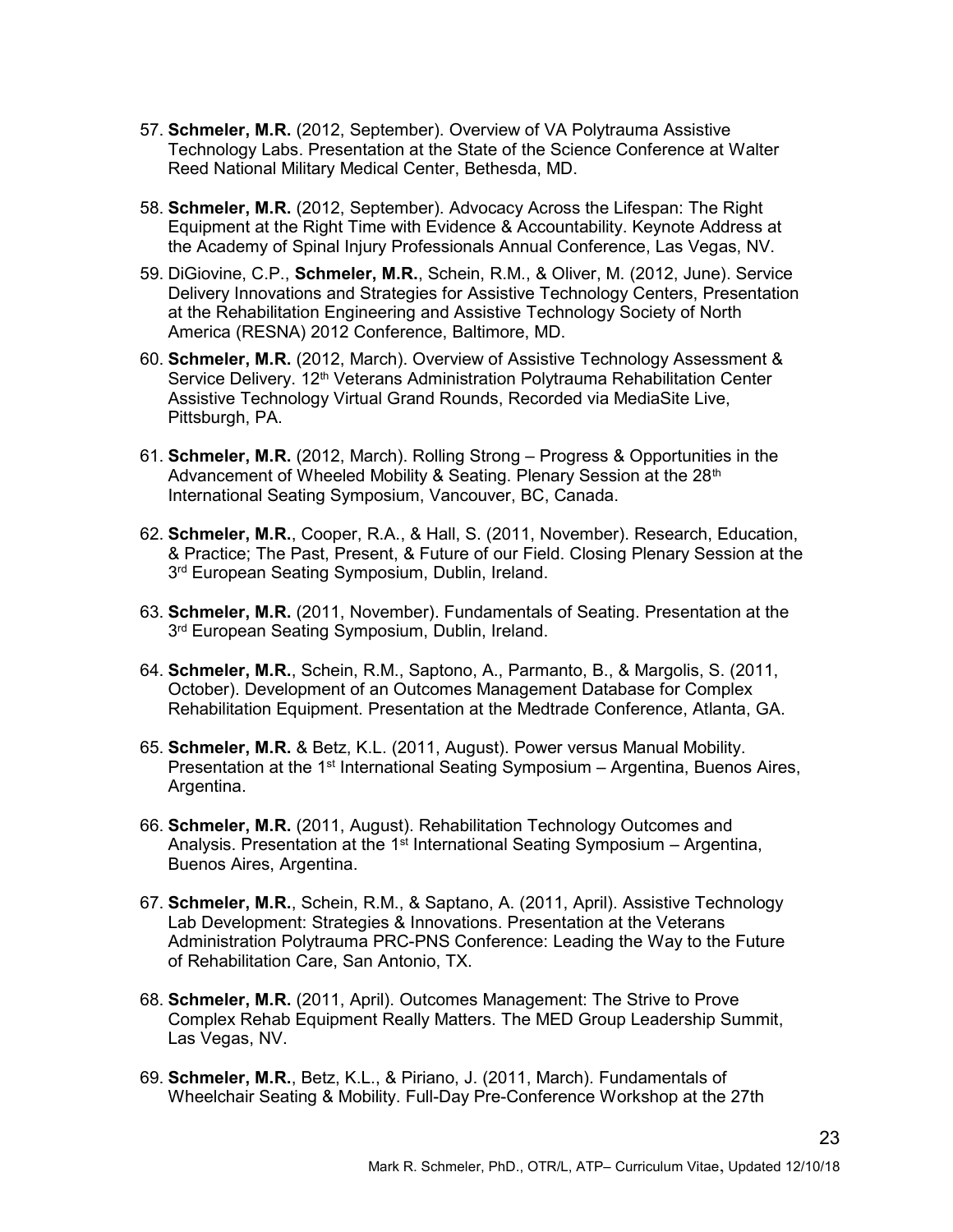57. **Schmeler, M.R.** (2012, September). Overview of VA Polytrauma Assistive Technology Labs. Presentation at the State of the Science Conference at Walter Reed National Military Medical Center, Bethesda, MD.

58. **Schmeler, M.R.** (2012, September). Advocacy Across the Lifespan: The Right Equipment at the Right Time with Evidence & Accountability. Keynote Address at the Academy of Spinal Injury Professionals Annual Conference, Las Vegas, NV.

59. DiGiovine, C.P., **Schmeler, M.R.**, Schein, R.M., & Oliver, M. (2012, June). Service Delivery Innovations and Strategies for Assistive Technology Centers, Presentation at the Rehabilitation Engineering and Assistive Technology Society of North America (RESNA) 2012 Conference, Baltimore, MD.

60. **Schmeler, M.R.** (2012, March). Overview of Assistive Technology Assessment & Service Delivery. 12th Veterans Administration Polytrauma Rehabilitation Center Assistive Technology Virtual Grand Rounds, Recorded via MediaSite Live, Pittsburgh, PA.

61. **Schmeler, M.R.** (2012, March). Rolling Strong – Progress & Opportunities in the Advancement of Wheeled Mobility & Seating. Plenary Session at the 28th International Seating Symposium, Vancouver, BC, Canada.

62. **Schmeler, M.R.**, Cooper, R.A., & Hall, S. (2011, November). Research, Education, & Practice; The Past, Present, & Future of our Field. Closing Plenary Session at the 3rd European Seating Symposium, Dublin, Ireland.

63. **Schmeler, M.R.** (2011, November). Fundamentals of Seating. Presentation at the 3rd European Seating Symposium, Dublin, Ireland.

64. **Schmeler, M.R.**, Schein, R.M., Saptono, A., Parmanto, B., & Margolis, S. (2011, October). Development of an Outcomes Management Database for Complex Rehabilitation Equipment. Presentation at the Medtrade Conference, Atlanta, GA.

65. **Schmeler, M.R.** & Betz, K.L. (2011, August). Power versus Manual Mobility. Presentation at the 1st International Seating Symposium – Argentina, Buenos Aires, Argentina.

66. **Schmeler, M.R.** (2011, August). Rehabilitation Technology Outcomes and Analysis. Presentation at the 1st International Seating Symposium – Argentina, Buenos Aires, Argentina.

67. **Schmeler, M.R.**, Schein, R.M., & Saptano, A. (2011, April). Assistive Technology Lab Development: Strategies & Innovations. Presentation at the Veterans Administration Polytrauma PRC-PNS Conference: Leading the Way to the Future of Rehabilitation Care, San Antonio, TX.

68. **Schmeler, M.R.** (2011, April). Outcomes Management: The Strive to Prove Complex Rehab Equipment Really Matters. The MED Group Leadership Summit, Las Vegas, NV.

69. **Schmeler, M.R.**, Betz, K.L., & Piriano, J. (2011, March). Fundamentals of Wheelchair Seating & Mobility. Full-Day Pre-Conference Workshop at the 27th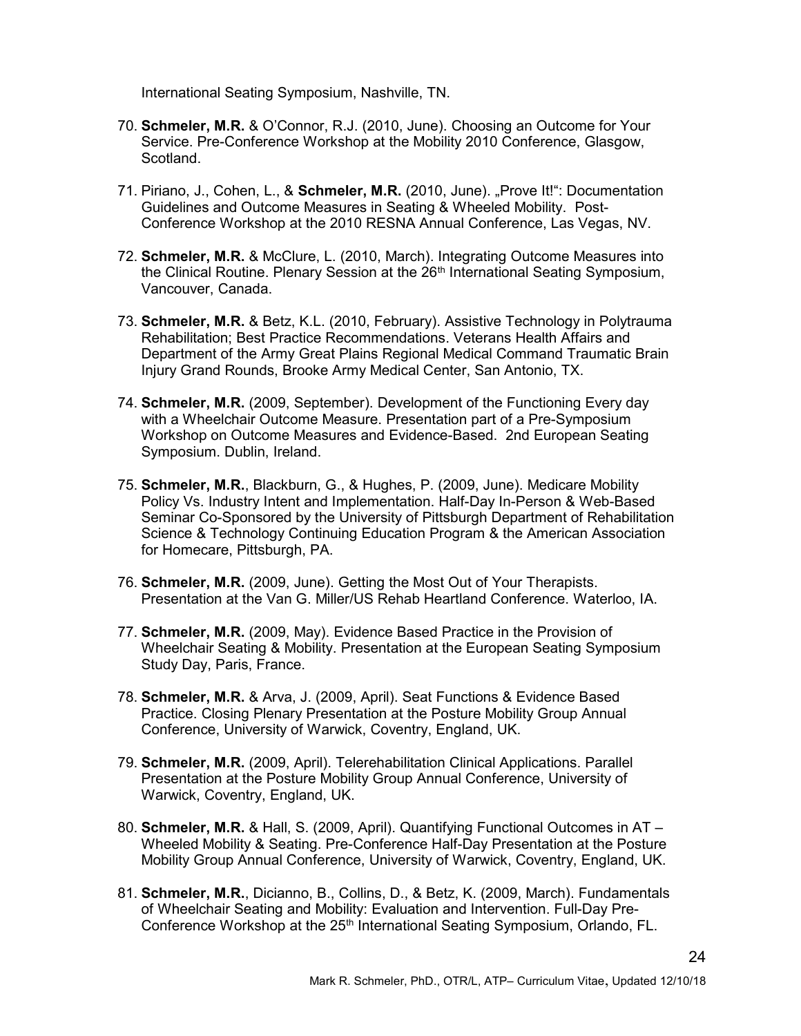International Seating Symposium, Nashville, TN.

70. **Schmeler, M.R.** & O'Connor, R.J. (2010, June). Choosing an Outcome for Your Service. Pre-Conference Workshop at the Mobility 2010 Conference, Glasgow, Scotland.

71. Piriano, J., Cohen, L., & **Schmeler, M.R.** (2010, June). „Prove It!": Documentation Guidelines and Outcome Measures in Seating & Wheeled Mobility. Post-Conference Workshop at the 2010 RESNA Annual Conference, Las Vegas, NV.

72. **Schmeler, M.R.** & McClure, L. (2010, March). Integrating Outcome Measures into the Clinical Routine. Plenary Session at the 26th International Seating Symposium, Vancouver, Canada.

73. **Schmeler, M.R.** & Betz, K.L. (2010, February). Assistive Technology in Polytrauma Rehabilitation; Best Practice Recommendations. Veterans Health Affairs and Department of the Army Great Plains Regional Medical Command Traumatic Brain Injury Grand Rounds, Brooke Army Medical Center, San Antonio, TX.

74. **Schmeler, M.R.** (2009, September). Development of the Functioning Every day with a Wheelchair Outcome Measure. Presentation part of a Pre-Symposium Workshop on Outcome Measures and Evidence-Based. 2nd European Seating Symposium. Dublin, Ireland.

75. **Schmeler, M.R.**, Blackburn, G., & Hughes, P. (2009, June). Medicare Mobility Policy Vs. Industry Intent and Implementation. Half-Day In-Person & Web-Based Seminar Co-Sponsored by the University of Pittsburgh Department of Rehabilitation Science & Technology Continuing Education Program & the American Association for Homecare, Pittsburgh, PA.

76. **Schmeler, M.R.** (2009, June). Getting the Most Out of Your Therapists. Presentation at the Van G. Miller/US Rehab Heartland Conference. Waterloo, IA.

77. **Schmeler, M.R.** (2009, May). Evidence Based Practice in the Provision of Wheelchair Seating & Mobility. Presentation at the European Seating Symposium Study Day, Paris, France.

78. **Schmeler, M.R.** & Arva, J. (2009, April). Seat Functions & Evidence Based Practice. Closing Plenary Presentation at the Posture Mobility Group Annual Conference, University of Warwick, Coventry, England, UK.

79. **Schmeler, M.R.** (2009, April). Telerehabilitation Clinical Applications. Parallel Presentation at the Posture Mobility Group Annual Conference, University of Warwick, Coventry, England, UK.

80. **Schmeler, M.R.** & Hall, S. (2009, April). Quantifying Functional Outcomes in AT – Wheeled Mobility & Seating. Pre-Conference Half-Day Presentation at the Posture Mobility Group Annual Conference, University of Warwick, Coventry, England, UK.

81. **Schmeler, M.R.**, Dicianno, B., Collins, D., & Betz, K. (2009, March). Fundamentals of Wheelchair Seating and Mobility: Evaluation and Intervention. Full-Day Pre-Conference Workshop at the 25th International Seating Symposium, Orlando, FL.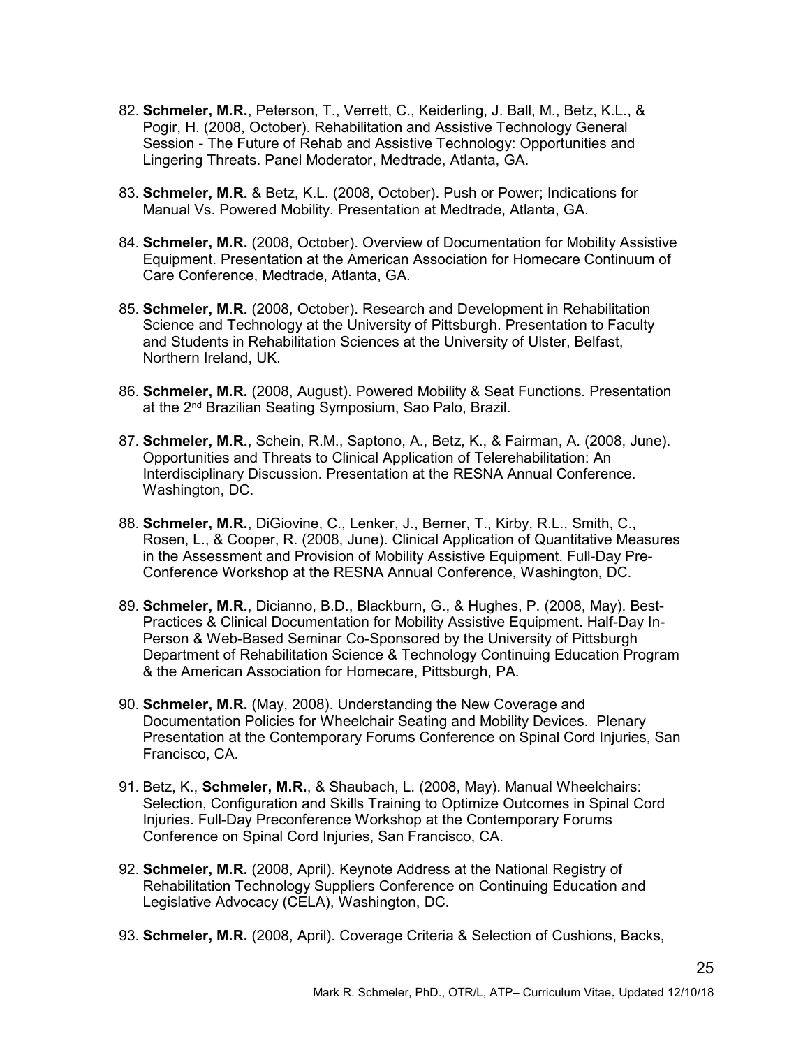82. **Schmeler, M.R.**, Peterson, T., Verrett, C., Keiderling, J. Ball, M., Betz, K.L., & Pogir, H. (2008, October). Rehabilitation and Assistive Technology General Session - The Future of Rehab and Assistive Technology: Opportunities and Lingering Threats. Panel Moderator, Medtrade, Atlanta, GA.

83. **Schmeler, M.R.** & Betz, K.L. (2008, October). Push or Power; Indications for Manual Vs. Powered Mobility. Presentation at Medtrade, Atlanta, GA.

84. **Schmeler, M.R.** (2008, October). Overview of Documentation for Mobility Assistive Equipment. Presentation at the American Association for Homecare Continuum of Care Conference, Medtrade, Atlanta, GA.

85. **Schmeler, M.R.** (2008, October). Research and Development in Rehabilitation Science and Technology at the University of Pittsburgh. Presentation to Faculty and Students in Rehabilitation Sciences at the University of Ulster, Belfast, Northern Ireland, UK.

86. **Schmeler, M.R.** (2008, August). Powered Mobility & Seat Functions. Presentation at the 2nd Brazilian Seating Symposium, Sao Palo, Brazil.

87. **Schmeler, M.R.**, Schein, R.M., Saptono, A., Betz, K., & Fairman, A. (2008, June). Opportunities and Threats to Clinical Application of Telerehabilitation: An Interdisciplinary Discussion. Presentation at the RESNA Annual Conference. Washington, DC.

88. **Schmeler, M.R.**, DiGiovine, C., Lenker, J., Berner, T., Kirby, R.L., Smith, C., Rosen, L., & Cooper, R. (2008, June). Clinical Application of Quantitative Measures in the Assessment and Provision of Mobility Assistive Equipment. Full-Day Pre-Conference Workshop at the RESNA Annual Conference, Washington, DC.

89. **Schmeler, M.R.**, Dicianno, B.D., Blackburn, G., & Hughes, P. (2008, May). Best-Practices & Clinical Documentation for Mobility Assistive Equipment. Half-Day In-Person & Web-Based Seminar Co-Sponsored by the University of Pittsburgh Department of Rehabilitation Science & Technology Continuing Education Program & the American Association for Homecare, Pittsburgh, PA.

90. **Schmeler, M.R.** (May, 2008). Understanding the New Coverage and Documentation Policies for Wheelchair Seating and Mobility Devices. Plenary Presentation at the Contemporary Forums Conference on Spinal Cord Injuries, San Francisco, CA.

91. Betz, K., **Schmeler, M.R.**, & Shaubach, L. (2008, May). Manual Wheelchairs: Selection, Configuration and Skills Training to Optimize Outcomes in Spinal Cord Injuries. Full-Day Preconference Workshop at the Contemporary Forums Conference on Spinal Cord Injuries, San Francisco, CA.

92. **Schmeler, M.R.** (2008, April). Keynote Address at the National Registry of Rehabilitation Technology Suppliers Conference on Continuing Education and Legislative Advocacy (CELA), Washington, DC.

93. **Schmeler, M.R.** (2008, April). Coverage Criteria & Selection of Cushions, Backs,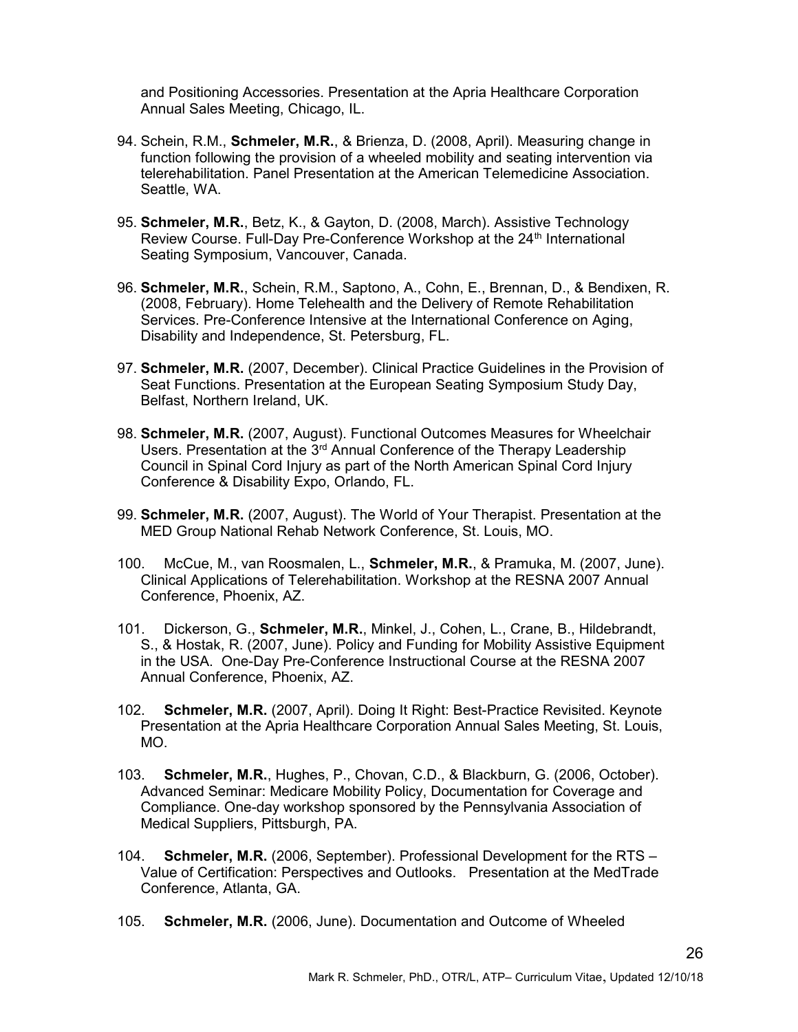and Positioning Accessories. Presentation at the Apria Healthcare Corporation Annual Sales Meeting, Chicago, IL.

94. Schein, R.M., **Schmeler, M.R.**, & Brienza, D. (2008, April). Measuring change in function following the provision of a wheeled mobility and seating intervention via telerehabilitation. Panel Presentation at the American Telemedicine Association. Seattle, WA.

95. **Schmeler, M.R.**, Betz, K., & Gayton, D. (2008, March). Assistive Technology Review Course. Full-Day Pre-Conference Workshop at the 24th International Seating Symposium, Vancouver, Canada.

96. **Schmeler, M.R.**, Schein, R.M., Saptono, A., Cohn, E., Brennan, D., & Bendixen, R. (2008, February). Home Telehealth and the Delivery of Remote Rehabilitation Services. Pre-Conference Intensive at the International Conference on Aging, Disability and Independence, St. Petersburg, FL.

97. **Schmeler, M.R.** (2007, December). Clinical Practice Guidelines in the Provision of Seat Functions. Presentation at the European Seating Symposium Study Day, Belfast, Northern Ireland, UK.

98. **Schmeler, M.R.** (2007, August). Functional Outcomes Measures for Wheelchair Users. Presentation at the 3rd Annual Conference of the Therapy Leadership Council in Spinal Cord Injury as part of the North American Spinal Cord Injury Conference & Disability Expo, Orlando, FL.

99. **Schmeler, M.R.** (2007, August). The World of Your Therapist. Presentation at the MED Group National Rehab Network Conference, St. Louis, MO.

100. McCue, M., van Roosmalen, L., **Schmeler, M.R.**, & Pramuka, M. (2007, June). Clinical Applications of Telerehabilitation. Workshop at the RESNA 2007 Annual Conference, Phoenix, AZ.

101. Dickerson, G., **Schmeler, M.R.**, Minkel, J., Cohen, L., Crane, B., Hildebrandt, S., & Hostak, R. (2007, June). Policy and Funding for Mobility Assistive Equipment in the USA. One-Day Pre-Conference Instructional Course at the RESNA 2007 Annual Conference, Phoenix, AZ.

102. **Schmeler, M.R.** (2007, April). Doing It Right: Best-Practice Revisited. Keynote Presentation at the Apria Healthcare Corporation Annual Sales Meeting, St. Louis, MO.

103. **Schmeler, M.R.**, Hughes, P., Chovan, C.D., & Blackburn, G. (2006, October). Advanced Seminar: Medicare Mobility Policy, Documentation for Coverage and Compliance. One-day workshop sponsored by the Pennsylvania Association of Medical Suppliers, Pittsburgh, PA.

104. **Schmeler, M.R.** (2006, September). Professional Development for the RTS – Value of Certification: Perspectives and Outlooks. Presentation at the MedTrade Conference, Atlanta, GA.

105. **Schmeler, M.R.** (2006, June). Documentation and Outcome of Wheeled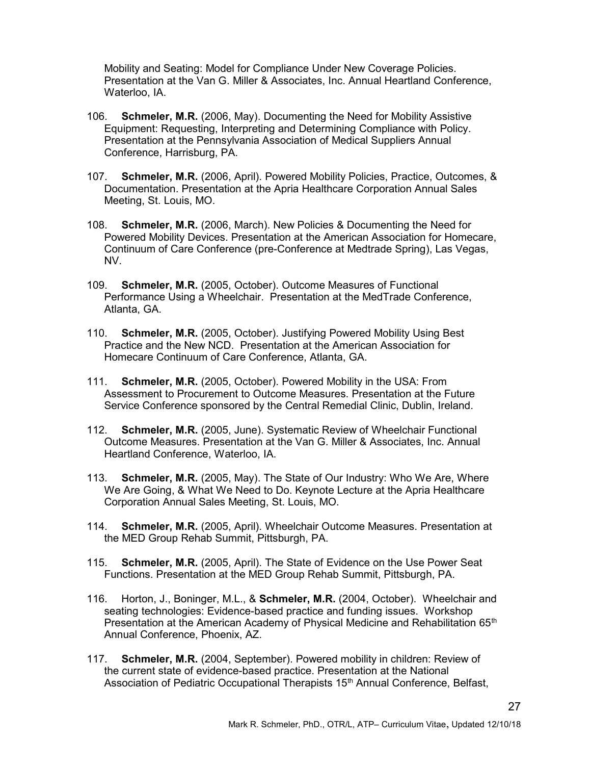Mobility and Seating: Model for Compliance Under New Coverage Policies. Presentation at the Van G. Miller & Associates, Inc. Annual Heartland Conference, Waterloo, IA.

106. **Schmeler, M.R.** (2006, May). Documenting the Need for Mobility Assistive Equipment: Requesting, Interpreting and Determining Compliance with Policy. Presentation at the Pennsylvania Association of Medical Suppliers Annual Conference, Harrisburg, PA.

107. **Schmeler, M.R.** (2006, April). Powered Mobility Policies, Practice, Outcomes, & Documentation. Presentation at the Apria Healthcare Corporation Annual Sales Meeting, St. Louis, MO.

108. **Schmeler, M.R.** (2006, March). New Policies & Documenting the Need for Powered Mobility Devices. Presentation at the American Association for Homecare, Continuum of Care Conference (pre-Conference at Medtrade Spring), Las Vegas, NV.

109. **Schmeler, M.R.** (2005, October). Outcome Measures of Functional Performance Using a Wheelchair. Presentation at the MedTrade Conference, Atlanta, GA.

110. **Schmeler, M.R.** (2005, October). Justifying Powered Mobility Using Best Practice and the New NCD. Presentation at the American Association for Homecare Continuum of Care Conference, Atlanta, GA.

111. **Schmeler, M.R.** (2005, October). Powered Mobility in the USA: From Assessment to Procurement to Outcome Measures. Presentation at the Future Service Conference sponsored by the Central Remedial Clinic, Dublin, Ireland.

112. **Schmeler, M.R.** (2005, June). Systematic Review of Wheelchair Functional Outcome Measures. Presentation at the Van G. Miller & Associates, Inc. Annual Heartland Conference, Waterloo, IA.

113. **Schmeler, M.R.** (2005, May). The State of Our Industry: Who We Are, Where We Are Going, & What We Need to Do. Keynote Lecture at the Apria Healthcare Corporation Annual Sales Meeting, St. Louis, MO.

114. **Schmeler, M.R.** (2005, April). Wheelchair Outcome Measures. Presentation at the MED Group Rehab Summit, Pittsburgh, PA.

115. **Schmeler, M.R.** (2005, April). The State of Evidence on the Use Power Seat Functions. Presentation at the MED Group Rehab Summit, Pittsburgh, PA.

116. Horton, J., Boninger, M.L., & **Schmeler, M.R.** (2004, October). Wheelchair and seating technologies: Evidence-based practice and funding issues. Workshop Presentation at the American Academy of Physical Medicine and Rehabilitation 65th Annual Conference, Phoenix, AZ.

117. **Schmeler, M.R.** (2004, September). Powered mobility in children: Review of the current state of evidence-based practice. Presentation at the National Association of Pediatric Occupational Therapists 15th Annual Conference, Belfast,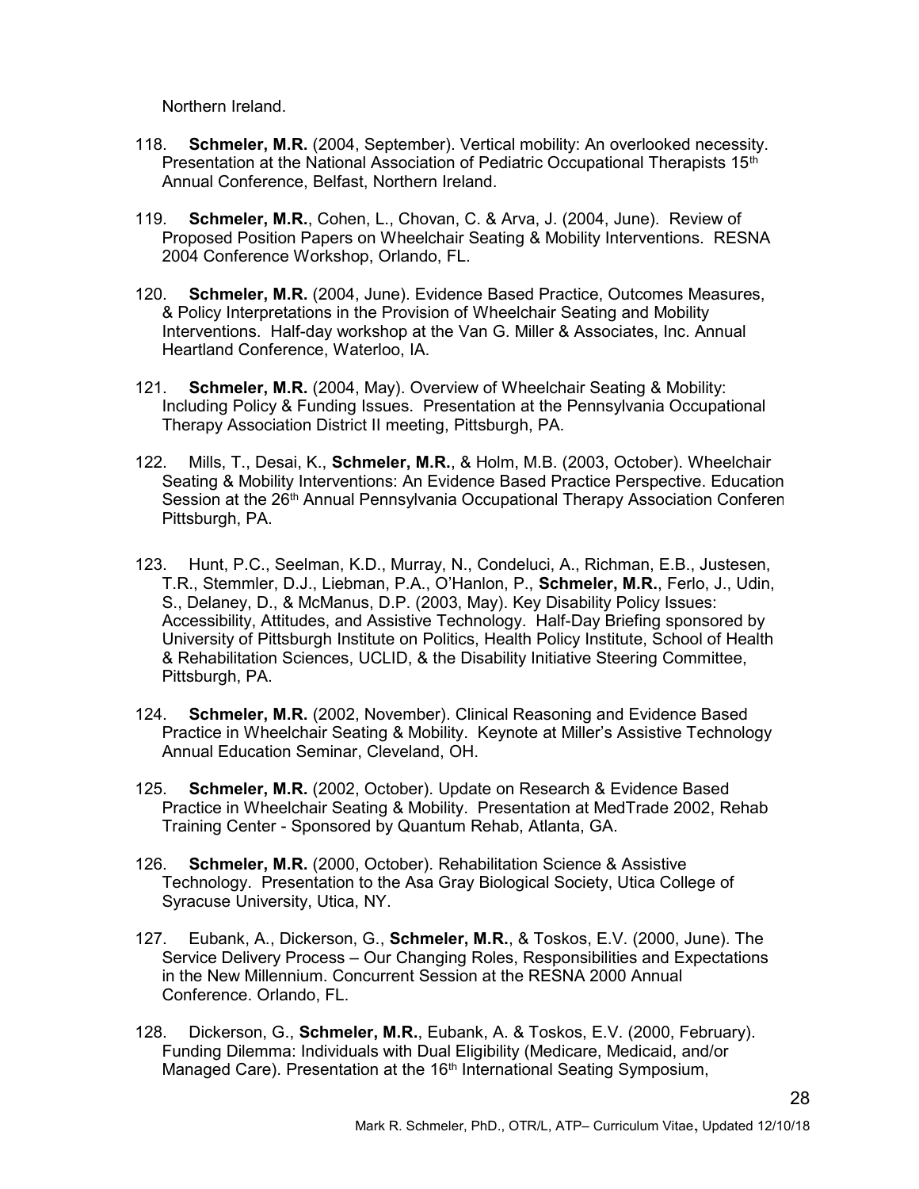Northern Ireland.

118. **Schmeler, M.R.** (2004, September). Vertical mobility: An overlooked necessity. Presentation at the National Association of Pediatric Occupational Therapists 15th Annual Conference, Belfast, Northern Ireland.

119. **Schmeler, M.R.**, Cohen, L., Chovan, C. & Arva, J. (2004, June). Review of Proposed Position Papers on Wheelchair Seating & Mobility Interventions. RESNA 2004 Conference Workshop, Orlando, FL.

120. **Schmeler, M.R.** (2004, June). Evidence Based Practice, Outcomes Measures, & Policy Interpretations in the Provision of Wheelchair Seating and Mobility Interventions. Half-day workshop at the Van G. Miller & Associates, Inc. Annual Heartland Conference, Waterloo, IA.

121. **Schmeler, M.R.** (2004, May). Overview of Wheelchair Seating & Mobility: Including Policy & Funding Issues. Presentation at the Pennsylvania Occupational Therapy Association District II meeting, Pittsburgh, PA.

122. Mills, T., Desai, K., **Schmeler, M.R.**, & Holm, M.B. (2003, October). Wheelchair Seating & Mobility Interventions: An Evidence Based Practice Perspective. Education Session at the 26th Annual Pennsylvania Occupational Therapy Association Conferen Pittsburgh, PA.

123. Hunt, P.C., Seelman, K.D., Murray, N., Condeluci, A., Richman, E.B., Justesen, T.R., Stemmler, D.J., Liebman, P.A., O'Hanlon, P., **Schmeler, M.R.**, Ferlo, J., Udin, S., Delaney, D., & McManus, D.P. (2003, May). Key Disability Policy Issues: Accessibility, Attitudes, and Assistive Technology. Half-Day Briefing sponsored by University of Pittsburgh Institute on Politics, Health Policy Institute, School of Health & Rehabilitation Sciences, UCLID, & the Disability Initiative Steering Committee, Pittsburgh, PA.

124. **Schmeler, M.R.** (2002, November). Clinical Reasoning and Evidence Based Practice in Wheelchair Seating & Mobility. Keynote at Miller's Assistive Technology Annual Education Seminar, Cleveland, OH.

125. **Schmeler, M.R.** (2002, October). Update on Research & Evidence Based Practice in Wheelchair Seating & Mobility. Presentation at MedTrade 2002, Rehab Training Center - Sponsored by Quantum Rehab, Atlanta, GA.

126. **Schmeler, M.R.** (2000, October). Rehabilitation Science & Assistive Technology. Presentation to the Asa Gray Biological Society, Utica College of Syracuse University, Utica, NY.

127. Eubank, A., Dickerson, G., **Schmeler, M.R.**, & Toskos, E.V. (2000, June). The Service Delivery Process – Our Changing Roles, Responsibilities and Expectations in the New Millennium. Concurrent Session at the RESNA 2000 Annual Conference. Orlando, FL.

128. Dickerson, G., **Schmeler, M.R.**, Eubank, A. & Toskos, E.V. (2000, February). Funding Dilemma: Individuals with Dual Eligibility (Medicare, Medicaid, and/or Managed Care). Presentation at the 16th International Seating Symposium,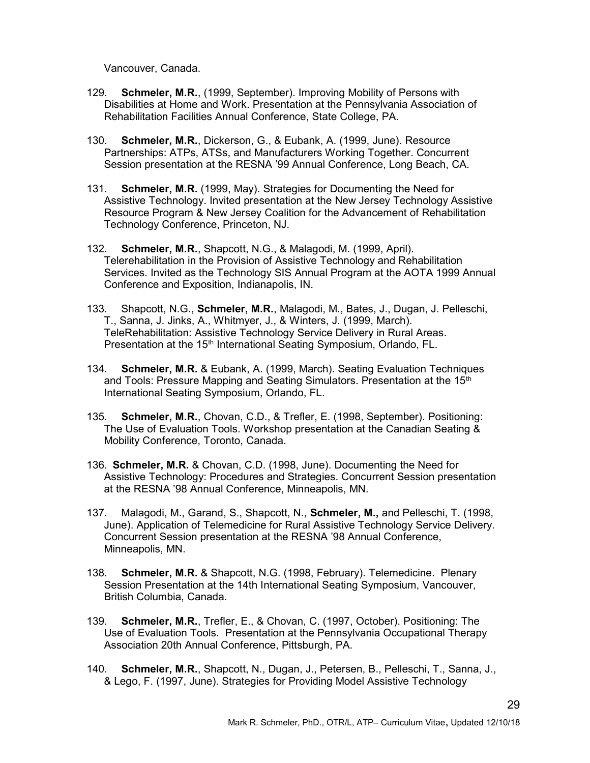Vancouver, Canada.

129. **Schmeler, M.R.**, (1999, September). Improving Mobility of Persons with Disabilities at Home and Work. Presentation at the Pennsylvania Association of Rehabilitation Facilities Annual Conference, State College, PA.

130. **Schmeler, M.R.**, Dickerson, G., & Eubank, A. (1999, June). Resource Partnerships: ATPs, ATSs, and Manufacturers Working Together. Concurrent Session presentation at the RESNA '99 Annual Conference, Long Beach, CA.

131. **Schmeler, M.R.** (1999, May). Strategies for Documenting the Need for Assistive Technology. Invited presentation at the New Jersey Technology Assistive Resource Program & New Jersey Coalition for the Advancement of Rehabilitation Technology Conference, Princeton, NJ.

132. **Schmeler, M.R.**, Shapcott, N.G., & Malagodi, M. (1999, April). Telerehabilitation in the Provision of Assistive Technology and Rehabilitation Services. Invited as the Technology SIS Annual Program at the AOTA 1999 Annual Conference and Exposition, Indianapolis, IN.

133. Shapcott, N.G., **Schmeler, M.R.**, Malagodi, M., Bates, J., Dugan, J. Pelleschi, T., Sanna, J. Jinks, A., Whitmyer, J., & Winters, J. (1999, March). TeleRehabilitation: Assistive Technology Service Delivery in Rural Areas. Presentation at the 15th International Seating Symposium, Orlando, FL.

134. **Schmeler, M.R.** & Eubank, A. (1999, March). Seating Evaluation Techniques and Tools: Pressure Mapping and Seating Simulators. Presentation at the 15th International Seating Symposium, Orlando, FL.

135. **Schmeler, M.R.**, Chovan, C.D., & Trefler, E. (1998, September). Positioning: The Use of Evaluation Tools. Workshop presentation at the Canadian Seating & Mobility Conference, Toronto, Canada.

136. **Schmeler, M.R.** & Chovan, C.D. (1998, June). Documenting the Need for Assistive Technology: Procedures and Strategies. Concurrent Session presentation at the RESNA '98 Annual Conference, Minneapolis, MN.

137. Malagodi, M., Garand, S., Shapcott, N., **Schmeler, M.,** and Pelleschi, T. (1998, June). Application of Telemedicine for Rural Assistive Technology Service Delivery. Concurrent Session presentation at the RESNA '98 Annual Conference, Minneapolis, MN.

138. **Schmeler, M.R.** & Shapcott, N.G. (1998, February). Telemedicine. Plenary Session Presentation at the 14th International Seating Symposium, Vancouver, British Columbia, Canada.

139. **Schmeler, M.R.**, Trefler, E., & Chovan, C. (1997, October). Positioning: The Use of Evaluation Tools. Presentation at the Pennsylvania Occupational Therapy Association 20th Annual Conference, Pittsburgh, PA.

140. **Schmeler, M.R.**, Shapcott, N., Dugan, J., Petersen, B., Pelleschi, T., Sanna, J., & Lego, F. (1997, June). Strategies for Providing Model Assistive Technology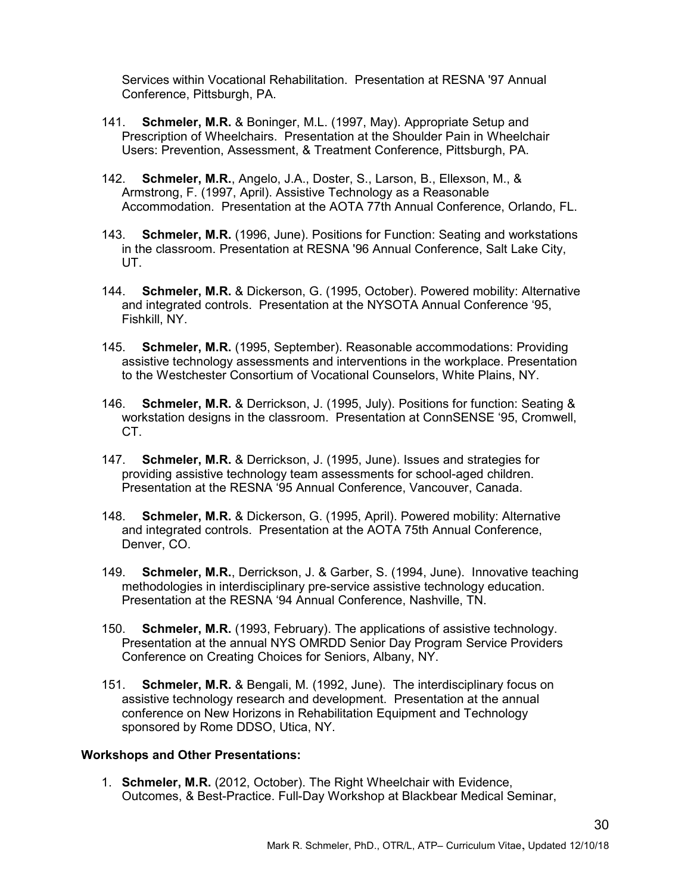Services within Vocational Rehabilitation. Presentation at RESNA '97 Annual Conference, Pittsburgh, PA.

141. **Schmeler, M.R.** & Boninger, M.L. (1997, May). Appropriate Setup and Prescription of Wheelchairs. Presentation at the Shoulder Pain in Wheelchair Users: Prevention, Assessment, & Treatment Conference, Pittsburgh, PA.

142. **Schmeler, M.R.**, Angelo, J.A., Doster, S., Larson, B., Ellexson, M., & Armstrong, F. (1997, April). Assistive Technology as a Reasonable Accommodation. Presentation at the AOTA 77th Annual Conference, Orlando, FL.

143. **Schmeler, M.R.** (1996, June). Positions for Function: Seating and workstations in the classroom. Presentation at RESNA '96 Annual Conference, Salt Lake City, UT.

144. **Schmeler, M.R.** & Dickerson, G. (1995, October). Powered mobility: Alternative and integrated controls. Presentation at the NYSOTA Annual Conference '95, Fishkill, NY.

145. **Schmeler, M.R.** (1995, September). Reasonable accommodations: Providing assistive technology assessments and interventions in the workplace. Presentation to the Westchester Consortium of Vocational Counselors, White Plains, NY.

146. **Schmeler, M.R.** & Derrickson, J. (1995, July). Positions for function: Seating & workstation designs in the classroom. Presentation at ConnSENSE '95, Cromwell, CT.

147. **Schmeler, M.R.** & Derrickson, J. (1995, June). Issues and strategies for providing assistive technology team assessments for school-aged children. Presentation at the RESNA '95 Annual Conference, Vancouver, Canada.

148. **Schmeler, M.R.** & Dickerson, G. (1995, April). Powered mobility: Alternative and integrated controls. Presentation at the AOTA 75th Annual Conference, Denver, CO.

149. **Schmeler, M.R.**, Derrickson, J. & Garber, S. (1994, June). Innovative teaching methodologies in interdisciplinary pre-service assistive technology education. Presentation at the RESNA '94 Annual Conference, Nashville, TN.

150. **Schmeler, M.R.** (1993, February). The applications of assistive technology. Presentation at the annual NYS OMRDD Senior Day Program Service Providers Conference on Creating Choices for Seniors, Albany, NY.

151. **Schmeler, M.R.** & Bengali, M. (1992, June). The interdisciplinary focus on assistive technology research and development. Presentation at the annual conference on New Horizons in Rehabilitation Equipment and Technology sponsored by Rome DDSO, Utica, NY.

**Workshops and Other Presentations:**

1. **Schmeler, M.R.** (2012, October). The Right Wheelchair with Evidence, Outcomes, & Best-Practice. Full-Day Workshop at Blackbear Medical Seminar,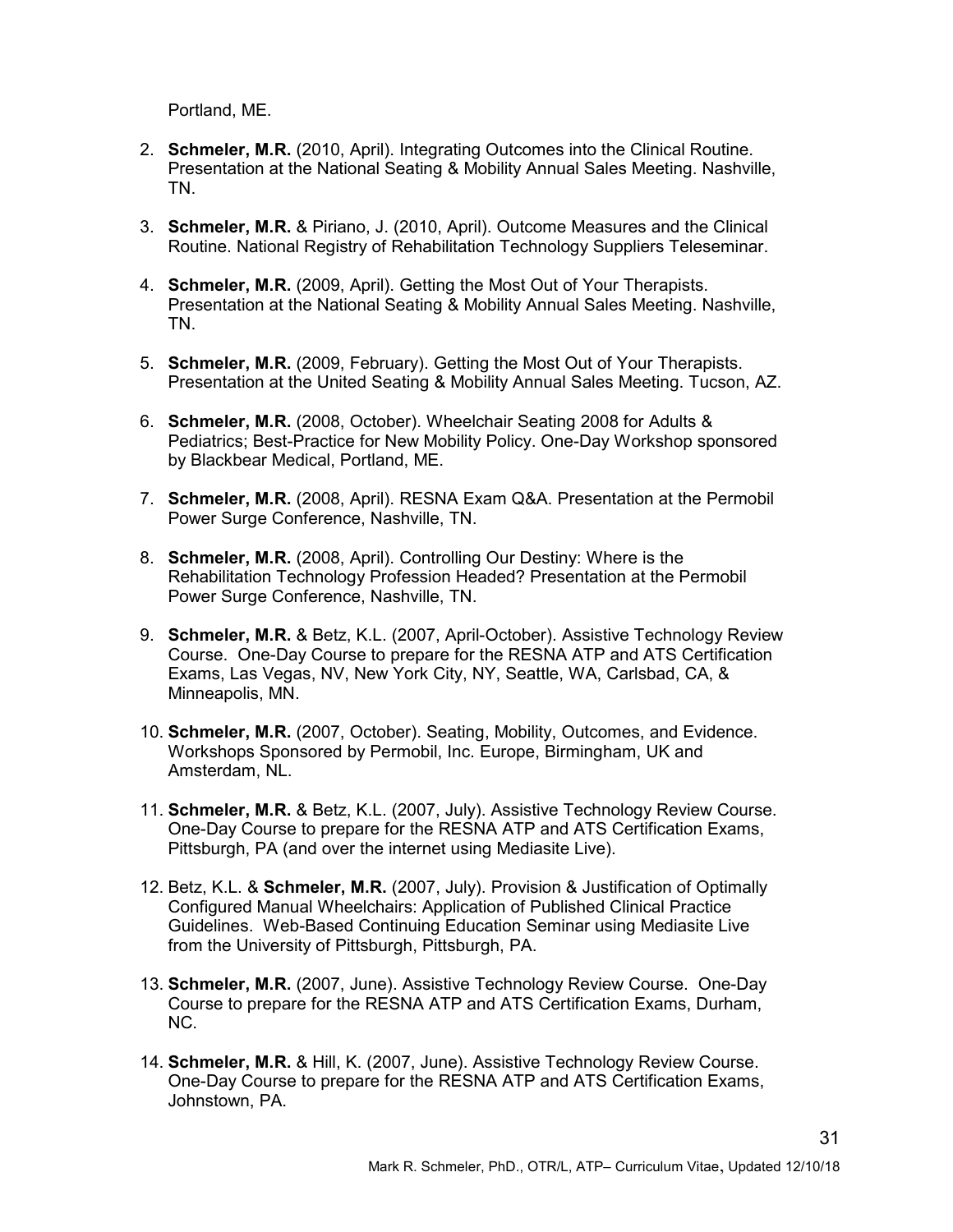Portland, ME.

2. **Schmeler, M.R.** (2010, April). Integrating Outcomes into the Clinical Routine. Presentation at the National Seating & Mobility Annual Sales Meeting. Nashville, TN.

3. **Schmeler, M.R.** & Piriano, J. (2010, April). Outcome Measures and the Clinical Routine. National Registry of Rehabilitation Technology Suppliers Teleseminar.

4. **Schmeler, M.R.** (2009, April). Getting the Most Out of Your Therapists. Presentation at the National Seating & Mobility Annual Sales Meeting. Nashville, TN.

5. **Schmeler, M.R.** (2009, February). Getting the Most Out of Your Therapists. Presentation at the United Seating & Mobility Annual Sales Meeting. Tucson, AZ.

6. **Schmeler, M.R.** (2008, October). Wheelchair Seating 2008 for Adults & Pediatrics; Best-Practice for New Mobility Policy. One-Day Workshop sponsored by Blackbear Medical, Portland, ME.

7. **Schmeler, M.R.** (2008, April). RESNA Exam Q&A. Presentation at the Permobil Power Surge Conference, Nashville, TN.

8. **Schmeler, M.R.** (2008, April). Controlling Our Destiny: Where is the Rehabilitation Technology Profession Headed? Presentation at the Permobil Power Surge Conference, Nashville, TN.

9. **Schmeler, M.R.** & Betz, K.L. (2007, April-October). Assistive Technology Review Course. One-Day Course to prepare for the RESNA ATP and ATS Certification Exams, Las Vegas, NV, New York City, NY, Seattle, WA, Carlsbad, CA, & Minneapolis, MN.

10. **Schmeler, M.R.** (2007, October). Seating, Mobility, Outcomes, and Evidence. Workshops Sponsored by Permobil, Inc. Europe, Birmingham, UK and Amsterdam, NL.

11. **Schmeler, M.R.** & Betz, K.L. (2007, July). Assistive Technology Review Course. One-Day Course to prepare for the RESNA ATP and ATS Certification Exams, Pittsburgh, PA (and over the internet using Mediasite Live).

12. Betz, K.L. & **Schmeler, M.R.** (2007, July). Provision & Justification of Optimally Configured Manual Wheelchairs: Application of Published Clinical Practice Guidelines. Web-Based Continuing Education Seminar using Mediasite Live from the University of Pittsburgh, Pittsburgh, PA.

13. **Schmeler, M.R.** (2007, June). Assistive Technology Review Course. One-Day Course to prepare for the RESNA ATP and ATS Certification Exams, Durham, NC.

14. **Schmeler, M.R.** & Hill, K. (2007, June). Assistive Technology Review Course. One-Day Course to prepare for the RESNA ATP and ATS Certification Exams, Johnstown, PA.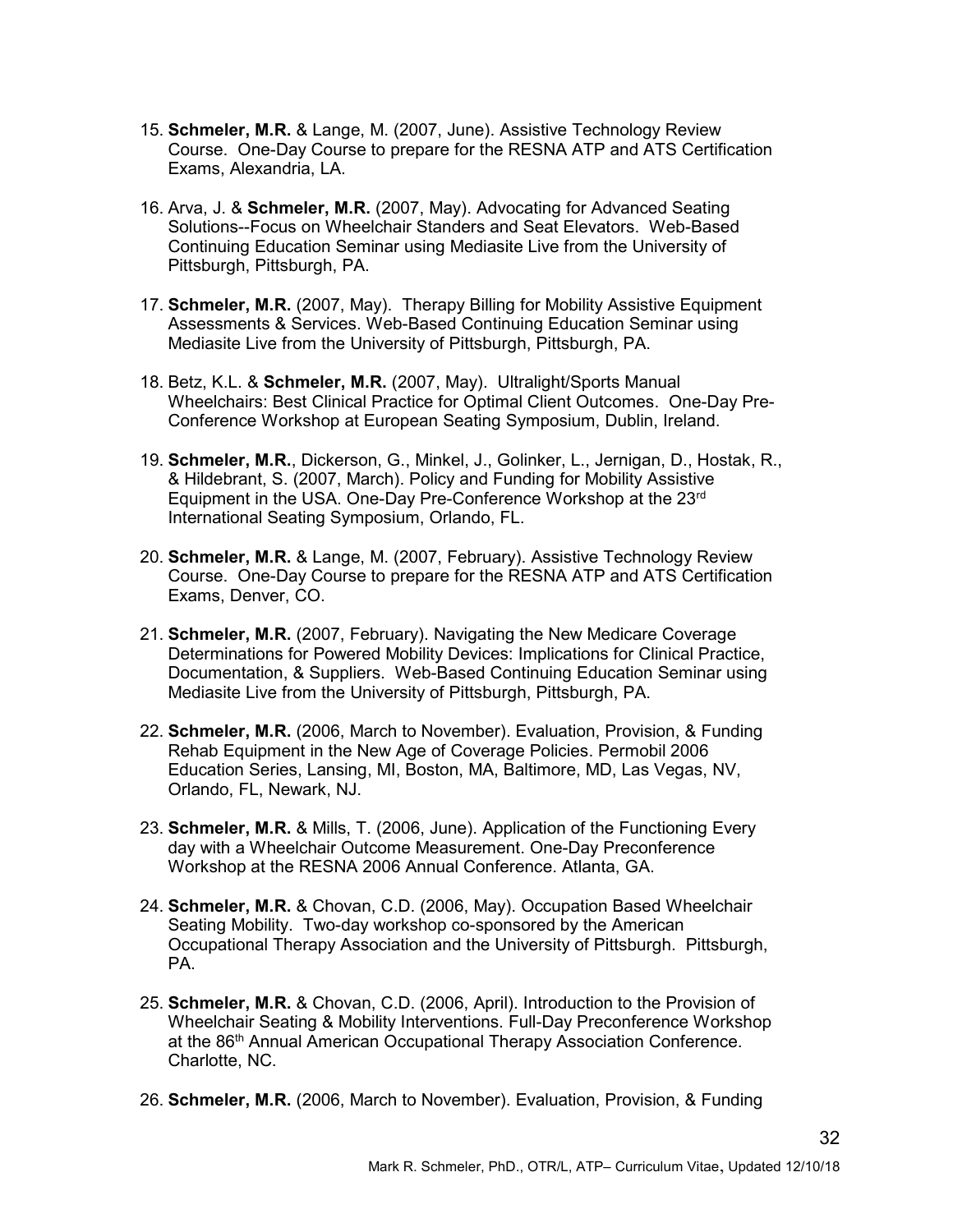15. **Schmeler, M.R.** & Lange, M. (2007, June). Assistive Technology Review Course. One-Day Course to prepare for the RESNA ATP and ATS Certification Exams, Alexandria, LA.

16. Arva, J. & **Schmeler, M.R.** (2007, May). Advocating for Advanced Seating Solutions--Focus on Wheelchair Standers and Seat Elevators. Web-Based Continuing Education Seminar using Mediasite Live from the University of Pittsburgh, Pittsburgh, PA.

17. **Schmeler, M.R.** (2007, May). Therapy Billing for Mobility Assistive Equipment Assessments & Services. Web-Based Continuing Education Seminar using Mediasite Live from the University of Pittsburgh, Pittsburgh, PA.

18. Betz, K.L. & **Schmeler, M.R.** (2007, May). Ultralight/Sports Manual Wheelchairs: Best Clinical Practice for Optimal Client Outcomes. One-Day Pre-Conference Workshop at European Seating Symposium, Dublin, Ireland.

19. **Schmeler, M.R.**, Dickerson, G., Minkel, J., Golinker, L., Jernigan, D., Hostak, R., & Hildebrant, S. (2007, March). Policy and Funding for Mobility Assistive Equipment in the USA. One-Day Pre-Conference Workshop at the 23rd International Seating Symposium, Orlando, FL.

20. **Schmeler, M.R.** & Lange, M. (2007, February). Assistive Technology Review Course. One-Day Course to prepare for the RESNA ATP and ATS Certification Exams, Denver, CO.

21. **Schmeler, M.R.** (2007, February). Navigating the New Medicare Coverage Determinations for Powered Mobility Devices: Implications for Clinical Practice, Documentation, & Suppliers. Web-Based Continuing Education Seminar using Mediasite Live from the University of Pittsburgh, Pittsburgh, PA.

22. **Schmeler, M.R.** (2006, March to November). Evaluation, Provision, & Funding Rehab Equipment in the New Age of Coverage Policies. Permobil 2006 Education Series, Lansing, MI, Boston, MA, Baltimore, MD, Las Vegas, NV, Orlando, FL, Newark, NJ.

23. **Schmeler, M.R.** & Mills, T. (2006, June). Application of the Functioning Every day with a Wheelchair Outcome Measurement. One-Day Preconference Workshop at the RESNA 2006 Annual Conference. Atlanta, GA.

24. **Schmeler, M.R.** & Chovan, C.D. (2006, May). Occupation Based Wheelchair Seating Mobility. Two-day workshop co-sponsored by the American Occupational Therapy Association and the University of Pittsburgh. Pittsburgh, PA.

25. **Schmeler, M.R.** & Chovan, C.D. (2006, April). Introduction to the Provision of Wheelchair Seating & Mobility Interventions. Full-Day Preconference Workshop at the 86th Annual American Occupational Therapy Association Conference. Charlotte, NC.

26. **Schmeler, M.R.** (2006, March to November). Evaluation, Provision, & Funding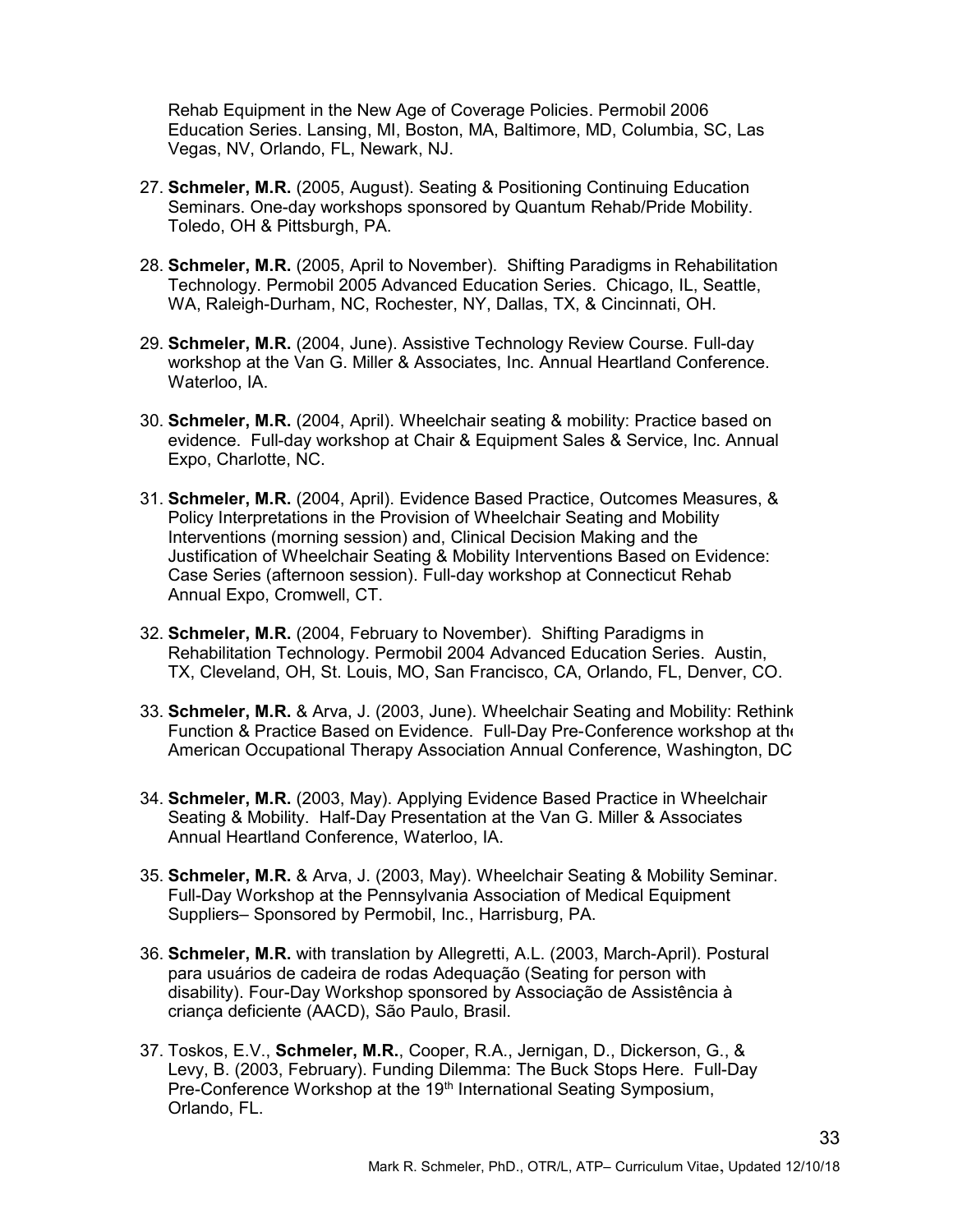Rehab Equipment in the New Age of Coverage Policies. Permobil 2006 Education Series. Lansing, MI, Boston, MA, Baltimore, MD, Columbia, SC, Las Vegas, NV, Orlando, FL, Newark, NJ.

27. **Schmeler, M.R.** (2005, August). Seating & Positioning Continuing Education Seminars. One-day workshops sponsored by Quantum Rehab/Pride Mobility. Toledo, OH & Pittsburgh, PA.

28. **Schmeler, M.R.** (2005, April to November). Shifting Paradigms in Rehabilitation Technology. Permobil 2005 Advanced Education Series. Chicago, IL, Seattle, WA, Raleigh-Durham, NC, Rochester, NY, Dallas, TX, & Cincinnati, OH.

29. **Schmeler, M.R.** (2004, June). Assistive Technology Review Course. Full-day workshop at the Van G. Miller & Associates, Inc. Annual Heartland Conference. Waterloo, IA.

30. **Schmeler, M.R.** (2004, April). Wheelchair seating & mobility: Practice based on evidence. Full-day workshop at Chair & Equipment Sales & Service, Inc. Annual Expo, Charlotte, NC.

31. **Schmeler, M.R.** (2004, April). Evidence Based Practice, Outcomes Measures, & Policy Interpretations in the Provision of Wheelchair Seating and Mobility Interventions (morning session) and, Clinical Decision Making and the Justification of Wheelchair Seating & Mobility Interventions Based on Evidence: Case Series (afternoon session). Full-day workshop at Connecticut Rehab Annual Expo, Cromwell, CT.

32. **Schmeler, M.R.** (2004, February to November). Shifting Paradigms in Rehabilitation Technology. Permobil 2004 Advanced Education Series. Austin, TX, Cleveland, OH, St. Louis, MO, San Francisco, CA, Orlando, FL, Denver, CO.

33. **Schmeler, M.R.** & Arva, J. (2003, June). Wheelchair Seating and Mobility: Rethink Function & Practice Based on Evidence. Full-Day Pre-Conference workshop at the American Occupational Therapy Association Annual Conference, Washington, DC

34. **Schmeler, M.R.** (2003, May). Applying Evidence Based Practice in Wheelchair Seating & Mobility. Half-Day Presentation at the Van G. Miller & Associates Annual Heartland Conference, Waterloo, IA.

35. **Schmeler, M.R.** & Arva, J. (2003, May). Wheelchair Seating & Mobility Seminar. Full-Day Workshop at the Pennsylvania Association of Medical Equipment Suppliers– Sponsored by Permobil, Inc., Harrisburg, PA.

36. **Schmeler, M.R.** with translation by Allegretti, A.L. (2003, March-April). Postural para usuários de cadeira de rodas Adequação (Seating for person with disability). Four-Day Workshop sponsored by Associação de Assistência à criança deficiente (AACD), São Paulo, Brasil.

37. Toskos, E.V., **Schmeler, M.R.**, Cooper, R.A., Jernigan, D., Dickerson, G., & Levy, B. (2003, February). Funding Dilemma: The Buck Stops Here. Full-Day Pre-Conference Workshop at the 19th International Seating Symposium, Orlando, FL.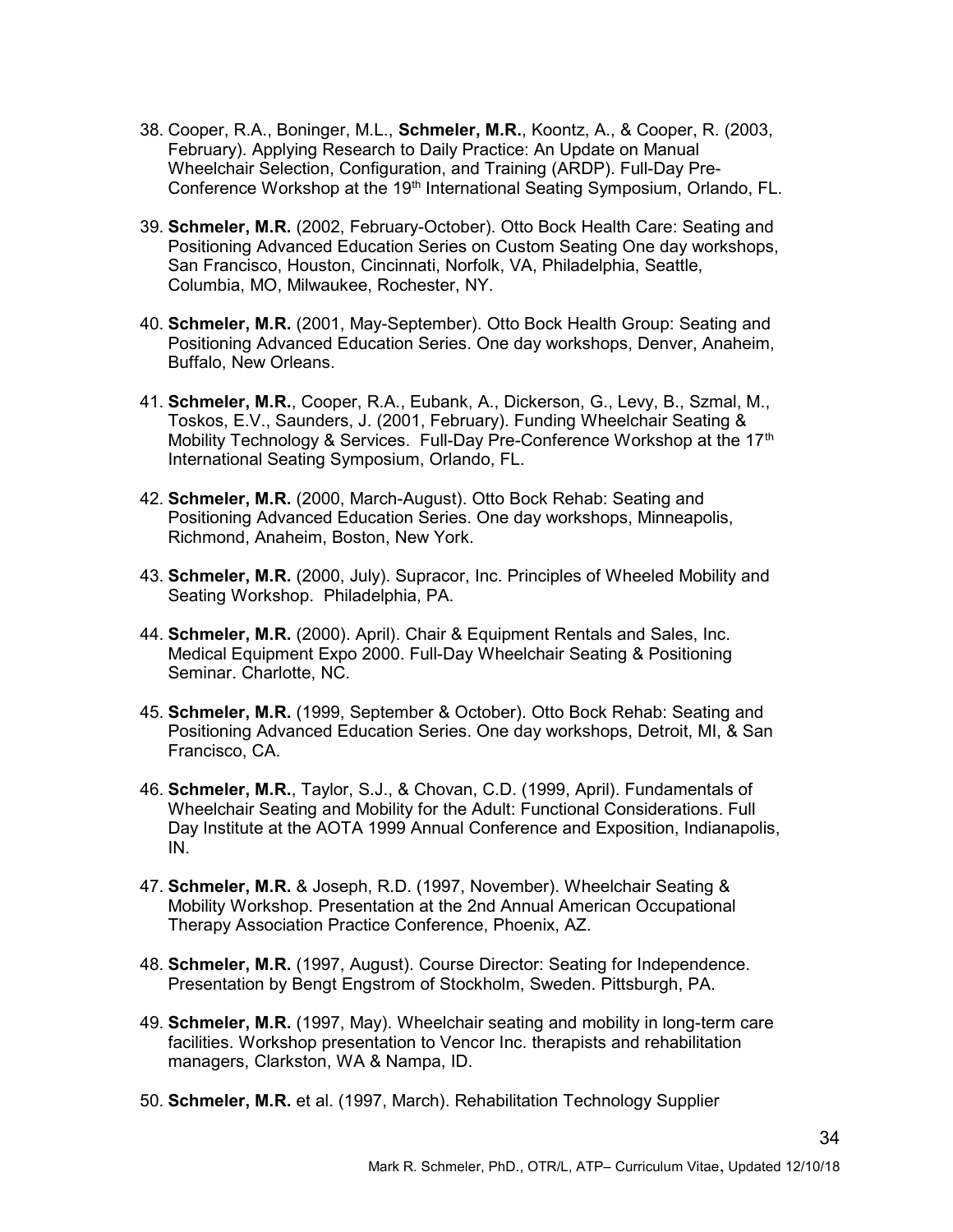38. Cooper, R.A., Boninger, M.L., **Schmeler, M.R.**, Koontz, A., & Cooper, R. (2003, February). Applying Research to Daily Practice: An Update on Manual Wheelchair Selection, Configuration, and Training (ARDP). Full-Day Pre-Conference Workshop at the 19th International Seating Symposium, Orlando, FL.

39. **Schmeler, M.R.** (2002, February-October). Otto Bock Health Care: Seating and Positioning Advanced Education Series on Custom Seating One day workshops, San Francisco, Houston, Cincinnati, Norfolk, VA, Philadelphia, Seattle, Columbia, MO, Milwaukee, Rochester, NY.

40. **Schmeler, M.R.** (2001, May-September). Otto Bock Health Group: Seating and Positioning Advanced Education Series. One day workshops, Denver, Anaheim, Buffalo, New Orleans.

41. **Schmeler, M.R.**, Cooper, R.A., Eubank, A., Dickerson, G., Levy, B., Szmal, M., Toskos, E.V., Saunders, J. (2001, February). Funding Wheelchair Seating & Mobility Technology & Services. Full-Day Pre-Conference Workshop at the 17th International Seating Symposium, Orlando, FL.

42. **Schmeler, M.R.** (2000, March-August). Otto Bock Rehab: Seating and Positioning Advanced Education Series. One day workshops, Minneapolis, Richmond, Anaheim, Boston, New York.

43. **Schmeler, M.R.** (2000, July). Supracor, Inc. Principles of Wheeled Mobility and Seating Workshop. Philadelphia, PA.

44. **Schmeler, M.R.** (2000). April). Chair & Equipment Rentals and Sales, Inc. Medical Equipment Expo 2000. Full-Day Wheelchair Seating & Positioning Seminar. Charlotte, NC.

45. **Schmeler, M.R.** (1999, September & October). Otto Bock Rehab: Seating and Positioning Advanced Education Series. One day workshops, Detroit, MI, & San Francisco, CA.

46. **Schmeler, M.R.**, Taylor, S.J., & Chovan, C.D. (1999, April). Fundamentals of Wheelchair Seating and Mobility for the Adult: Functional Considerations. Full Day Institute at the AOTA 1999 Annual Conference and Exposition, Indianapolis, IN.

47. **Schmeler, M.R.** & Joseph, R.D. (1997, November). Wheelchair Seating & Mobility Workshop. Presentation at the 2nd Annual American Occupational Therapy Association Practice Conference, Phoenix, AZ.

48. **Schmeler, M.R.** (1997, August). Course Director: Seating for Independence. Presentation by Bengt Engstrom of Stockholm, Sweden. Pittsburgh, PA.

49. **Schmeler, M.R.** (1997, May). Wheelchair seating and mobility in long-term care facilities. Workshop presentation to Vencor Inc. therapists and rehabilitation managers, Clarkston, WA & Nampa, ID.

50. **Schmeler, M.R.** et al. (1997, March). Rehabilitation Technology Supplier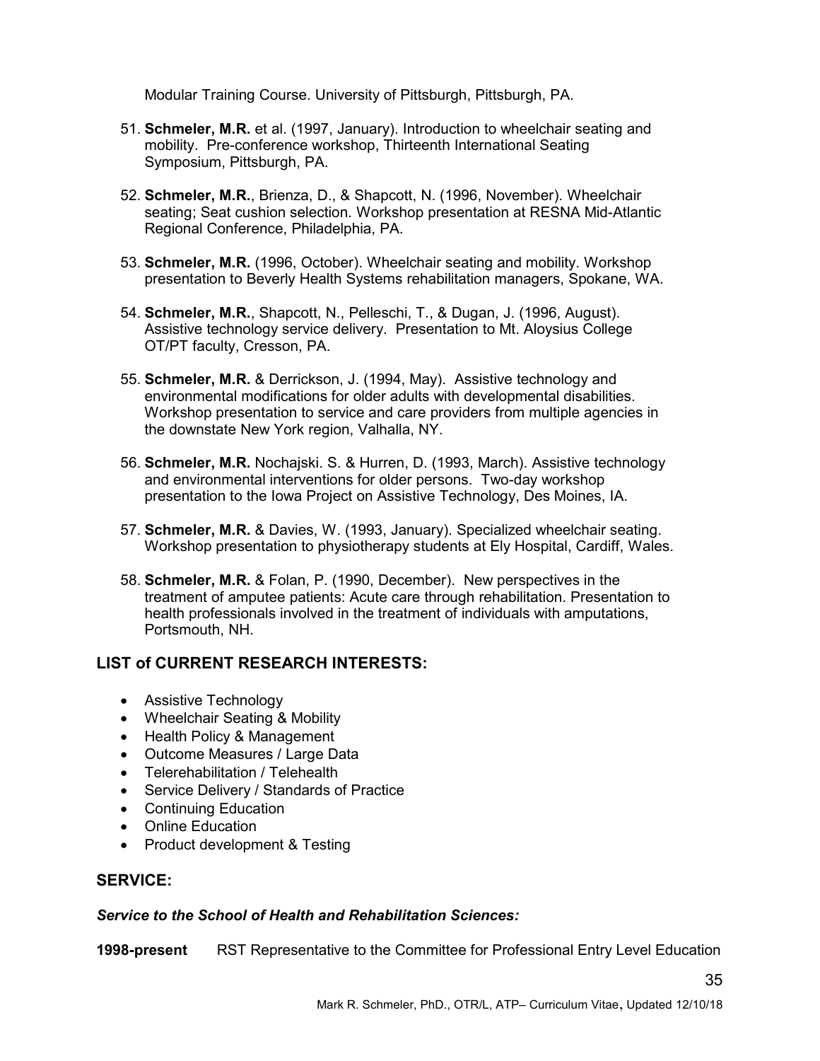Modular Training Course. University of Pittsburgh, Pittsburgh, PA.

51. **Schmeler, M.R.** et al. (1997, January). Introduction to wheelchair seating and mobility. Pre-conference workshop, Thirteenth International Seating Symposium, Pittsburgh, PA.

52. **Schmeler, M.R.**, Brienza, D., & Shapcott, N. (1996, November). Wheelchair seating; Seat cushion selection. Workshop presentation at RESNA Mid-Atlantic Regional Conference, Philadelphia, PA.

53. **Schmeler, M.R.** (1996, October). Wheelchair seating and mobility. Workshop presentation to Beverly Health Systems rehabilitation managers, Spokane, WA.

54. **Schmeler, M.R.**, Shapcott, N., Pelleschi, T., & Dugan, J. (1996, August). Assistive technology service delivery. Presentation to Mt. Aloysius College OT/PT faculty, Cresson, PA.

55. **Schmeler, M.R.** & Derrickson, J. (1994, May). Assistive technology and environmental modifications for older adults with developmental disabilities. Workshop presentation to service and care providers from multiple agencies in the downstate New York region, Valhalla, NY.

56. **Schmeler, M.R.** Nochajski. S. & Hurren, D. (1993, March). Assistive technology and environmental interventions for older persons. Two-day workshop presentation to the Iowa Project on Assistive Technology, Des Moines, IA.

57. **Schmeler, M.R.** & Davies, W. (1993, January). Specialized wheelchair seating. Workshop presentation to physiotherapy students at Ely Hospital, Cardiff, Wales.

58. **Schmeler, M.R.** & Folan, P. (1990, December). New perspectives in the treatment of amputee patients: Acute care through rehabilitation. Presentation to health professionals involved in the treatment of individuals with amputations, Portsmouth, NH.

## LIST of CURRENT RESEARCH INTERESTS:

- Assistive Technology
- Wheelchair Seating & Mobility
- Health Policy & Management
- Outcome Measures / Large Data
- Telerehabilitation / Telehealth
- Service Delivery / Standards of Practice
- Continuing Education
- Online Education
- Product development & Testing

## SERVICE:

### *Service to the School of Health and Rehabilitation Sciences:*

**1998-present** RST Representative to the Committee for Professional Entry Level Education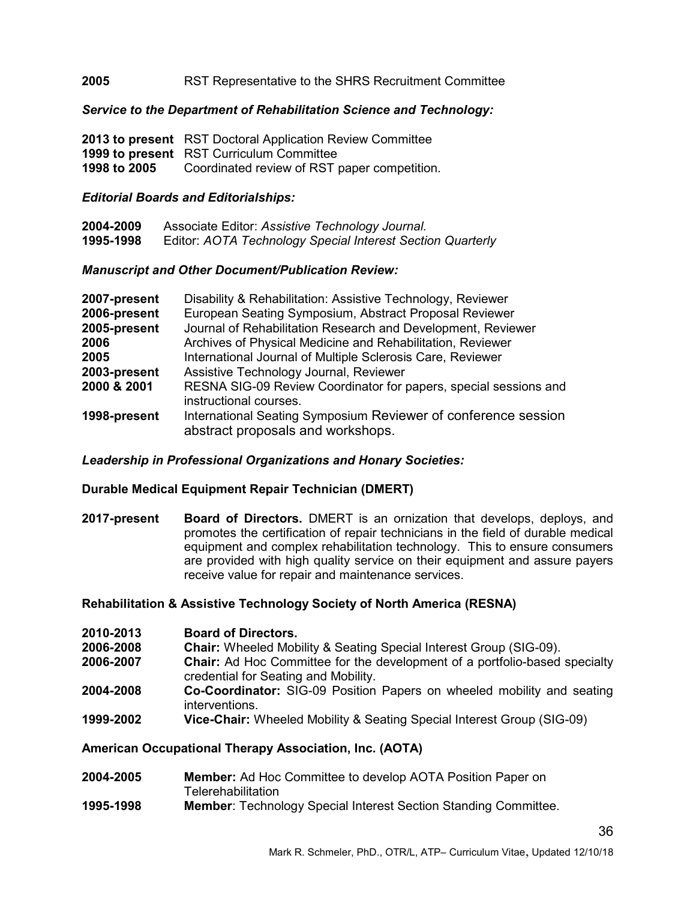**2005** RST Representative to the SHRS Recruitment Committee

***Service to the Department of Rehabilitation Science and Technology:***

**2013 to present** RST Doctoral Application Review Committee
**1999 to present** RST Curriculum Committee
**1998 to 2005** Coordinated review of RST paper competition.

***Editorial Boards and Editorialships:***

**2004-2009** Associate Editor: *Assistive Technology Journal.*
**1995-1998** Editor: *AOTA Technology Special Interest Section Quarterly*

***Manuscript and Other Document/Publication Review:***

**2007-present** Disability & Rehabilitation: Assistive Technology, Reviewer
**2006-present** European Seating Symposium, Abstract Proposal Reviewer
**2005-present** Journal of Rehabilitation Research and Development, Reviewer
**2006** Archives of Physical Medicine and Rehabilitation, Reviewer
**2005** International Journal of Multiple Sclerosis Care, Reviewer
**2003-present** Assistive Technology Journal, Reviewer
**2000 & 2001** RESNA SIG-09 Review Coordinator for papers, special sessions and instructional courses.
**1998-present** International Seating Symposium Reviewer of conference session abstract proposals and workshops.

***Leadership in Professional Organizations and Honary Societies:***

**Durable Medical Equipment Repair Technician (DMERT)**

**2017-present** **Board of Directors.** DMERT is an ornization that develops, deploys, and promotes the certification of repair technicians in the field of durable medical equipment and complex rehabilitation technology. This to ensure consumers are provided with high quality service on their equipment and assure payers receive value for repair and maintenance services.

**Rehabilitation & Assistive Technology Society of North America (RESNA)**

**2010-2013** **Board of Directors.**
**2006-2008** **Chair:** Wheeled Mobility & Seating Special Interest Group (SIG-09).
**2006-2007** **Chair:** Ad Hoc Committee for the development of a portfolio-based specialty credential for Seating and Mobility.
**2004-2008** **Co-Coordinator:** SIG-09 Position Papers on wheeled mobility and seating interventions.
**1999-2002** **Vice-Chair:** Wheeled Mobility & Seating Special Interest Group (SIG-09)

**American Occupational Therapy Association, Inc. (AOTA)**

**2004-2005** **Member:** Ad Hoc Committee to develop AOTA Position Paper on Telerehabilitation
**1995-1998** **Member**: Technology Special Interest Section Standing Committee.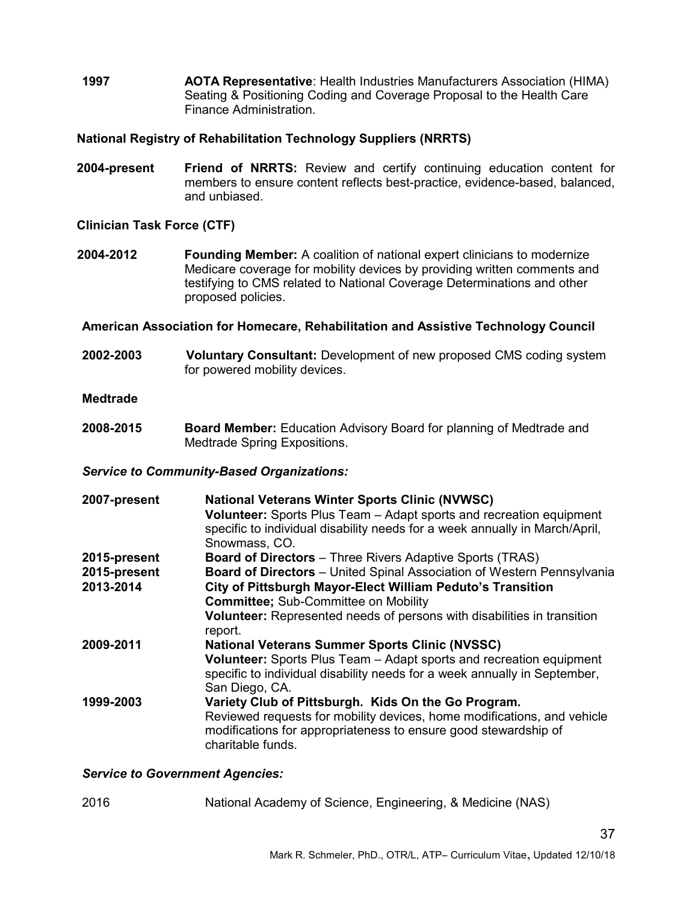**1997** **AOTA Representative**: Health Industries Manufacturers Association (HIMA) Seating & Positioning Coding and Coverage Proposal to the Health Care Finance Administration.

**National Registry of Rehabilitation Technology Suppliers (NRRTS)**

**2004-present** **Friend of NRRTS:** Review and certify continuing education content for members to ensure content reflects best-practice, evidence-based, balanced, and unbiased.

**Clinician Task Force (CTF)**

**2004-2012** **Founding Member:** A coalition of national expert clinicians to modernize Medicare coverage for mobility devices by providing written comments and testifying to CMS related to National Coverage Determinations and other proposed policies.

**American Association for Homecare, Rehabilitation and Assistive Technology Council**

**2002-2003** **Voluntary Consultant:** Development of new proposed CMS coding system for powered mobility devices.

**Medtrade**

**2008-2015** **Board Member:** Education Advisory Board for planning of Medtrade and Medtrade Spring Expositions.

***Service to Community-Based Organizations:***

**2007-present** **National Veterans Winter Sports Clinic (NVWSC)**
**Volunteer:** Sports Plus Team – Adapt sports and recreation equipment specific to individual disability needs for a week annually in March/April, Snowmass, CO.

**2015-present** **Board of Directors** – Three Rivers Adaptive Sports (TRAS)

**2015-present** **Board of Directors** – United Spinal Association of Western Pennsylvania

**2013-2014** **City of Pittsburgh Mayor-Elect William Peduto's Transition Committee;** Sub-Committee on Mobility
**Volunteer:** Represented needs of persons with disabilities in transition report.

**2009-2011** **National Veterans Summer Sports Clinic (NVSSC)**
**Volunteer:** Sports Plus Team – Adapt sports and recreation equipment specific to individual disability needs for a week annually in September, San Diego, CA.

**1999-2003** **Variety Club of Pittsburgh. Kids On the Go Program.**
Reviewed requests for mobility devices, home modifications, and vehicle modifications for appropriateness to ensure good stewardship of charitable funds.

***Service to Government Agencies:***

2016 National Academy of Science, Engineering, & Medicine (NAS)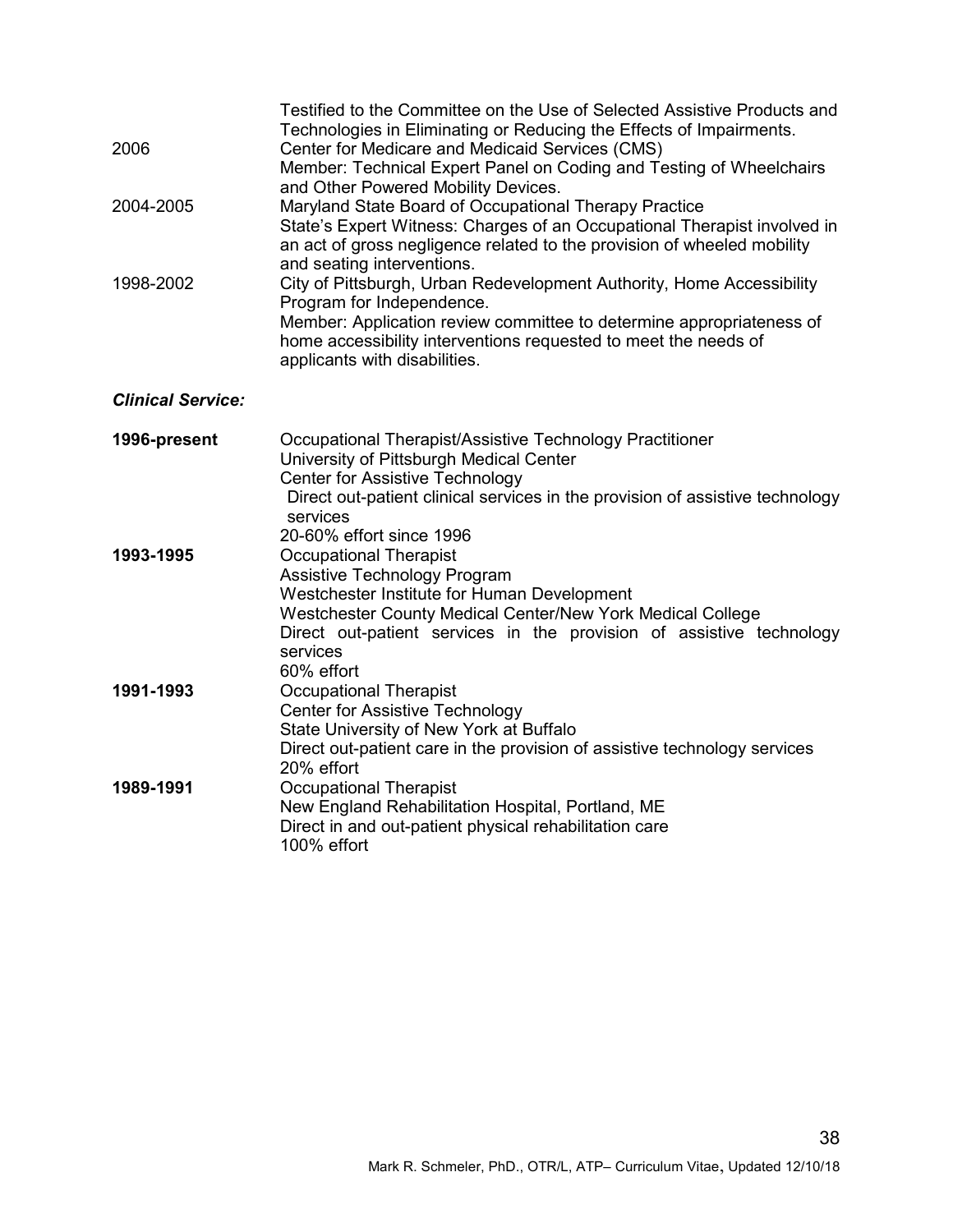Testified to the Committee on the Use of Selected Assistive Products and Technologies in Eliminating or Reducing the Effects of Impairments.

2006 Center for Medicare and Medicaid Services (CMS)
Member: Technical Expert Panel on Coding and Testing of Wheelchairs and Other Powered Mobility Devices.

2004-2005 Maryland State Board of Occupational Therapy Practice
State's Expert Witness: Charges of an Occupational Therapist involved in an act of gross negligence related to the provision of wheeled mobility and seating interventions.

1998-2002 City of Pittsburgh, Urban Redevelopment Authority, Home Accessibility Program for Independence.
Member: Application review committee to determine appropriateness of home accessibility interventions requested to meet the needs of applicants with disabilities.

***Clinical Service:***

**1996-present** Occupational Therapist/Assistive Technology Practitioner
University of Pittsburgh Medical Center
Center for Assistive Technology
Direct out-patient clinical services in the provision of assistive technology services
20-60% effort since 1996

**1993-1995** Occupational Therapist
Assistive Technology Program
Westchester Institute for Human Development
Westchester County Medical Center/New York Medical College
Direct out-patient services in the provision of assistive technology services
60% effort

**1991-1993** Occupational Therapist
Center for Assistive Technology
State University of New York at Buffalo
Direct out-patient care in the provision of assistive technology services
20% effort

**1989-1991** Occupational Therapist
New England Rehabilitation Hospital, Portland, ME
Direct in and out-patient physical rehabilitation care
100% effort